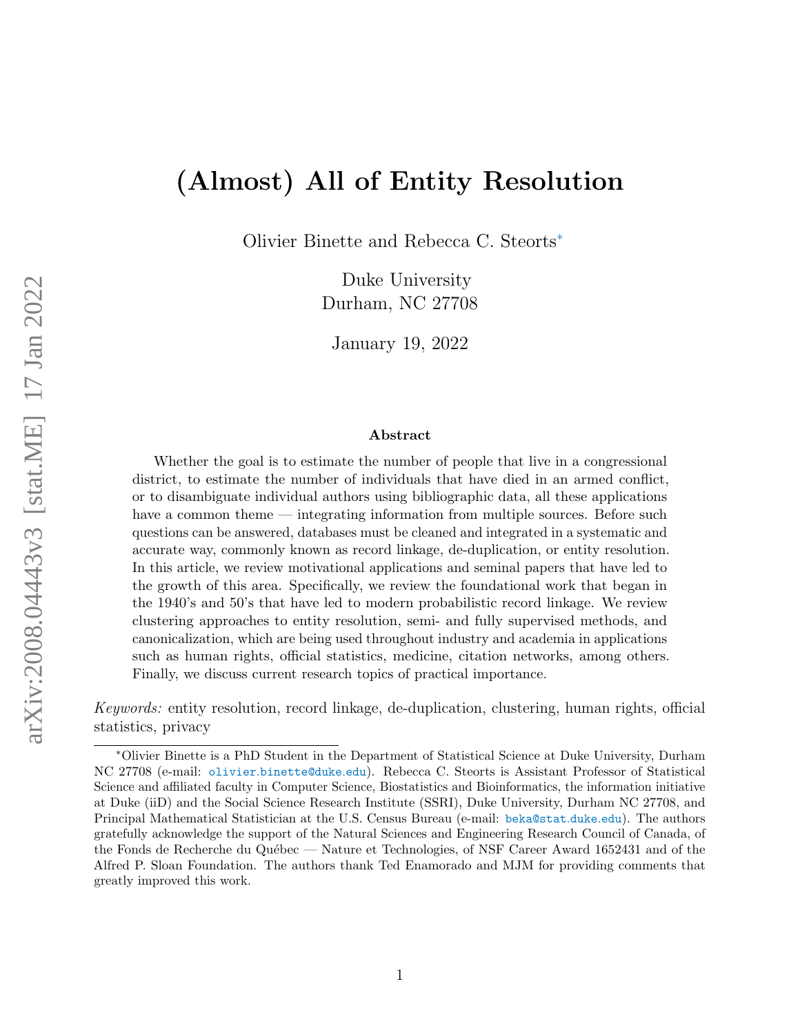# (Almost) All of Entity Resolution

Olivier Binette and Rebecca C. Steorts*

Duke University
Durham, NC 27708

January 19, 2022

**Abstract**

Whether the goal is to estimate the number of people that live in a congressional district, to estimate the number of individuals that have died in an armed conflict, or to disambiguate individual authors using bibliographic data, all these applications have a common theme — integrating information from multiple sources. Before such questions can be answered, databases must be cleaned and integrated in a systematic and accurate way, commonly known as record linkage, de-duplication, or entity resolution. In this article, we review motivational applications and seminal papers that have led to the growth of this area. Specifically, we review the foundational work that began in the 1940's and 50's that have led to modern probabilistic record linkage. We review clustering approaches to entity resolution, semi- and fully supervised methods, and canonicalization, which are being used throughout industry and academia in applications such as human rights, official statistics, medicine, citation networks, among others. Finally, we discuss current research topics of practical importance.

*Keywords:* entity resolution, record linkage, de-duplication, clustering, human rights, official statistics, privacy

*Olivier Binette is a PhD Student in the Department of Statistical Science at Duke University, Durham NC 27708 (e-mail: olivier.binette@duke.edu). Rebecca C. Steorts is Assistant Professor of Statistical Science and affiliated faculty in Computer Science, Biostatistics and Bioinformatics, the information initiative at Duke (iiD) and the Social Science Research Institute (SSRI), Duke University, Durham NC 27708, and Principal Mathematical Statistician at the U.S. Census Bureau (e-mail: beka@stat.duke.edu). The authors gratefully acknowledge the support of the Natural Sciences and Engineering Research Council of Canada, of the Fonds de Recherche du Québec — Nature et Technologies, of NSF Career Award 1652431 and of the Alfred P. Sloan Foundation. The authors thank Ted Enamorado and MJM for providing comments that greatly improved this work.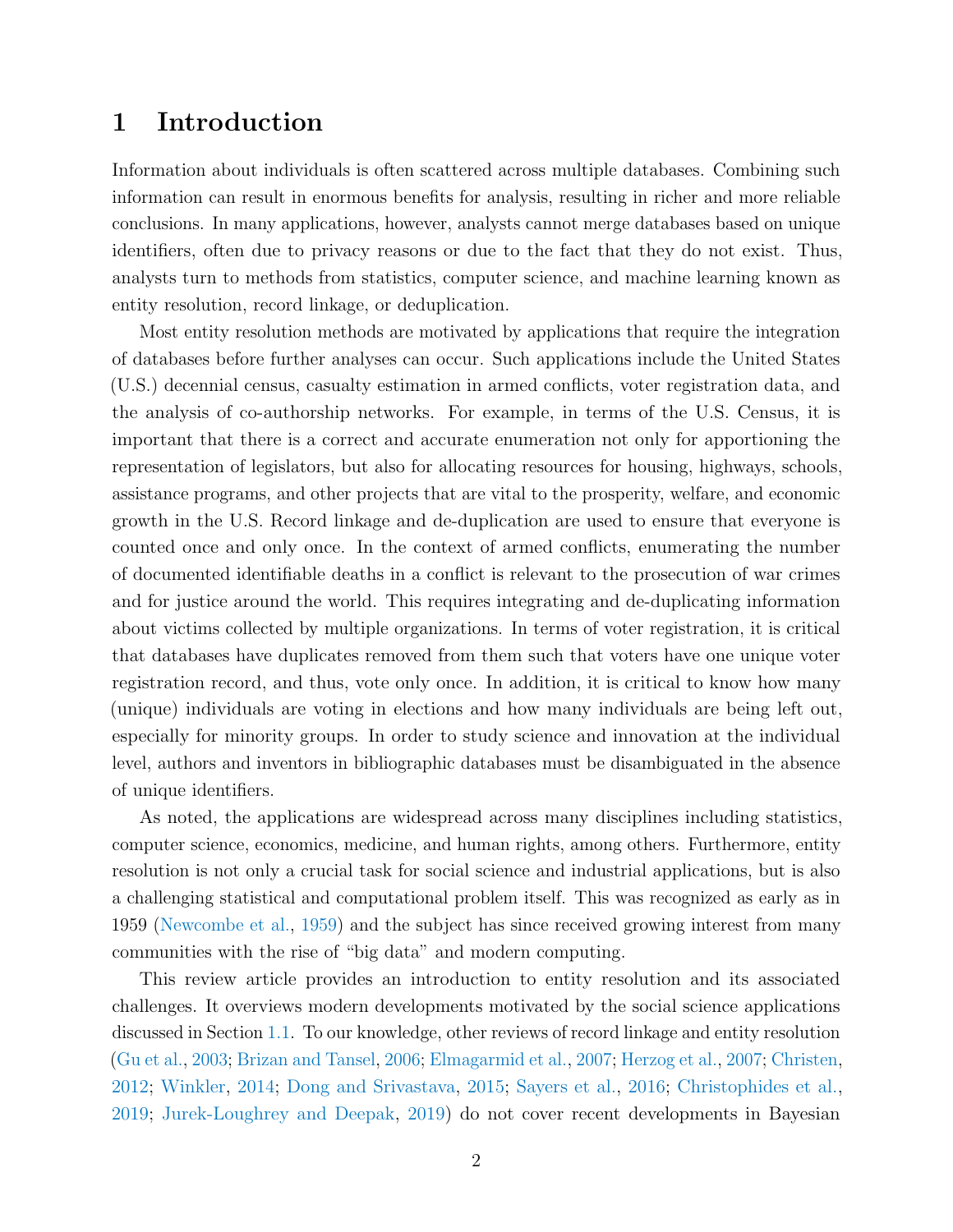# 1 Introduction

Information about individuals is often scattered across multiple databases. Combining such information can result in enormous benefits for analysis, resulting in richer and more reliable conclusions. In many applications, however, analysts cannot merge databases based on unique identifiers, often due to privacy reasons or due to the fact that they do not exist. Thus, analysts turn to methods from statistics, computer science, and machine learning known as entity resolution, record linkage, or deduplication.

Most entity resolution methods are motivated by applications that require the integration of databases before further analyses can occur. Such applications include the United States (U.S.) decennial census, casualty estimation in armed conflicts, voter registration data, and the analysis of co-authorship networks. For example, in terms of the U.S. Census, it is important that there is a correct and accurate enumeration not only for apportioning the representation of legislators, but also for allocating resources for housing, highways, schools, assistance programs, and other projects that are vital to the prosperity, welfare, and economic growth in the U.S. Record linkage and de-duplication are used to ensure that everyone is counted once and only once. In the context of armed conflicts, enumerating the number of documented identifiable deaths in a conflict is relevant to the prosecution of war crimes and for justice around the world. This requires integrating and de-duplicating information about victims collected by multiple organizations. In terms of voter registration, it is critical that databases have duplicates removed from them such that voters have one unique voter registration record, and thus, vote only once. In addition, it is critical to know how many (unique) individuals are voting in elections and how many individuals are being left out, especially for minority groups. In order to study science and innovation at the individual level, authors and inventors in bibliographic databases must be disambiguated in the absence of unique identifiers.

As noted, the applications are widespread across many disciplines including statistics, computer science, economics, medicine, and human rights, among others. Furthermore, entity resolution is not only a crucial task for social science and industrial applications, but is also a challenging statistical and computational problem itself. This was recognized as early as in 1959 (Newcombe et al., 1959) and the subject has since received growing interest from many communities with the rise of "big data" and modern computing.

This review article provides an introduction to entity resolution and its associated challenges. It overviews modern developments motivated by the social science applications discussed in Section 1.1. To our knowledge, other reviews of record linkage and entity resolution (Gu et al., 2003; Brizan and Tansel, 2006; Elmagarmid et al., 2007; Herzog et al., 2007; Christen, 2012; Winkler, 2014; Dong and Srivastava, 2015; Sayers et al., 2016; Christophides et al., 2019; Jurek-Loughrey and Deepak, 2019) do not cover recent developments in Bayesian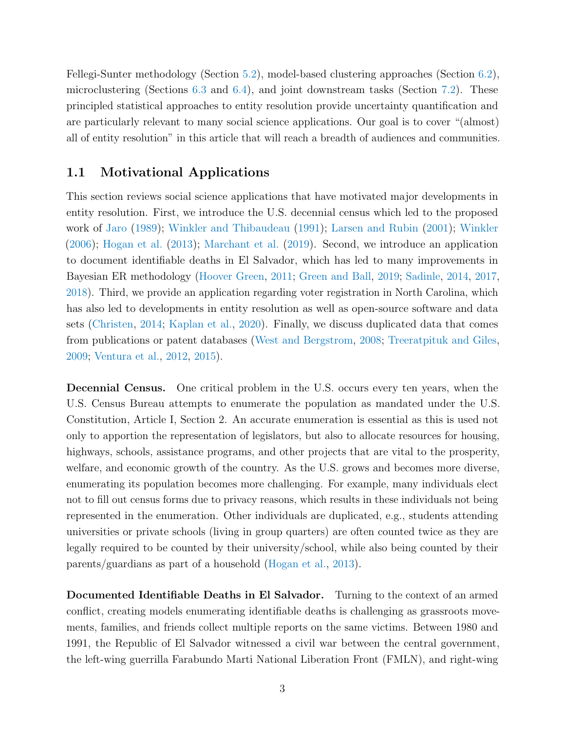Fellegi-Sunter methodology (Section 5.2), model-based clustering approaches (Section 6.2), microclustering (Sections 6.3 and 6.4), and joint downstream tasks (Section 7.2). These principled statistical approaches to entity resolution provide uncertainty quantification and are particularly relevant to many social science applications. Our goal is to cover "(almost) all of entity resolution" in this article that will reach a breadth of audiences and communities.

## 1.1 Motivational Applications

This section reviews social science applications that have motivated major developments in entity resolution. First, we introduce the U.S. decennial census which led to the proposed work of Jaro (1989); Winkler and Thibaudeau (1991); Larsen and Rubin (2001); Winkler (2006); Hogan et al. (2013); Marchant et al. (2019). Second, we introduce an application to document identifiable deaths in El Salvador, which has led to many improvements in Bayesian ER methodology (Hoover Green, 2011; Green and Ball, 2019; Sadinle, 2014, 2017, 2018). Third, we provide an application regarding voter registration in North Carolina, which has also led to developments in entity resolution as well as open-source software and data sets (Christen, 2014; Kaplan et al., 2020). Finally, we discuss duplicated data that comes from publications or patent databases (West and Bergstrom, 2008; Treeratpituk and Giles, 2009; Ventura et al., 2012, 2015).

**Decennial Census.** One critical problem in the U.S. occurs every ten years, when the U.S. Census Bureau attempts to enumerate the population as mandated under the U.S. Constitution, Article I, Section 2. An accurate enumeration is essential as this is used not only to apportion the representation of legislators, but also to allocate resources for housing, highways, schools, assistance programs, and other projects that are vital to the prosperity, welfare, and economic growth of the country. As the U.S. grows and becomes more diverse, enumerating its population becomes more challenging. For example, many individuals elect not to fill out census forms due to privacy reasons, which results in these individuals not being represented in the enumeration. Other individuals are duplicated, e.g., students attending universities or private schools (living in group quarters) are often counted twice as they are legally required to be counted by their university/school, while also being counted by their parents/guardians as part of a household (Hogan et al., 2013).

**Documented Identifiable Deaths in El Salvador.** Turning to the context of an armed conflict, creating models enumerating identifiable deaths is challenging as grassroots movements, families, and friends collect multiple reports on the same victims. Between 1980 and 1991, the Republic of El Salvador witnessed a civil war between the central government, the left-wing guerrilla Farabundo Marti National Liberation Front (FMLN), and right-wing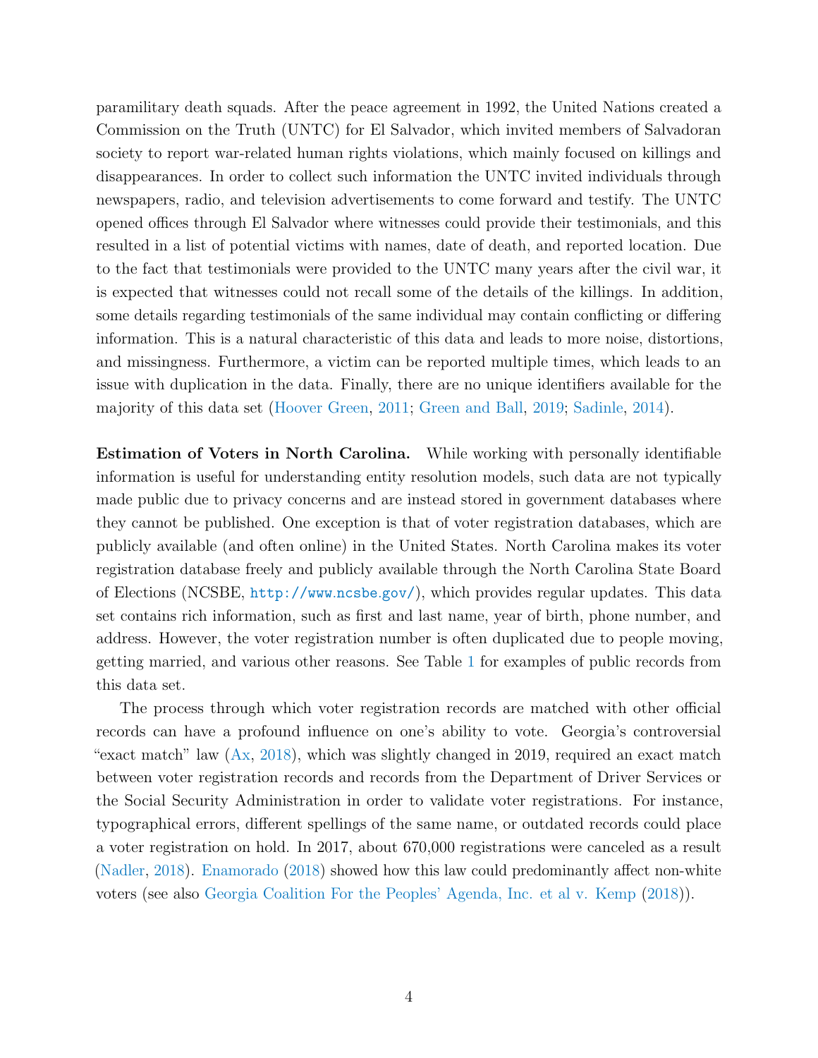paramilitary death squads. After the peace agreement in 1992, the United Nations created a Commission on the Truth (UNTC) for El Salvador, which invited members of Salvadoran society to report war-related human rights violations, which mainly focused on killings and disappearances. In order to collect such information the UNTC invited individuals through newspapers, radio, and television advertisements to come forward and testify. The UNTC opened offices through El Salvador where witnesses could provide their testimonials, and this resulted in a list of potential victims with names, date of death, and reported location. Due to the fact that testimonials were provided to the UNTC many years after the civil war, it is expected that witnesses could not recall some of the details of the killings. In addition, some details regarding testimonials of the same individual may contain conflicting or differing information. This is a natural characteristic of this data and leads to more noise, distortions, and missingness. Furthermore, a victim can be reported multiple times, which leads to an issue with duplication in the data. Finally, there are no unique identifiers available for the majority of this data set (Hoover Green, 2011; Green and Ball, 2019; Sadinle, 2014).

**Estimation of Voters in North Carolina.** While working with personally identifiable information is useful for understanding entity resolution models, such data are not typically made public due to privacy concerns and are instead stored in government databases where they cannot be published. One exception is that of voter registration databases, which are publicly available (and often online) in the United States. North Carolina makes its voter registration database freely and publicly available through the North Carolina State Board of Elections (NCSBE, `http://www.ncsbe.gov/`), which provides regular updates. This data set contains rich information, such as first and last name, year of birth, phone number, and address. However, the voter registration number is often duplicated due to people moving, getting married, and various other reasons. See Table 1 for examples of public records from this data set.

The process through which voter registration records are matched with other official records can have a profound influence on one's ability to vote. Georgia's controversial "exact match" law (Ax, 2018), which was slightly changed in 2019, required an exact match between voter registration records and records from the Department of Driver Services or the Social Security Administration in order to validate voter registrations. For instance, typographical errors, different spellings of the same name, or outdated records could place a voter registration on hold. In 2017, about 670,000 registrations were canceled as a result (Nadler, 2018). Enamorado (2018) showed how this law could predominantly affect non-white voters (see also Georgia Coalition For the Peoples' Agenda, Inc. et al v. Kemp (2018)).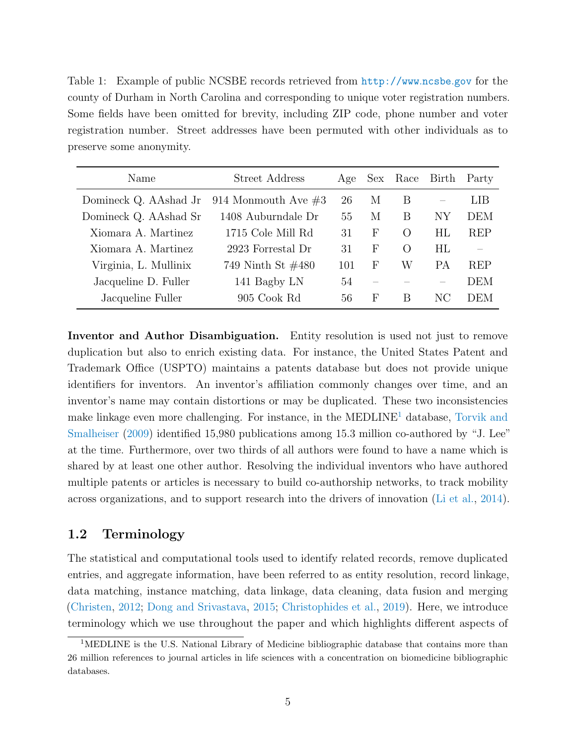Table 1: Example of public NCSBE records retrieved from http://www.ncsbe.gov for the county of Durham in North Carolina and corresponding to unique voter registration numbers. Some fields have been omitted for brevity, including ZIP code, phone number and voter registration number. Street addresses have been permuted with other individuals as to preserve some anonymity.

| Name | Street Address | Age | Sex | Race | Birth | Party |
|---|---|---|---|---|---|---|
| Domineck Q. AAshad Jr | 914 Monmouth Ave #3 | 26 | M | B | – | LIB |
| Domineck Q. AAshad Sr | 1408 Auburndale Dr | 55 | M | B | NY | DEM |
| Xiomara A. Martinez | 1715 Cole Mill Rd | 31 | F | O | HL | REP |
| Xiomara A. Martinez | 2923 Forrestal Dr | 31 | F | O | HL | – |
| Virginia, L. Mullinix | 749 Ninth St #480 | 101 | F | W | PA | REP |
| Jacqueline D. Fuller | 141 Bagby LN | 54 | – | – | – | DEM |
| Jacqueline Fuller | 905 Cook Rd | 56 | F | B | NC | DEM |

**Inventor and Author Disambiguation.** Entity resolution is used not just to remove duplication but also to enrich existing data. For instance, the United States Patent and Trademark Office (USPTO) maintains a patents database but does not provide unique identifiers for inventors. An inventor's affiliation commonly changes over time, and an inventor's name may contain distortions or may be duplicated. These two inconsistencies make linkage even more challenging. For instance, in the MEDLINE[1] database, Torvik and Smalheiser (2009) identified 15,980 publications among 15.3 million co-authored by "J. Lee" at the time. Furthermore, over two thirds of all authors were found to have a name which is shared by at least one other author. Resolving the individual inventors who have authored multiple patents or articles is necessary to build co-authorship networks, to track mobility across organizations, and to support research into the drivers of innovation (Li et al., 2014).

## 1.2 Terminology

The statistical and computational tools used to identify related records, remove duplicated entries, and aggregate information, have been referred to as entity resolution, record linkage, data matching, instance matching, data linkage, data cleaning, data fusion and merging (Christen, 2012; Dong and Srivastava, 2015; Christophides et al., 2019). Here, we introduce terminology which we use throughout the paper and which highlights different aspects of

[1] MEDLINE is the U.S. National Library of Medicine bibliographic database that contains more than 26 million references to journal articles in life sciences with a concentration on biomedicine bibliographic databases.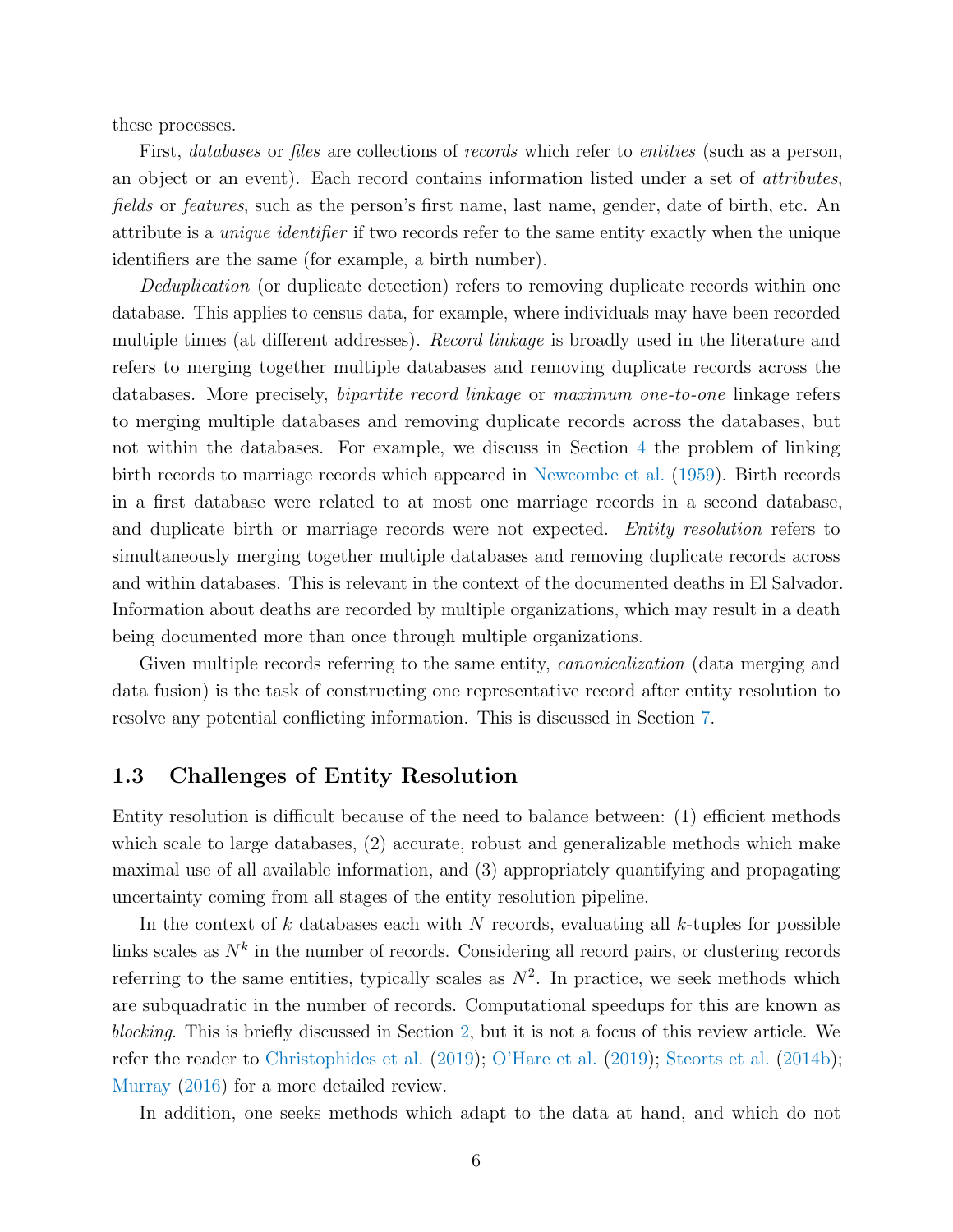these processes.

First, *databases* or *files* are collections of *records* which refer to *entities* (such as a person, an object or an event). Each record contains information listed under a set of *attributes*, *fields* or *features*, such as the person's first name, last name, gender, date of birth, etc. An attribute is a *unique identifier* if two records refer to the same entity exactly when the unique identifiers are the same (for example, a birth number).

*Deduplication* (or duplicate detection) refers to removing duplicate records within one database. This applies to census data, for example, where individuals may have been recorded multiple times (at different addresses). *Record linkage* is broadly used in the literature and refers to merging together multiple databases and removing duplicate records across the databases. More precisely, *bipartite record linkage* or *maximum one-to-one* linkage refers to merging multiple databases and removing duplicate records across the databases, but not within the databases. For example, we discuss in Section 4 the problem of linking birth records to marriage records which appeared in Newcombe et al. (1959). Birth records in a first database were related to at most one marriage records in a second database, and duplicate birth or marriage records were not expected. *Entity resolution* refers to simultaneously merging together multiple databases and removing duplicate records across and within databases. This is relevant in the context of the documented deaths in El Salvador. Information about deaths are recorded by multiple organizations, which may result in a death being documented more than once through multiple organizations.

Given multiple records referring to the same entity, *canonicalization* (data merging and data fusion) is the task of constructing one representative record after entity resolution to resolve any potential conflicting information. This is discussed in Section 7.

### 1.3 Challenges of Entity Resolution

Entity resolution is difficult because of the need to balance between: (1) efficient methods which scale to large databases, (2) accurate, robust and generalizable methods which make maximal use of all available information, and (3) appropriately quantifying and propagating uncertainty coming from all stages of the entity resolution pipeline.

In the context of $k$ databases each with $N$ records, evaluating all $k$-tuples for possible links scales as $N^k$ in the number of records. Considering all record pairs, or clustering records referring to the same entities, typically scales as $N^2$. In practice, we seek methods which are subquadratic in the number of records. Computational speedups for this are known as *blocking*. This is briefly discussed in Section 2, but it is not a focus of this review article. We refer the reader to Christophides et al. (2019); O'Hare et al. (2019); Steorts et al. (2014b); Murray (2016) for a more detailed review.

In addition, one seeks methods which adapt to the data at hand, and which do not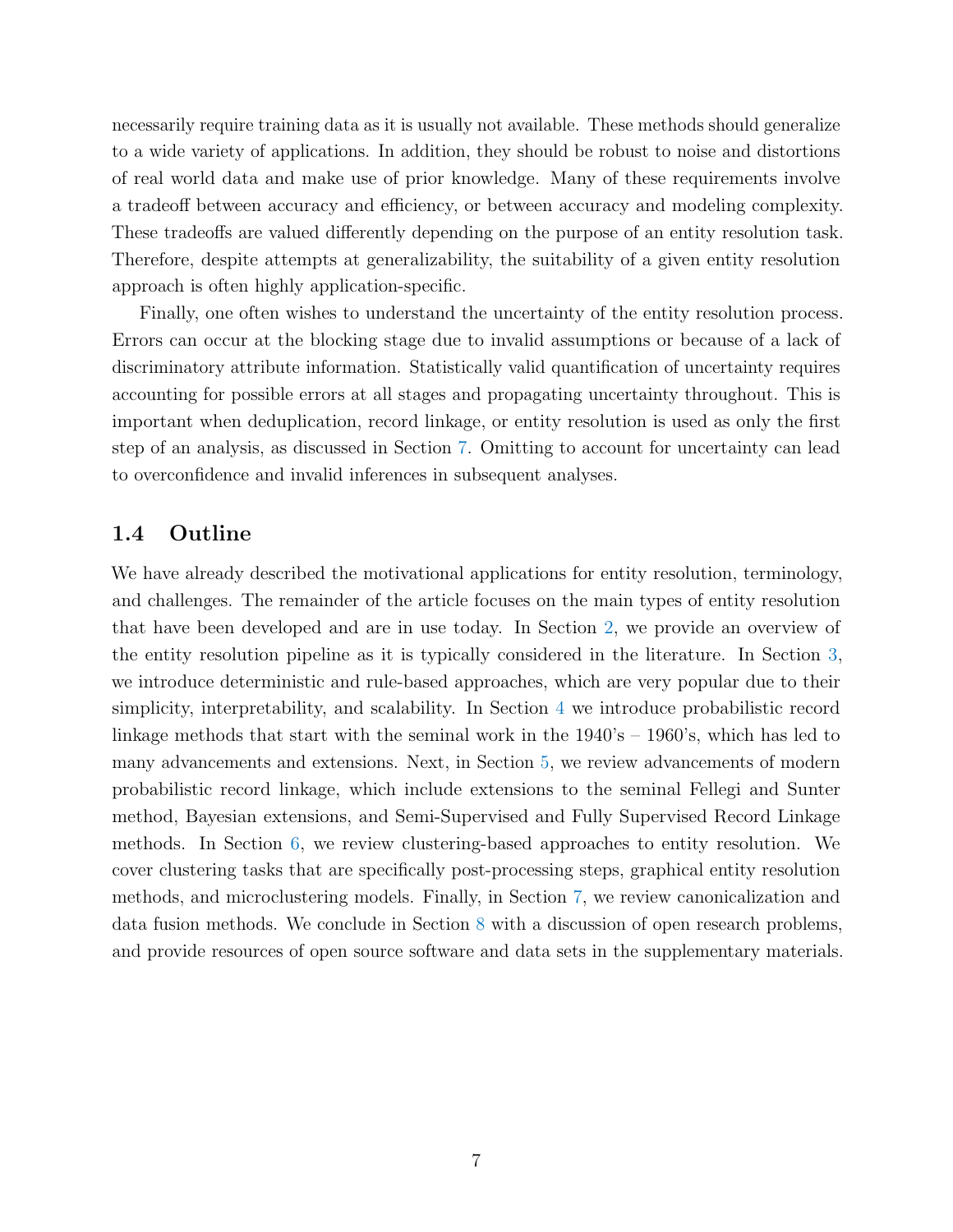necessarily require training data as it is usually not available. These methods should generalize to a wide variety of applications. In addition, they should be robust to noise and distortions of real world data and make use of prior knowledge. Many of these requirements involve a tradeoff between accuracy and efficiency, or between accuracy and modeling complexity. These tradeoffs are valued differently depending on the purpose of an entity resolution task. Therefore, despite attempts at generalizability, the suitability of a given entity resolution approach is often highly application-specific.

Finally, one often wishes to understand the uncertainty of the entity resolution process. Errors can occur at the blocking stage due to invalid assumptions or because of a lack of discriminatory attribute information. Statistically valid quantification of uncertainty requires accounting for possible errors at all stages and propagating uncertainty throughout. This is important when deduplication, record linkage, or entity resolution is used as only the first step of an analysis, as discussed in Section 7. Omitting to account for uncertainty can lead to overconfidence and invalid inferences in subsequent analyses.

### 1.4 Outline

We have already described the motivational applications for entity resolution, terminology, and challenges. The remainder of the article focuses on the main types of entity resolution that have been developed and are in use today. In Section 2, we provide an overview of the entity resolution pipeline as it is typically considered in the literature. In Section 3, we introduce deterministic and rule-based approaches, which are very popular due to their simplicity, interpretability, and scalability. In Section 4 we introduce probabilistic record linkage methods that start with the seminal work in the 1940's – 1960's, which has led to many advancements and extensions. Next, in Section 5, we review advancements of modern probabilistic record linkage, which include extensions to the seminal Fellegi and Sunter method, Bayesian extensions, and Semi-Supervised and Fully Supervised Record Linkage methods. In Section 6, we review clustering-based approaches to entity resolution. We cover clustering tasks that are specifically post-processing steps, graphical entity resolution methods, and microclustering models. Finally, in Section 7, we review canonicalization and data fusion methods. We conclude in Section 8 with a discussion of open research problems, and provide resources of open source software and data sets in the supplementary materials.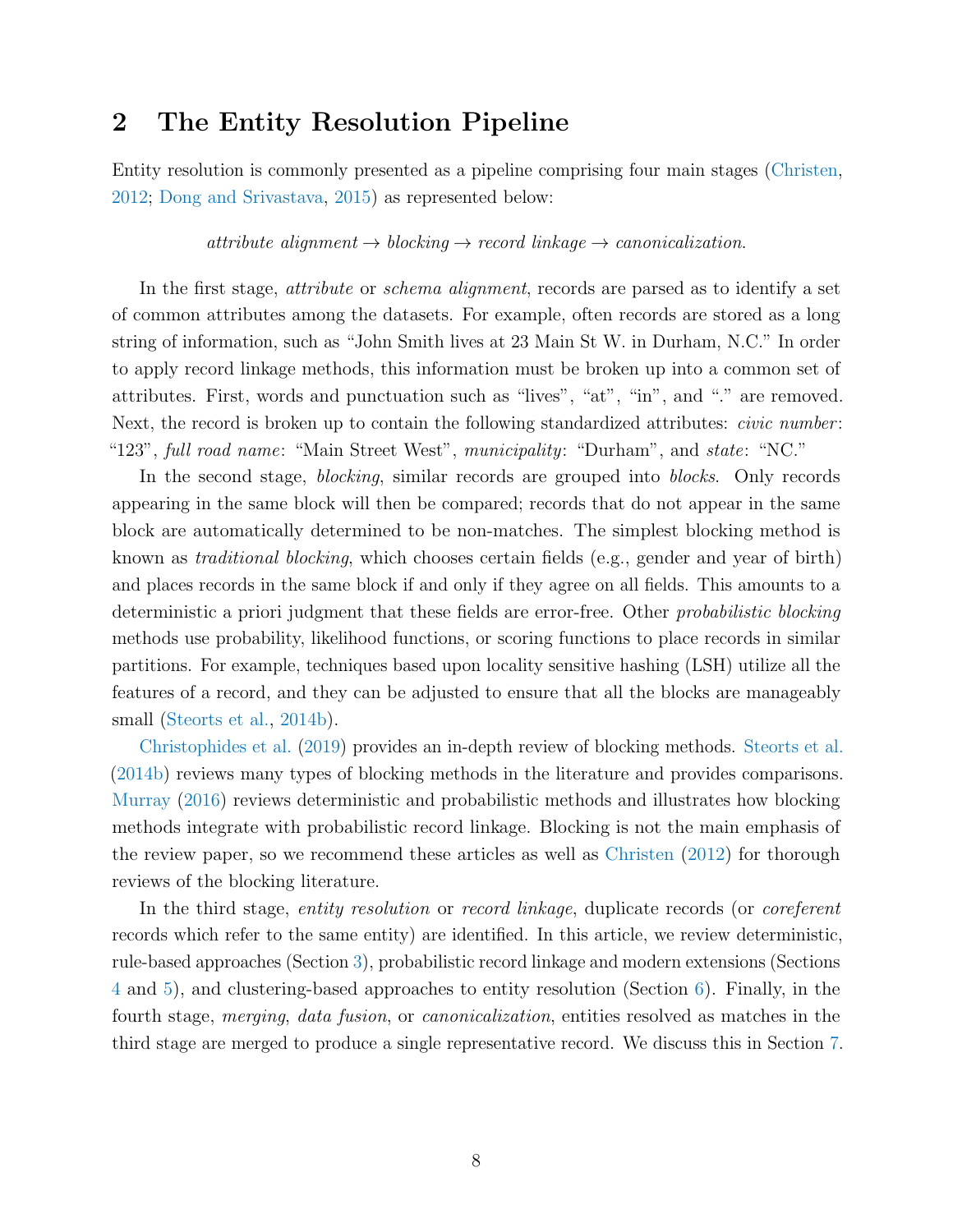## 2 The Entity Resolution Pipeline

Entity resolution is commonly presented as a pipeline comprising four main stages (Christen, 2012; Dong and Srivastava, 2015) as represented below:

$$\textit{attribute alignment} \rightarrow \textit{blocking} \rightarrow \textit{record linkage} \rightarrow \textit{canonicalization}.$$

In the first stage, *attribute* or *schema alignment*, records are parsed as to identify a set of common attributes among the datasets. For example, often records are stored as a long string of information, such as "John Smith lives at 23 Main St W. in Durham, N.C." In order to apply record linkage methods, this information must be broken up into a common set of attributes. First, words and punctuation such as "lives", "at", "in", and "." are removed. Next, the record is broken up to contain the following standardized attributes: *civic number*: "123", *full road name*: "Main Street West", *municipality*: "Durham", and *state*: "NC."

In the second stage, *blocking*, similar records are grouped into *blocks*. Only records appearing in the same block will then be compared; records that do not appear in the same block are automatically determined to be non-matches. The simplest blocking method is known as *traditional blocking*, which chooses certain fields (e.g., gender and year of birth) and places records in the same block if and only if they agree on all fields. This amounts to a deterministic a priori judgment that these fields are error-free. Other *probabilistic blocking* methods use probability, likelihood functions, or scoring functions to place records in similar partitions. For example, techniques based upon locality sensitive hashing (LSH) utilize all the features of a record, and they can be adjusted to ensure that all the blocks are manageably small (Steorts et al., 2014b).

Christophides et al. (2019) provides an in-depth review of blocking methods. Steorts et al. (2014b) reviews many types of blocking methods in the literature and provides comparisons. Murray (2016) reviews deterministic and probabilistic methods and illustrates how blocking methods integrate with probabilistic record linkage. Blocking is not the main emphasis of the review paper, so we recommend these articles as well as Christen (2012) for thorough reviews of the blocking literature.

In the third stage, *entity resolution* or *record linkage*, duplicate records (or *coreferent* records which refer to the same entity) are identified. In this article, we review deterministic, rule-based approaches (Section 3), probabilistic record linkage and modern extensions (Sections 4 and 5), and clustering-based approaches to entity resolution (Section 6). Finally, in the fourth stage, *merging*, *data fusion*, or *canonicalization*, entities resolved as matches in the third stage are merged to produce a single representative record. We discuss this in Section 7.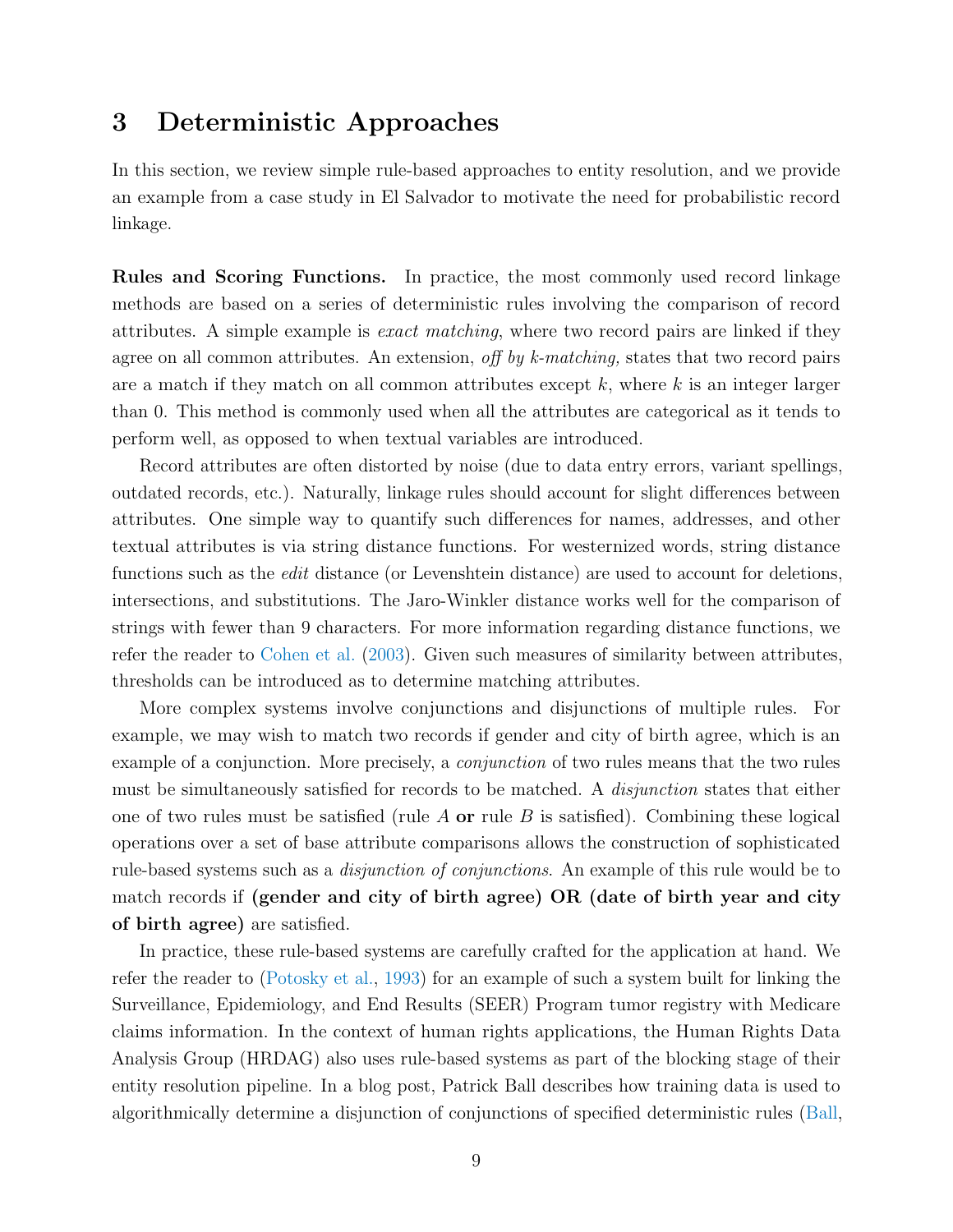# 3 Deterministic Approaches

In this section, we review simple rule-based approaches to entity resolution, and we provide an example from a case study in El Salvador to motivate the need for probabilistic record linkage.

**Rules and Scoring Functions.** In practice, the most commonly used record linkage methods are based on a series of deterministic rules involving the comparison of record attributes. A simple example is *exact matching*, where two record pairs are linked if they agree on all common attributes. An extension, *off by k-matching,* states that two record pairs are a match if they match on all common attributes except $k$, where $k$ is an integer larger than 0. This method is commonly used when all the attributes are categorical as it tends to perform well, as opposed to when textual variables are introduced.

Record attributes are often distorted by noise (due to data entry errors, variant spellings, outdated records, etc.). Naturally, linkage rules should account for slight differences between attributes. One simple way to quantify such differences for names, addresses, and other textual attributes is via string distance functions. For westernized words, string distance functions such as the *edit* distance (or Levenshtein distance) are used to account for deletions, intersections, and substitutions. The Jaro-Winkler distance works well for the comparison of strings with fewer than 9 characters. For more information regarding distance functions, we refer the reader to Cohen et al. (2003). Given such measures of similarity between attributes, thresholds can be introduced as to determine matching attributes.

More complex systems involve conjunctions and disjunctions of multiple rules. For example, we may wish to match two records if gender and city of birth agree, which is an example of a conjunction. More precisely, a *conjunction* of two rules means that the two rules must be simultaneously satisfied for records to be matched. A *disjunction* states that either one of two rules must be satisfied (rule $A$ **or** rule $B$ is satisfied). Combining these logical operations over a set of base attribute comparisons allows the construction of sophisticated rule-based systems such as a *disjunction of conjunctions*. An example of this rule would be to match records if **(gender and city of birth agree) OR (date of birth year and city of birth agree)** are satisfied.

In practice, these rule-based systems are carefully crafted for the application at hand. We refer the reader to (Potosky et al., 1993) for an example of such a system built for linking the Surveillance, Epidemiology, and End Results (SEER) Program tumor registry with Medicare claims information. In the context of human rights applications, the Human Rights Data Analysis Group (HRDAG) also uses rule-based systems as part of the blocking stage of their entity resolution pipeline. In a blog post, Patrick Ball describes how training data is used to algorithmically determine a disjunction of conjunctions of specified deterministic rules (Ball,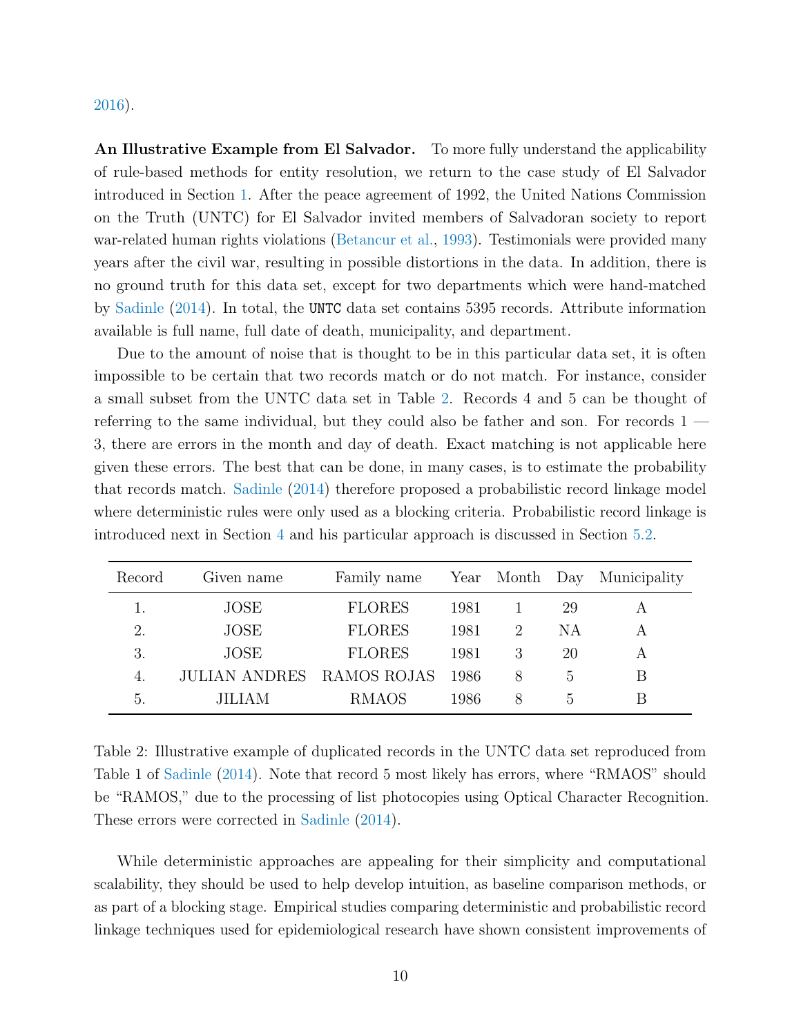2016).

**An Illustrative Example from El Salvador.** To more fully understand the applicability of rule-based methods for entity resolution, we return to the case study of El Salvador introduced in Section 1. After the peace agreement of 1992, the United Nations Commission on the Truth (UNTC) for El Salvador invited members of Salvadoran society to report war-related human rights violations (Betancur et al., 1993). Testimonials were provided many years after the civil war, resulting in possible distortions in the data. In addition, there is no ground truth for this data set, except for two departments which were hand-matched by Sadinle (2014). In total, the `UNTC` data set contains 5395 records. Attribute information available is full name, full date of death, municipality, and department.

Due to the amount of noise that is thought to be in this particular data set, it is often impossible to be certain that two records match or do not match. For instance, consider a small subset from the UNTC data set in Table 2. Records 4 and 5 can be thought of referring to the same individual, but they could also be father and son. For records 1 — 3, there are errors in the month and day of death. Exact matching is not applicable here given these errors. The best that can be done, in many cases, is to estimate the probability that records match. Sadinle (2014) therefore proposed a probabilistic record linkage model where deterministic rules were only used as a blocking criteria. Probabilistic record linkage is introduced next in Section 4 and his particular approach is discussed in Section 5.2.

| Record | Given name | Family name | Year | Month | Day | Municipality |
|---|---|---|---|---|---|---|
| 1. | JOSE | FLORES | 1981 | 1 | 29 | A |
| 2. | JOSE | FLORES | 1981 | 2 | NA | A |
| 3. | JOSE | FLORES | 1981 | 3 | 20 | A |
| 4. | JULIAN ANDRES | RAMOS ROJAS | 1986 | 8 | 5 | B |
| 5. | JILIAM | RMAOS | 1986 | 8 | 5 | B |

Table 2: Illustrative example of duplicated records in the UNTC data set reproduced from Table 1 of Sadinle (2014). Note that record 5 most likely has errors, where "RMAOS" should be "RAMOS," due to the processing of list photocopies using Optical Character Recognition. These errors were corrected in Sadinle (2014).

While deterministic approaches are appealing for their simplicity and computational scalability, they should be used to help develop intuition, as baseline comparison methods, or as part of a blocking stage. Empirical studies comparing deterministic and probabilistic record linkage techniques used for epidemiological research have shown consistent improvements of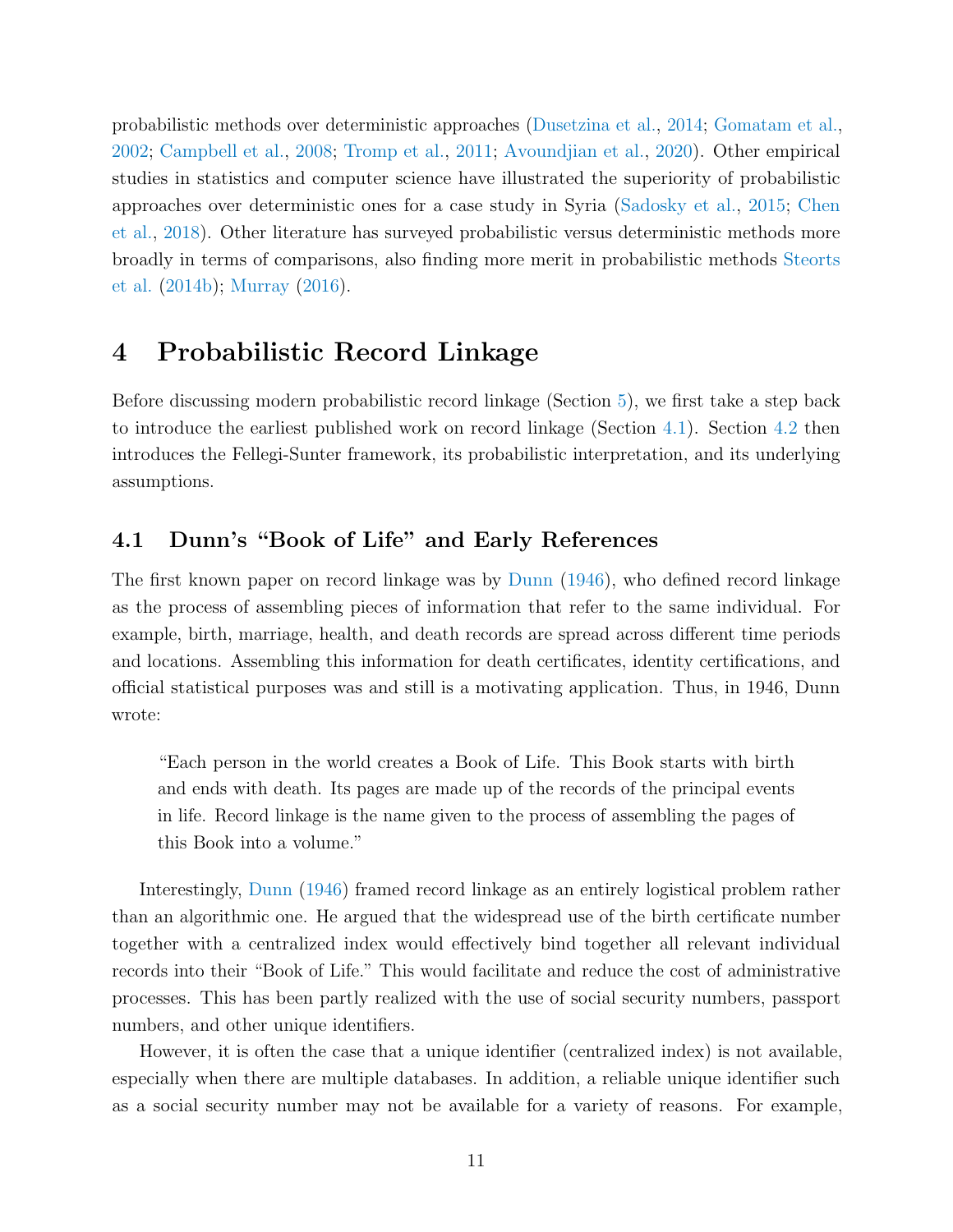probabilistic methods over deterministic approaches (Dusetzina et al., 2014; Gomatam et al., 2002; Campbell et al., 2008; Tromp et al., 2011; Avoundjian et al., 2020). Other empirical studies in statistics and computer science have illustrated the superiority of probabilistic approaches over deterministic ones for a case study in Syria (Sadosky et al., 2015; Chen et al., 2018). Other literature has surveyed probabilistic versus deterministic methods more broadly in terms of comparisons, also finding more merit in probabilistic methods Steorts et al. (2014b); Murray (2016).

# 4 Probabilistic Record Linkage

Before discussing modern probabilistic record linkage (Section 5), we first take a step back to introduce the earliest published work on record linkage (Section 4.1). Section 4.2 then introduces the Fellegi-Sunter framework, its probabilistic interpretation, and its underlying assumptions.

## 4.1 Dunn's "Book of Life" and Early References

The first known paper on record linkage was by Dunn (1946), who defined record linkage as the process of assembling pieces of information that refer to the same individual. For example, birth, marriage, health, and death records are spread across different time periods and locations. Assembling this information for death certificates, identity certifications, and official statistical purposes was and still is a motivating application. Thus, in 1946, Dunn wrote:

> "Each person in the world creates a Book of Life. This Book starts with birth and ends with death. Its pages are made up of the records of the principal events in life. Record linkage is the name given to the process of assembling the pages of this Book into a volume."

Interestingly, Dunn (1946) framed record linkage as an entirely logistical problem rather than an algorithmic one. He argued that the widespread use of the birth certificate number together with a centralized index would effectively bind together all relevant individual records into their "Book of Life." This would facilitate and reduce the cost of administrative processes. This has been partly realized with the use of social security numbers, passport numbers, and other unique identifiers.

However, it is often the case that a unique identifier (centralized index) is not available, especially when there are multiple databases. In addition, a reliable unique identifier such as a social security number may not be available for a variety of reasons. For example,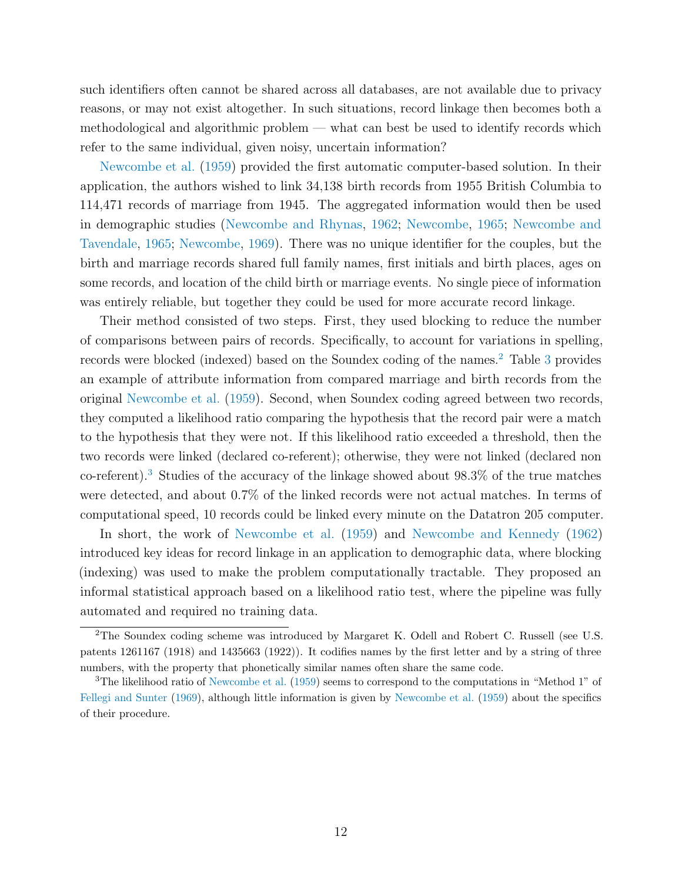such identifiers often cannot be shared across all databases, are not available due to privacy reasons, or may not exist altogether. In such situations, record linkage then becomes both a methodological and algorithmic problem — what can best be used to identify records which refer to the same individual, given noisy, uncertain information?

Newcombe et al. (1959) provided the first automatic computer-based solution. In their application, the authors wished to link 34,138 birth records from 1955 British Columbia to 114,471 records of marriage from 1945. The aggregated information would then be used in demographic studies (Newcombe and Rhynas, 1962; Newcombe, 1965; Newcombe and Tavendale, 1965; Newcombe, 1969). There was no unique identifier for the couples, but the birth and marriage records shared full family names, first initials and birth places, ages on some records, and location of the child birth or marriage events. No single piece of information was entirely reliable, but together they could be used for more accurate record linkage.

Their method consisted of two steps. First, they used blocking to reduce the number of comparisons between pairs of records. Specifically, to account for variations in spelling, records were blocked (indexed) based on the Soundex coding of the names.[2] Table 3 provides an example of attribute information from compared marriage and birth records from the original Newcombe et al. (1959). Second, when Soundex coding agreed between two records, they computed a likelihood ratio comparing the hypothesis that the record pair were a match to the hypothesis that they were not. If this likelihood ratio exceeded a threshold, then the two records were linked (declared co-referent); otherwise, they were not linked (declared non co-referent).[3] Studies of the accuracy of the linkage showed about 98.3% of the true matches were detected, and about 0.7% of the linked records were not actual matches. In terms of computational speed, 10 records could be linked every minute on the Datatron 205 computer.

In short, the work of Newcombe et al. (1959) and Newcombe and Kennedy (1962) introduced key ideas for record linkage in an application to demographic data, where blocking (indexing) was used to make the problem computationally tractable. They proposed an informal statistical approach based on a likelihood ratio test, where the pipeline was fully automated and required no training data.

[2] The Soundex coding scheme was introduced by Margaret K. Odell and Robert C. Russell (see U.S. patents 1261167 (1918) and 1435663 (1922)). It codifies names by the first letter and by a string of three numbers, with the property that phonetically similar names often share the same code.

[3] The likelihood ratio of Newcombe et al. (1959) seems to correspond to the computations in "Method 1" of Fellegi and Sunter (1969), although little information is given by Newcombe et al. (1959) about the specifics of their procedure.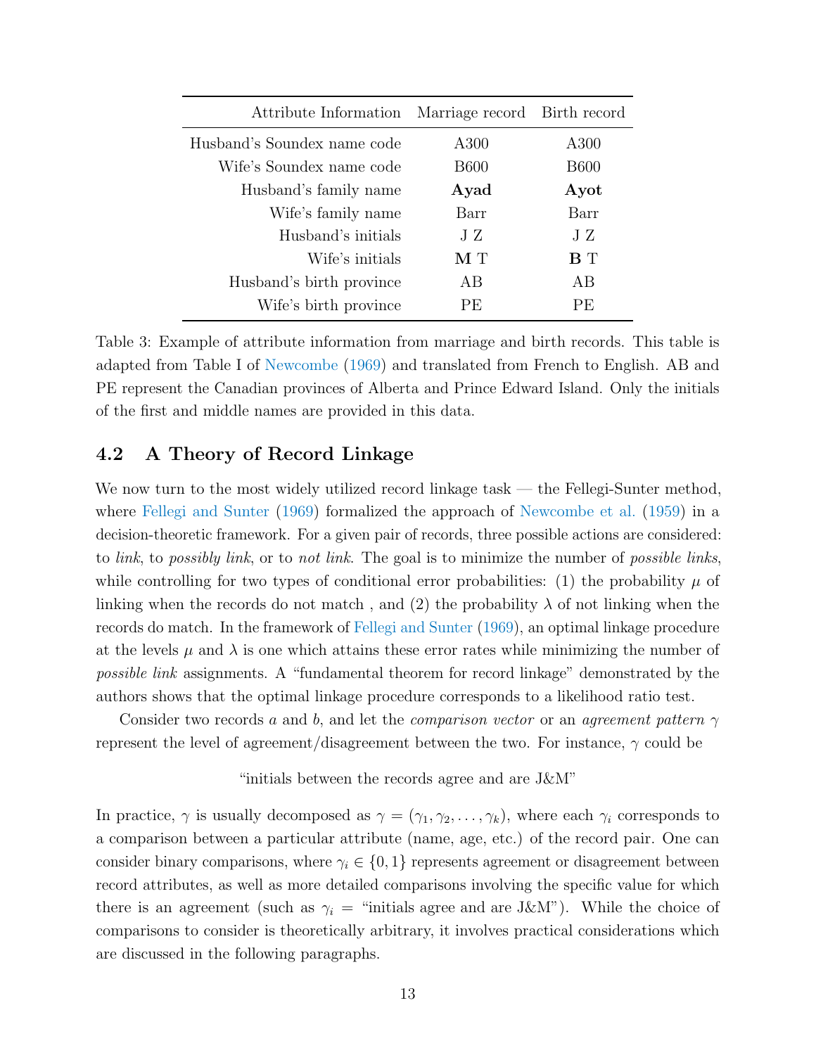| Attribute Information | Marriage record | Birth record |
|---|---|---|
| Husband's Soundex name code | A300 | A300 |
| Wife's Soundex name code | B600 | B600 |
| Husband's family name | **Ayad** | **Ayot** |
| Wife's family name | Barr | Barr |
| Husband's initials | J Z | J Z |
| Wife's initials | **M** T | **B** T |
| Husband's birth province | AB | AB |
| Wife's birth province | PE | PE |

Table 3: Example of attribute information from marriage and birth records. This table is adapted from Table I of Newcombe (1969) and translated from French to English. AB and PE represent the Canadian provinces of Alberta and Prince Edward Island. Only the initials of the first and middle names are provided in this data.

## 4.2 A Theory of Record Linkage

We now turn to the most widely utilized record linkage task — the Fellegi-Sunter method, where Fellegi and Sunter (1969) formalized the approach of Newcombe et al. (1959) in a decision-theoretic framework. For a given pair of records, three possible actions are considered: to *link*, to *possibly link*, or to *not link*. The goal is to minimize the number of *possible links*, while controlling for two types of conditional error probabilities: (1) the probability $\mu$ of linking when the records do not match , and (2) the probability $\lambda$ of not linking when the records do match. In the framework of Fellegi and Sunter (1969), an optimal linkage procedure at the levels $\mu$ and $\lambda$ is one which attains these error rates while minimizing the number of *possible link* assignments. A "fundamental theorem for record linkage" demonstrated by the authors shows that the optimal linkage procedure corresponds to a likelihood ratio test.

Consider two records $a$ and $b$, and let the *comparison vector* or an *agreement pattern* $\gamma$ represent the level of agreement/disagreement between the two. For instance, $\gamma$ could be

"initials between the records agree and are J&M"

In practice, $\gamma$ is usually decomposed as $\gamma = (\gamma_1, \gamma_2, \ldots, \gamma_k)$, where each $\gamma_i$ corresponds to a comparison between a particular attribute (name, age, etc.) of the record pair. One can consider binary comparisons, where $\gamma_i \in \{0, 1\}$ represents agreement or disagreement between record attributes, as well as more detailed comparisons involving the specific value for which there is an agreement (such as $\gamma_i =$ "initials agree and are J&M"). While the choice of comparisons to consider is theoretically arbitrary, it involves practical considerations which are discussed in the following paragraphs.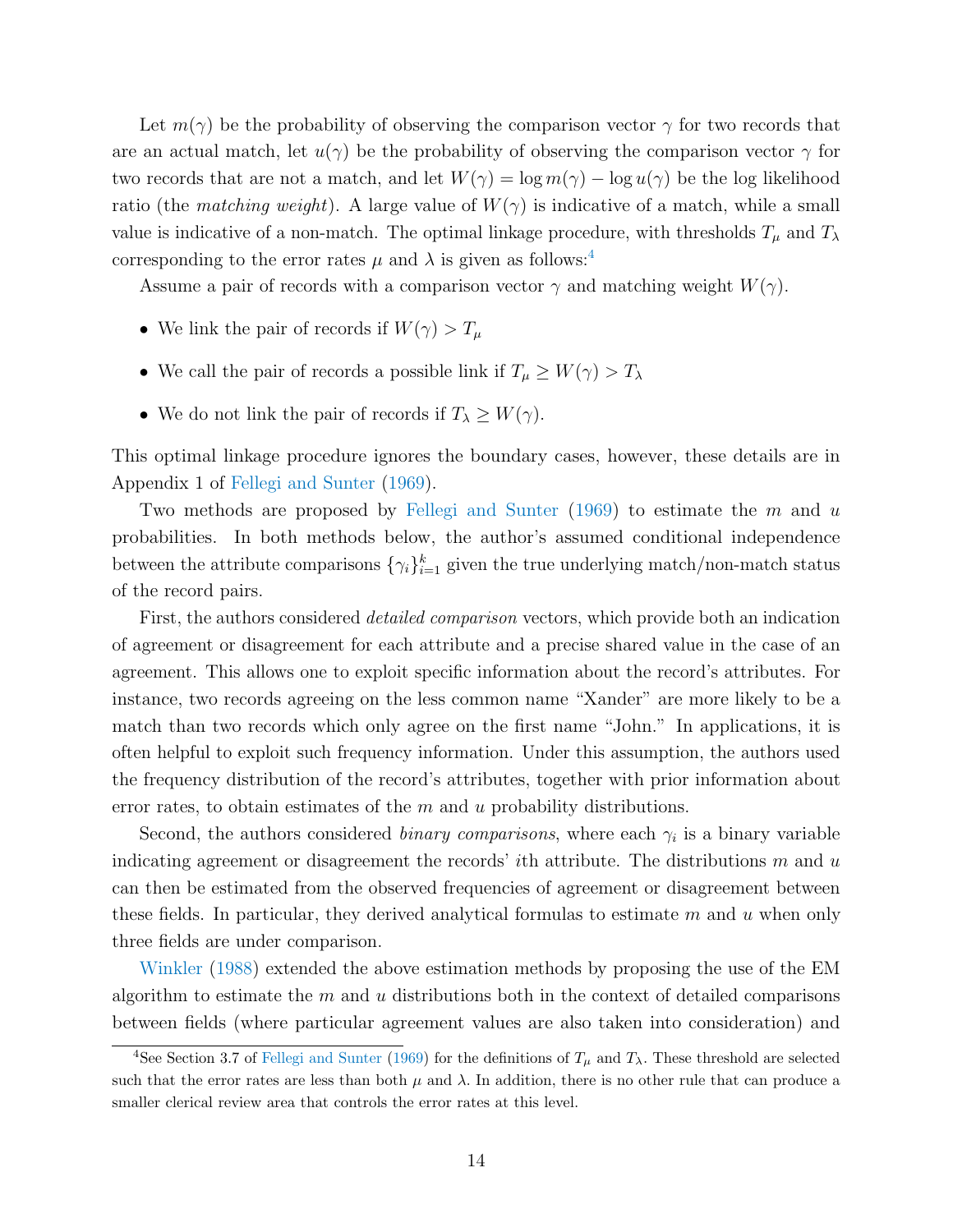Let $m(\gamma)$ be the probability of observing the comparison vector $\gamma$ for two records that are an actual match, let $u(\gamma)$ be the probability of observing the comparison vector $\gamma$ for two records that are not a match, and let $W(\gamma) = \log m(\gamma) - \log u(\gamma)$ be the log likelihood ratio (the *matching weight*). A large value of $W(\gamma)$ is indicative of a match, while a small value is indicative of a non-match. The optimal linkage procedure, with thresholds $T_\mu$ and $T_\lambda$ corresponding to the error rates $\mu$ and $\lambda$ is given as follows:[4]

Assume a pair of records with a comparison vector $\gamma$ and matching weight $W(\gamma)$.

- We link the pair of records if $W(\gamma) > T_\mu$
- We call the pair of records a possible link if $T_\mu \geq W(\gamma) > T_\lambda$
- We do not link the pair of records if $T_\lambda \geq W(\gamma)$.

This optimal linkage procedure ignores the boundary cases, however, these details are in Appendix 1 of Fellegi and Sunter (1969).

Two methods are proposed by Fellegi and Sunter (1969) to estimate the $m$ and $u$ probabilities. In both methods below, the author's assumed conditional independence between the attribute comparisons $\{\gamma_i\}_{i=1}^{k}$ given the true underlying match/non-match status of the record pairs.

First, the authors considered *detailed comparison* vectors, which provide both an indication of agreement or disagreement for each attribute and a precise shared value in the case of an agreement. This allows one to exploit specific information about the record's attributes. For instance, two records agreeing on the less common name "Xander" are more likely to be a match than two records which only agree on the first name "John." In applications, it is often helpful to exploit such frequency information. Under this assumption, the authors used the frequency distribution of the record's attributes, together with prior information about error rates, to obtain estimates of the $m$ and $u$ probability distributions.

Second, the authors considered *binary comparisons*, where each $\gamma_i$ is a binary variable indicating agreement or disagreement the records' $i$th attribute. The distributions $m$ and $u$ can then be estimated from the observed frequencies of agreement or disagreement between these fields. In particular, they derived analytical formulas to estimate $m$ and $u$ when only three fields are under comparison.

Winkler (1988) extended the above estimation methods by proposing the use of the EM algorithm to estimate the $m$ and $u$ distributions both in the context of detailed comparisons between fields (where particular agreement values are also taken into consideration) and

[4] See Section 3.7 of Fellegi and Sunter (1969) for the definitions of $T_\mu$ and $T_\lambda$. These threshold are selected such that the error rates are less than both $\mu$ and $\lambda$. In addition, there is no other rule that can produce a smaller clerical review area that controls the error rates at this level.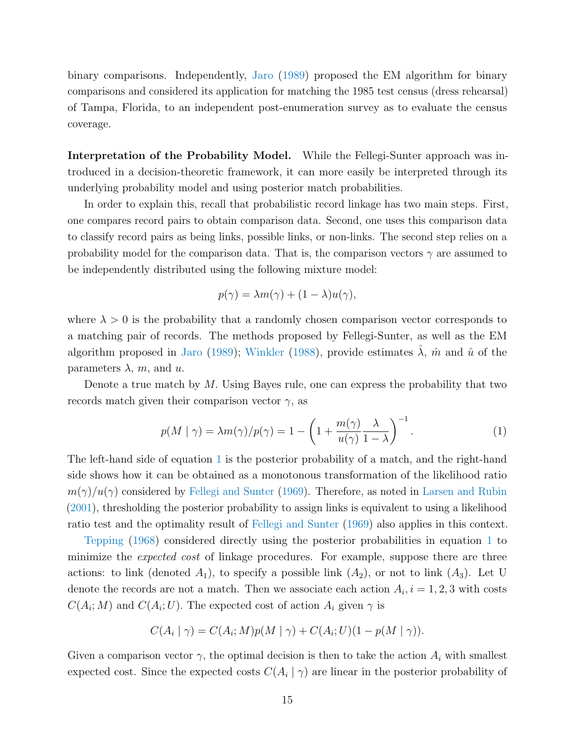binary comparisons. Independently, Jaro (1989) proposed the EM algorithm for binary comparisons and considered its application for matching the 1985 test census (dress rehearsal) of Tampa, Florida, to an independent post-enumeration survey as to evaluate the census coverage.

**Interpretation of the Probability Model.** While the Fellegi-Sunter approach was introduced in a decision-theoretic framework, it can more easily be interpreted through its underlying probability model and using posterior match probabilities.

In order to explain this, recall that probabilistic record linkage has two main steps. First, one compares record pairs to obtain comparison data. Second, one uses this comparison data to classify record pairs as being links, possible links, or non-links. The second step relies on a probability model for the comparison data. That is, the comparison vectors $\gamma$ are assumed to be independently distributed using the following mixture model:

$$p(\gamma) = \lambda m(\gamma) + (1 - \lambda) u(\gamma),$$

where $\lambda > 0$ is the probability that a randomly chosen comparison vector corresponds to a matching pair of records. The methods proposed by Fellegi-Sunter, as well as the EM algorithm proposed in Jaro (1989); Winkler (1988), provide estimates $\hat{\lambda}$, $\hat{m}$ and $\hat{u}$ of the parameters $\lambda$, $m$, and $u$.

Denote a true match by $M$. Using Bayes rule, one can express the probability that two records match given their comparison vector $\gamma$, as

$$p(M \mid \gamma) = \lambda m(\gamma)/p(\gamma) = 1 - \left(1 + \frac{m(\gamma)}{u(\gamma)} \frac{\lambda}{1-\lambda}\right)^{-1}. \tag{1}$$

The left-hand side of equation 1 is the posterior probability of a match, and the right-hand side shows how it can be obtained as a monotonous transformation of the likelihood ratio $m(\gamma)/u(\gamma)$ considered by Fellegi and Sunter (1969). Therefore, as noted in Larsen and Rubin (2001), thresholding the posterior probability to assign links is equivalent to using a likelihood ratio test and the optimality result of Fellegi and Sunter (1969) also applies in this context.

Tepping (1968) considered directly using the posterior probabilities in equation 1 to minimize the *expected cost* of linkage procedures. For example, suppose there are three actions: to link (denoted $A_1$), to specify a possible link ($A_2$), or not to link ($A_3$). Let U denote the records are not a match. Then we associate each action $A_i, i = 1, 2, 3$ with costs $C(A_i; M)$ and $C(A_i; U)$. The expected cost of action $A_i$ given $\gamma$ is

$$C(A_i \mid \gamma) = C(A_i; M) p(M \mid \gamma) + C(A_i; U)(1 - p(M \mid \gamma)).$$

Given a comparison vector $\gamma$, the optimal decision is then to take the action $A_i$ with smallest expected cost. Since the expected costs $C(A_i \mid \gamma)$ are linear in the posterior probability of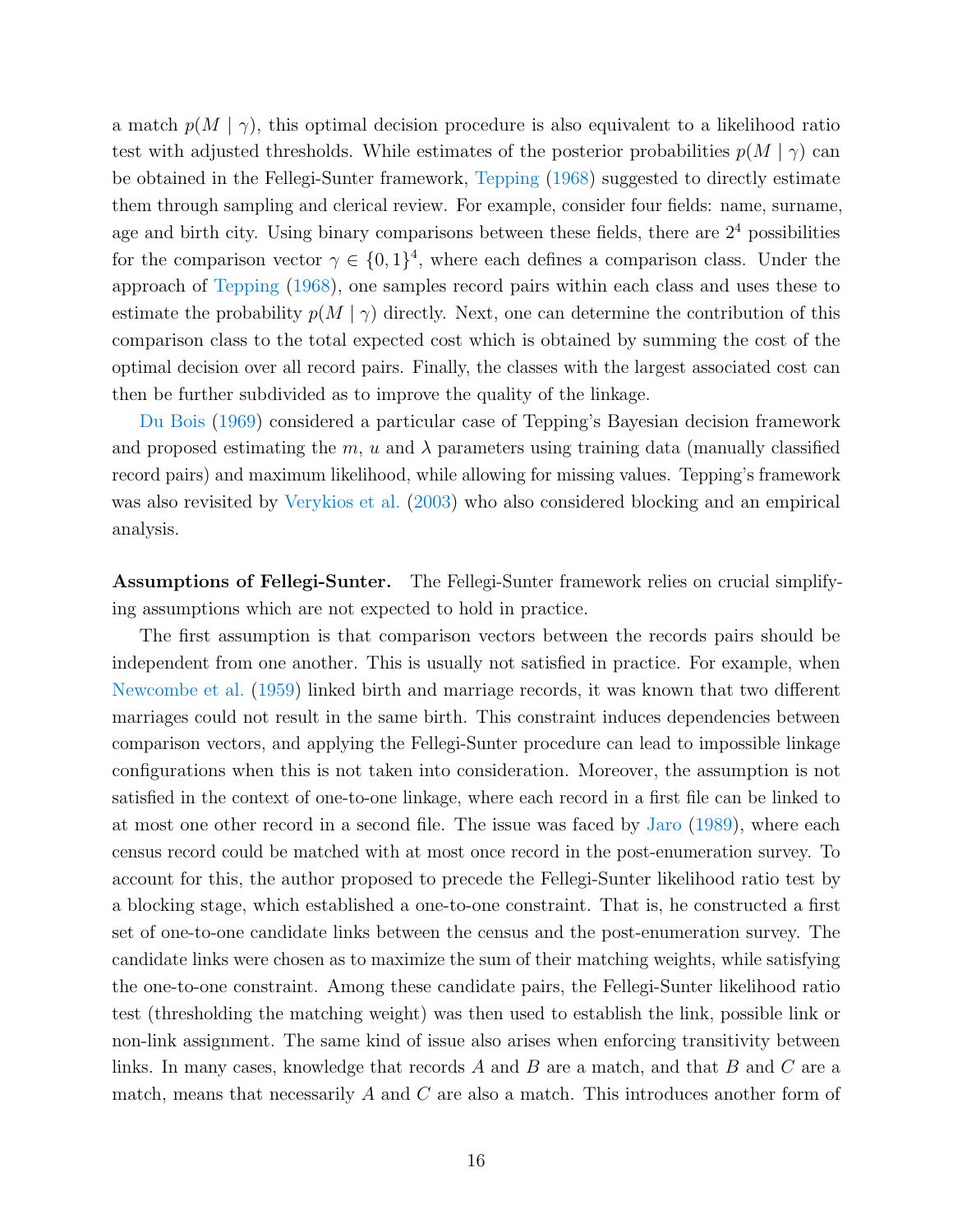a match $p(M \mid \gamma)$, this optimal decision procedure is also equivalent to a likelihood ratio test with adjusted thresholds. While estimates of the posterior probabilities $p(M \mid \gamma)$ can be obtained in the Fellegi-Sunter framework, Tepping (1968) suggested to directly estimate them through sampling and clerical review. For example, consider four fields: name, surname, age and birth city. Using binary comparisons between these fields, there are $2^4$ possibilities for the comparison vector $\gamma \in \{0, 1\}^4$, where each defines a comparison class. Under the approach of Tepping (1968), one samples record pairs within each class and uses these to estimate the probability $p(M \mid \gamma)$ directly. Next, one can determine the contribution of this comparison class to the total expected cost which is obtained by summing the cost of the optimal decision over all record pairs. Finally, the classes with the largest associated cost can then be further subdivided as to improve the quality of the linkage.

Du Bois (1969) considered a particular case of Tepping's Bayesian decision framework and proposed estimating the $m$, $u$ and $\lambda$ parameters using training data (manually classified record pairs) and maximum likelihood, while allowing for missing values. Tepping's framework was also revisited by Verykios et al. (2003) who also considered blocking and an empirical analysis.

**Assumptions of Fellegi-Sunter.** The Fellegi-Sunter framework relies on crucial simplifying assumptions which are not expected to hold in practice.

The first assumption is that comparison vectors between the records pairs should be independent from one another. This is usually not satisfied in practice. For example, when Newcombe et al. (1959) linked birth and marriage records, it was known that two different marriages could not result in the same birth. This constraint induces dependencies between comparison vectors, and applying the Fellegi-Sunter procedure can lead to impossible linkage configurations when this is not taken into consideration. Moreover, the assumption is not satisfied in the context of one-to-one linkage, where each record in a first file can be linked to at most one other record in a second file. The issue was faced by Jaro (1989), where each census record could be matched with at most once record in the post-enumeration survey. To account for this, the author proposed to precede the Fellegi-Sunter likelihood ratio test by a blocking stage, which established a one-to-one constraint. That is, he constructed a first set of one-to-one candidate links between the census and the post-enumeration survey. The candidate links were chosen as to maximize the sum of their matching weights, while satisfying the one-to-one constraint. Among these candidate pairs, the Fellegi-Sunter likelihood ratio test (thresholding the matching weight) was then used to establish the link, possible link or non-link assignment. The same kind of issue also arises when enforcing transitivity between links. In many cases, knowledge that records $A$ and $B$ are a match, and that $B$ and $C$ are a match, means that necessarily $A$ and $C$ are also a match. This introduces another form of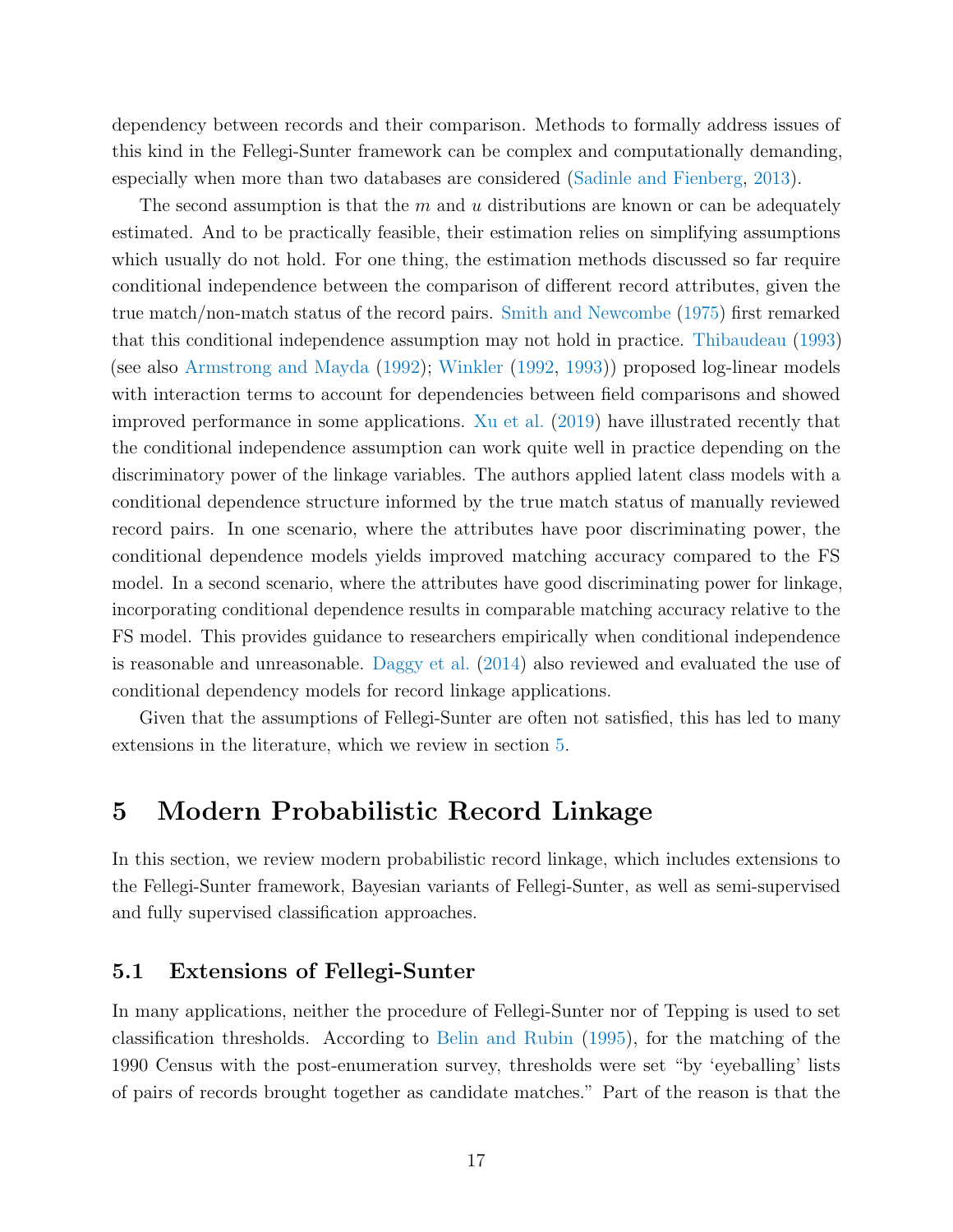dependency between records and their comparison. Methods to formally address issues of this kind in the Fellegi-Sunter framework can be complex and computationally demanding, especially when more than two databases are considered (Sadinle and Fienberg, 2013).

The second assumption is that the $m$ and $u$ distributions are known or can be adequately estimated. And to be practically feasible, their estimation relies on simplifying assumptions which usually do not hold. For one thing, the estimation methods discussed so far require conditional independence between the comparison of different record attributes, given the true match/non-match status of the record pairs. Smith and Newcombe (1975) first remarked that this conditional independence assumption may not hold in practice. Thibaudeau (1993) (see also Armstrong and Mayda (1992); Winkler (1992, 1993)) proposed log-linear models with interaction terms to account for dependencies between field comparisons and showed improved performance in some applications. Xu et al. (2019) have illustrated recently that the conditional independence assumption can work quite well in practice depending on the discriminatory power of the linkage variables. The authors applied latent class models with a conditional dependence structure informed by the true match status of manually reviewed record pairs. In one scenario, where the attributes have poor discriminating power, the conditional dependence models yields improved matching accuracy compared to the FS model. In a second scenario, where the attributes have good discriminating power for linkage, incorporating conditional dependence results in comparable matching accuracy relative to the FS model. This provides guidance to researchers empirically when conditional independence is reasonable and unreasonable. Daggy et al. (2014) also reviewed and evaluated the use of conditional dependency models for record linkage applications.

Given that the assumptions of Fellegi-Sunter are often not satisfied, this has led to many extensions in the literature, which we review in section 5.

# 5 Modern Probabilistic Record Linkage

In this section, we review modern probabilistic record linkage, which includes extensions to the Fellegi-Sunter framework, Bayesian variants of Fellegi-Sunter, as well as semi-supervised and fully supervised classification approaches.

## 5.1 Extensions of Fellegi-Sunter

In many applications, neither the procedure of Fellegi-Sunter nor of Tepping is used to set classification thresholds. According to Belin and Rubin (1995), for the matching of the 1990 Census with the post-enumeration survey, thresholds were set "by 'eyeballing' lists of pairs of records brought together as candidate matches." Part of the reason is that the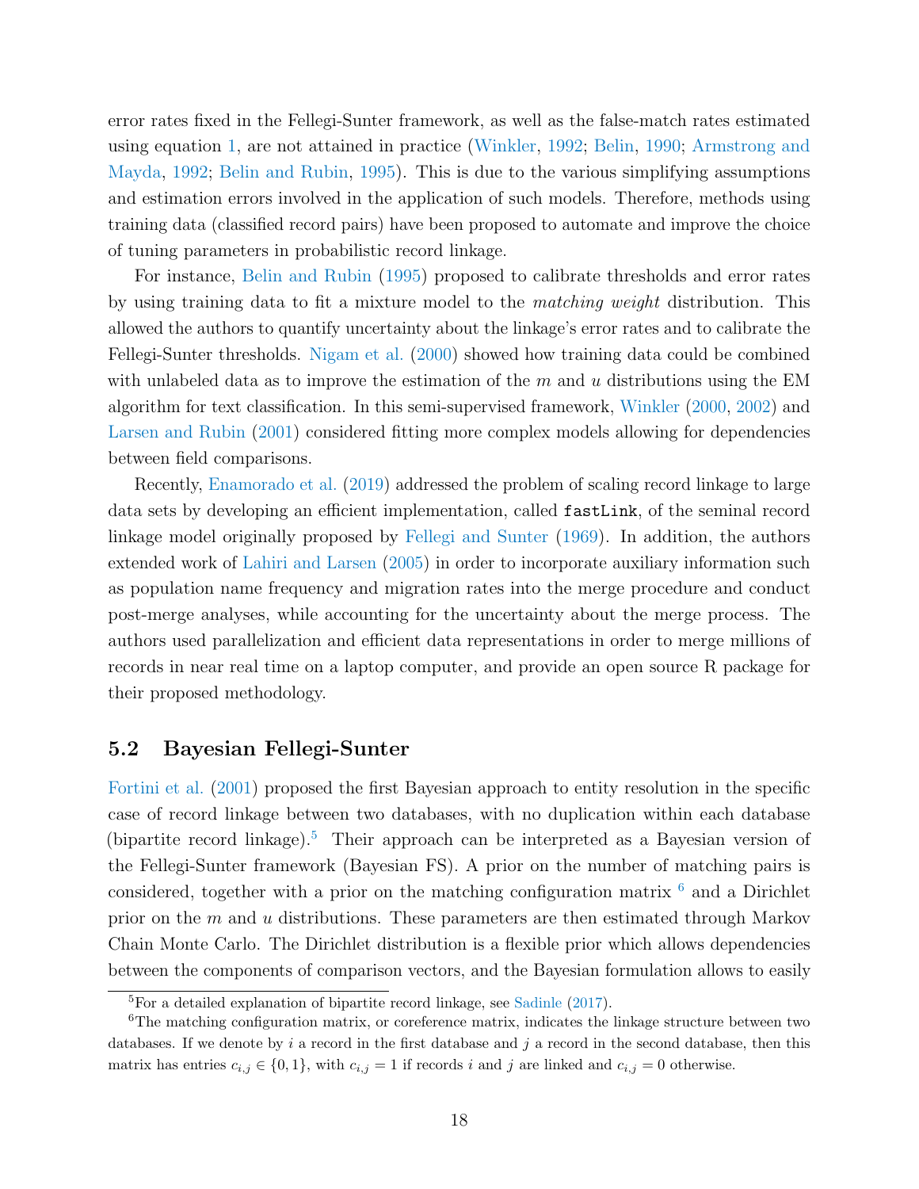error rates fixed in the Fellegi-Sunter framework, as well as the false-match rates estimated using equation 1, are not attained in practice (Winkler, 1992; Belin, 1990; Armstrong and Mayda, 1992; Belin and Rubin, 1995). This is due to the various simplifying assumptions and estimation errors involved in the application of such models. Therefore, methods using training data (classified record pairs) have been proposed to automate and improve the choice of tuning parameters in probabilistic record linkage.

For instance, Belin and Rubin (1995) proposed to calibrate thresholds and error rates by using training data to fit a mixture model to the *matching weight* distribution. This allowed the authors to quantify uncertainty about the linkage's error rates and to calibrate the Fellegi-Sunter thresholds. Nigam et al. (2000) showed how training data could be combined with unlabeled data as to improve the estimation of the $m$ and $u$ distributions using the EM algorithm for text classification. In this semi-supervised framework, Winkler (2000, 2002) and Larsen and Rubin (2001) considered fitting more complex models allowing for dependencies between field comparisons.

Recently, Enamorado et al. (2019) addressed the problem of scaling record linkage to large data sets by developing an efficient implementation, called `fastLink`, of the seminal record linkage model originally proposed by Fellegi and Sunter (1969). In addition, the authors extended work of Lahiri and Larsen (2005) in order to incorporate auxiliary information such as population name frequency and migration rates into the merge procedure and conduct post-merge analyses, while accounting for the uncertainty about the merge process. The authors used parallelization and efficient data representations in order to merge millions of records in near real time on a laptop computer, and provide an open source R package for their proposed methodology.

## 5.2 Bayesian Fellegi-Sunter

Fortini et al. (2001) proposed the first Bayesian approach to entity resolution in the specific case of record linkage between two databases, with no duplication within each database (bipartite record linkage).[5] Their approach can be interpreted as a Bayesian version of the Fellegi-Sunter framework (Bayesian FS). A prior on the number of matching pairs is considered, together with a prior on the matching configuration matrix [6] and a Dirichlet prior on the $m$ and $u$ distributions. These parameters are then estimated through Markov Chain Monte Carlo. The Dirichlet distribution is a flexible prior which allows dependencies between the components of comparison vectors, and the Bayesian formulation allows to easily

[5] For a detailed explanation of bipartite record linkage, see Sadinle (2017).

[6] The matching configuration matrix, or coreference matrix, indicates the linkage structure between two databases. If we denote by $i$ a record in the first database and $j$ a record in the second database, then this matrix has entries $c_{i,j} \in \{0, 1\}$, with $c_{i,j} = 1$ if records $i$ and $j$ are linked and $c_{i,j} = 0$ otherwise.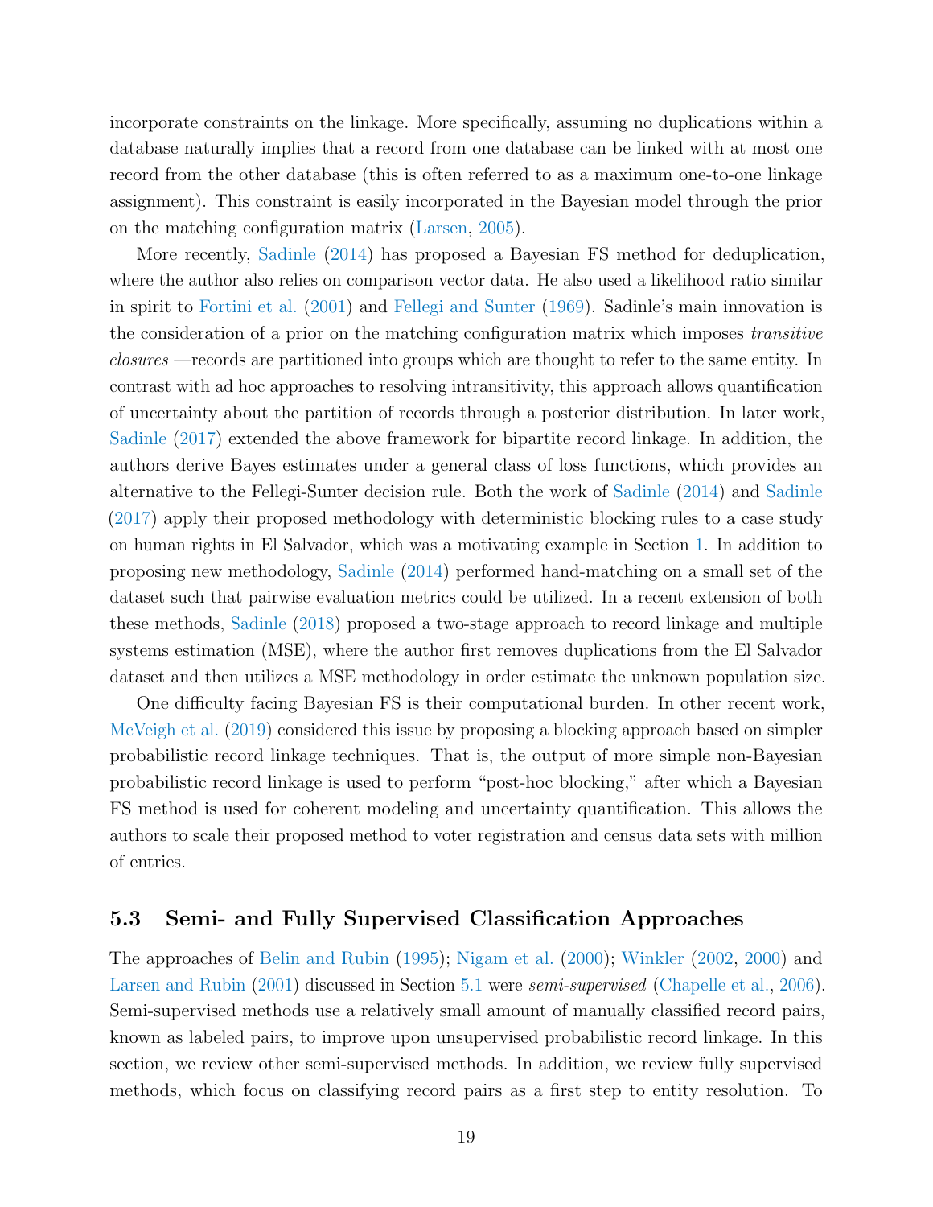incorporate constraints on the linkage. More specifically, assuming no duplications within a database naturally implies that a record from one database can be linked with at most one record from the other database (this is often referred to as a maximum one-to-one linkage assignment). This constraint is easily incorporated in the Bayesian model through the prior on the matching configuration matrix (Larsen, 2005).

More recently, Sadinle (2014) has proposed a Bayesian FS method for deduplication, where the author also relies on comparison vector data. He also used a likelihood ratio similar in spirit to Fortini et al. (2001) and Fellegi and Sunter (1969). Sadinle's main innovation is the consideration of a prior on the matching configuration matrix which imposes *transitive closures* —records are partitioned into groups which are thought to refer to the same entity. In contrast with ad hoc approaches to resolving intransitivity, this approach allows quantification of uncertainty about the partition of records through a posterior distribution. In later work, Sadinle (2017) extended the above framework for bipartite record linkage. In addition, the authors derive Bayes estimates under a general class of loss functions, which provides an alternative to the Fellegi-Sunter decision rule. Both the work of Sadinle (2014) and Sadinle (2017) apply their proposed methodology with deterministic blocking rules to a case study on human rights in El Salvador, which was a motivating example in Section 1. In addition to proposing new methodology, Sadinle (2014) performed hand-matching on a small set of the dataset such that pairwise evaluation metrics could be utilized. In a recent extension of both these methods, Sadinle (2018) proposed a two-stage approach to record linkage and multiple systems estimation (MSE), where the author first removes duplications from the El Salvador dataset and then utilizes a MSE methodology in order estimate the unknown population size.

One difficulty facing Bayesian FS is their computational burden. In other recent work, McVeigh et al. (2019) considered this issue by proposing a blocking approach based on simpler probabilistic record linkage techniques. That is, the output of more simple non-Bayesian probabilistic record linkage is used to perform "post-hoc blocking," after which a Bayesian FS method is used for coherent modeling and uncertainty quantification. This allows the authors to scale their proposed method to voter registration and census data sets with million of entries.

### 5.3 Semi- and Fully Supervised Classification Approaches

The approaches of Belin and Rubin (1995); Nigam et al. (2000); Winkler (2002, 2000) and Larsen and Rubin (2001) discussed in Section 5.1 were *semi-supervised* (Chapelle et al., 2006). Semi-supervised methods use a relatively small amount of manually classified record pairs, known as labeled pairs, to improve upon unsupervised probabilistic record linkage. In this section, we review other semi-supervised methods. In addition, we review fully supervised methods, which focus on classifying record pairs as a first step to entity resolution. To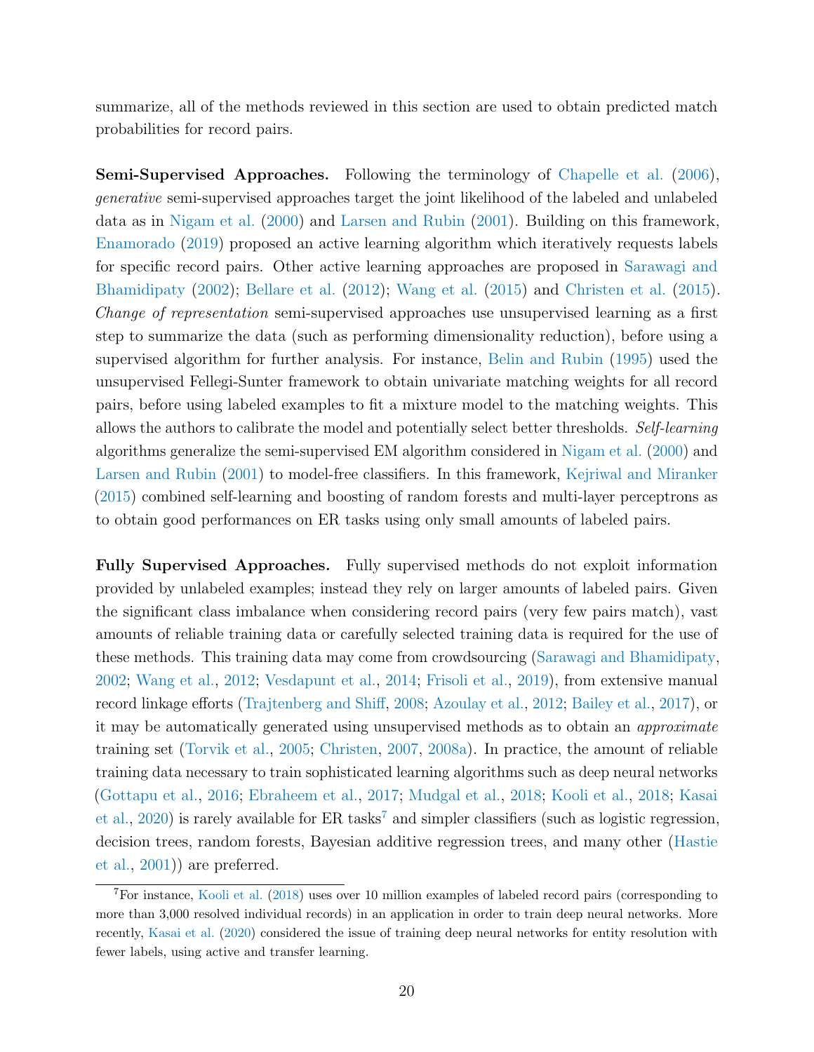summarize, all of the methods reviewed in this section are used to obtain predicted match probabilities for record pairs.

**Semi-Supervised Approaches.** Following the terminology of Chapelle et al. (2006), *generative* semi-supervised approaches target the joint likelihood of the labeled and unlabeled data as in Nigam et al. (2000) and Larsen and Rubin (2001). Building on this framework, Enamorado (2019) proposed an active learning algorithm which iteratively requests labels for specific record pairs. Other active learning approaches are proposed in Sarawagi and Bhamidipaty (2002); Bellare et al. (2012); Wang et al. (2015) and Christen et al. (2015). *Change of representation* semi-supervised approaches use unsupervised learning as a first step to summarize the data (such as performing dimensionality reduction), before using a supervised algorithm for further analysis. For instance, Belin and Rubin (1995) used the unsupervised Fellegi-Sunter framework to obtain univariate matching weights for all record pairs, before using labeled examples to fit a mixture model to the matching weights. This allows the authors to calibrate the model and potentially select better thresholds. *Self-learning* algorithms generalize the semi-supervised EM algorithm considered in Nigam et al. (2000) and Larsen and Rubin (2001) to model-free classifiers. In this framework, Kejriwal and Miranker (2015) combined self-learning and boosting of random forests and multi-layer perceptrons as to obtain good performances on ER tasks using only small amounts of labeled pairs.

**Fully Supervised Approaches.** Fully supervised methods do not exploit information provided by unlabeled examples; instead they rely on larger amounts of labeled pairs. Given the significant class imbalance when considering record pairs (very few pairs match), vast amounts of reliable training data or carefully selected training data is required for the use of these methods. This training data may come from crowdsourcing (Sarawagi and Bhamidipaty, 2002; Wang et al., 2012; Vesdapunt et al., 2014; Frisoli et al., 2019), from extensive manual record linkage efforts (Trajtenberg and Shiff, 2008; Azoulay et al., 2012; Bailey et al., 2017), or it may be automatically generated using unsupervised methods as to obtain an *approximate* training set (Torvik et al., 2005; Christen, 2007, 2008a). In practice, the amount of reliable training data necessary to train sophisticated learning algorithms such as deep neural networks (Gottapu et al., 2016; Ebraheem et al., 2017; Mudgal et al., 2018; Kooli et al., 2018; Kasai et al., 2020) is rarely available for ER tasks[7] and simpler classifiers (such as logistic regression, decision trees, random forests, Bayesian additive regression trees, and many other (Hastie et al., 2001)) are preferred.

[7] For instance, Kooli et al. (2018) uses over 10 million examples of labeled record pairs (corresponding to more than 3,000 resolved individual records) in an application in order to train deep neural networks. More recently, Kasai et al. (2020) considered the issue of training deep neural networks for entity resolution with fewer labels, using active and transfer learning.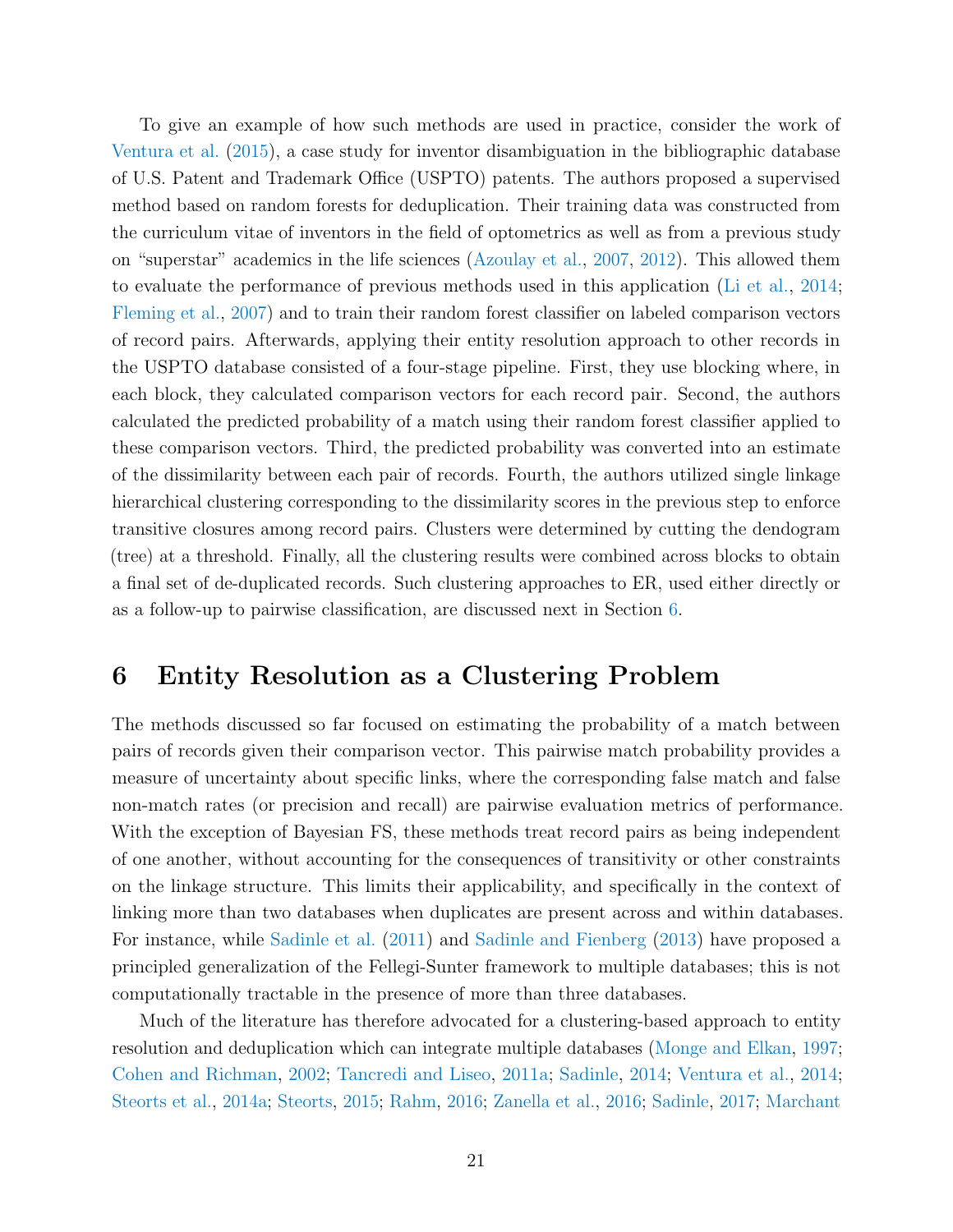To give an example of how such methods are used in practice, consider the work of Ventura et al. (2015), a case study for inventor disambiguation in the bibliographic database of U.S. Patent and Trademark Office (USPTO) patents. The authors proposed a supervised method based on random forests for deduplication. Their training data was constructed from the curriculum vitae of inventors in the field of optometrics as well as from a previous study on "superstar" academics in the life sciences (Azoulay et al., 2007, 2012). This allowed them to evaluate the performance of previous methods used in this application (Li et al., 2014; Fleming et al., 2007) and to train their random forest classifier on labeled comparison vectors of record pairs. Afterwards, applying their entity resolution approach to other records in the USPTO database consisted of a four-stage pipeline. First, they use blocking where, in each block, they calculated comparison vectors for each record pair. Second, the authors calculated the predicted probability of a match using their random forest classifier applied to these comparison vectors. Third, the predicted probability was converted into an estimate of the dissimilarity between each pair of records. Fourth, the authors utilized single linkage hierarchical clustering corresponding to the dissimilarity scores in the previous step to enforce transitive closures among record pairs. Clusters were determined by cutting the dendogram (tree) at a threshold. Finally, all the clustering results were combined across blocks to obtain a final set of de-duplicated records. Such clustering approaches to ER, used either directly or as a follow-up to pairwise classification, are discussed next in Section 6.

# 6 Entity Resolution as a Clustering Problem

The methods discussed so far focused on estimating the probability of a match between pairs of records given their comparison vector. This pairwise match probability provides a measure of uncertainty about specific links, where the corresponding false match and false non-match rates (or precision and recall) are pairwise evaluation metrics of performance. With the exception of Bayesian FS, these methods treat record pairs as being independent of one another, without accounting for the consequences of transitivity or other constraints on the linkage structure. This limits their applicability, and specifically in the context of linking more than two databases when duplicates are present across and within databases. For instance, while Sadinle et al. (2011) and Sadinle and Fienberg (2013) have proposed a principled generalization of the Fellegi-Sunter framework to multiple databases; this is not computationally tractable in the presence of more than three databases.

Much of the literature has therefore advocated for a clustering-based approach to entity resolution and deduplication which can integrate multiple databases (Monge and Elkan, 1997; Cohen and Richman, 2002; Tancredi and Liseo, 2011a; Sadinle, 2014; Ventura et al., 2014; Steorts et al., 2014a; Steorts, 2015; Rahm, 2016; Zanella et al., 2016; Sadinle, 2017; Marchant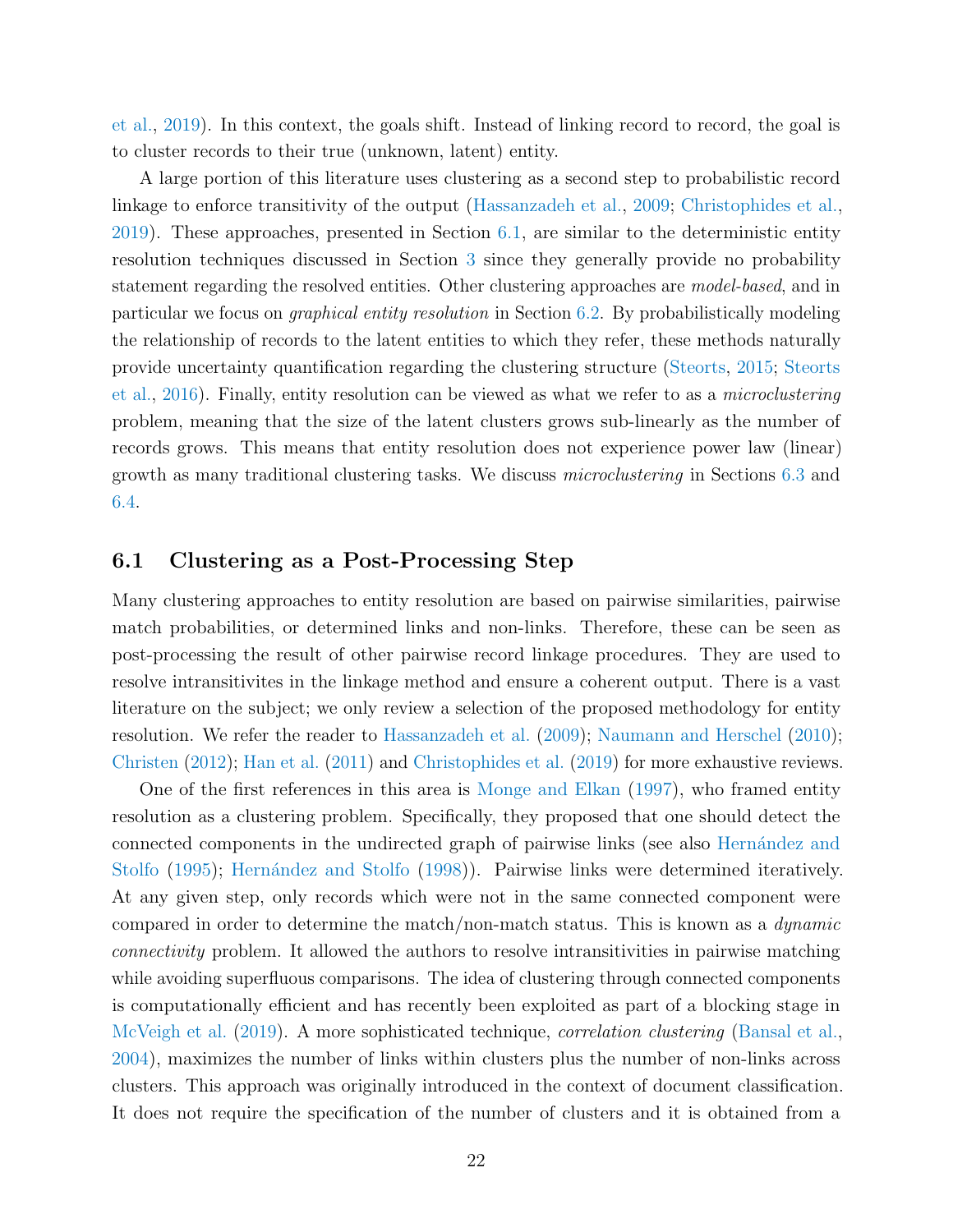et al., 2019). In this context, the goals shift. Instead of linking record to record, the goal is to cluster records to their true (unknown, latent) entity.

A large portion of this literature uses clustering as a second step to probabilistic record linkage to enforce transitivity of the output (Hassanzadeh et al., 2009; Christophides et al., 2019). These approaches, presented in Section 6.1, are similar to the deterministic entity resolution techniques discussed in Section 3 since they generally provide no probability statement regarding the resolved entities. Other clustering approaches are *model-based*, and in particular we focus on *graphical entity resolution* in Section 6.2. By probabilistically modeling the relationship of records to the latent entities to which they refer, these methods naturally provide uncertainty quantification regarding the clustering structure (Steorts, 2015; Steorts et al., 2016). Finally, entity resolution can be viewed as what we refer to as a *microclustering* problem, meaning that the size of the latent clusters grows sub-linearly as the number of records grows. This means that entity resolution does not experience power law (linear) growth as many traditional clustering tasks. We discuss *microclustering* in Sections 6.3 and 6.4.

## 6.1 Clustering as a Post-Processing Step

Many clustering approaches to entity resolution are based on pairwise similarities, pairwise match probabilities, or determined links and non-links. Therefore, these can be seen as post-processing the result of other pairwise record linkage procedures. They are used to resolve intransitivites in the linkage method and ensure a coherent output. There is a vast literature on the subject; we only review a selection of the proposed methodology for entity resolution. We refer the reader to Hassanzadeh et al. (2009); Naumann and Herschel (2010); Christen (2012); Han et al. (2011) and Christophides et al. (2019) for more exhaustive reviews.

One of the first references in this area is Monge and Elkan (1997), who framed entity resolution as a clustering problem. Specifically, they proposed that one should detect the connected components in the undirected graph of pairwise links (see also Hernández and Stolfo (1995); Hernández and Stolfo (1998)). Pairwise links were determined iteratively. At any given step, only records which were not in the same connected component were compared in order to determine the match/non-match status. This is known as a *dynamic connectivity* problem. It allowed the authors to resolve intransitivities in pairwise matching while avoiding superfluous comparisons. The idea of clustering through connected components is computationally efficient and has recently been exploited as part of a blocking stage in McVeigh et al. (2019). A more sophisticated technique, *correlation clustering* (Bansal et al., 2004), maximizes the number of links within clusters plus the number of non-links across clusters. This approach was originally introduced in the context of document classification. It does not require the specification of the number of clusters and it is obtained from a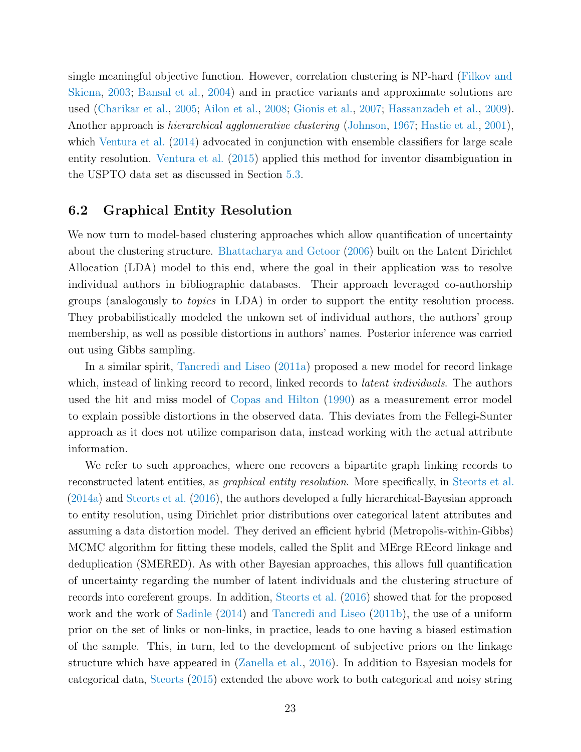single meaningful objective function. However, correlation clustering is NP-hard (Filkov and Skiena, 2003; Bansal et al., 2004) and in practice variants and approximate solutions are used (Charikar et al., 2005; Ailon et al., 2008; Gionis et al., 2007; Hassanzadeh et al., 2009). Another approach is *hierarchical agglomerative clustering* (Johnson, 1967; Hastie et al., 2001), which Ventura et al. (2014) advocated in conjunction with ensemble classifiers for large scale entity resolution. Ventura et al. (2015) applied this method for inventor disambiguation in the USPTO data set as discussed in Section 5.3.

## 6.2 Graphical Entity Resolution

We now turn to model-based clustering approaches which allow quantification of uncertainty about the clustering structure. Bhattacharya and Getoor (2006) built on the Latent Dirichlet Allocation (LDA) model to this end, where the goal in their application was to resolve individual authors in bibliographic databases. Their approach leveraged co-authorship groups (analogously to *topics* in LDA) in order to support the entity resolution process. They probabilistically modeled the unkown set of individual authors, the authors' group membership, as well as possible distortions in authors' names. Posterior inference was carried out using Gibbs sampling.

In a similar spirit, Tancredi and Liseo (2011a) proposed a new model for record linkage which, instead of linking record to record, linked records to *latent individuals*. The authors used the hit and miss model of Copas and Hilton (1990) as a measurement error model to explain possible distortions in the observed data. This deviates from the Fellegi-Sunter approach as it does not utilize comparison data, instead working with the actual attribute information.

We refer to such approaches, where one recovers a bipartite graph linking records to reconstructed latent entities, as *graphical entity resolution*. More specifically, in Steorts et al. (2014a) and Steorts et al. (2016), the authors developed a fully hierarchical-Bayesian approach to entity resolution, using Dirichlet prior distributions over categorical latent attributes and assuming a data distortion model. They derived an efficient hybrid (Metropolis-within-Gibbs) MCMC algorithm for fitting these models, called the Split and MErge REcord linkage and deduplication (SMERED). As with other Bayesian approaches, this allows full quantification of uncertainty regarding the number of latent individuals and the clustering structure of records into coreferent groups. In addition, Steorts et al. (2016) showed that for the proposed work and the work of Sadinle (2014) and Tancredi and Liseo (2011b), the use of a uniform prior on the set of links or non-links, in practice, leads to one having a biased estimation of the sample. This, in turn, led to the development of subjective priors on the linkage structure which have appeared in (Zanella et al., 2016). In addition to Bayesian models for categorical data, Steorts (2015) extended the above work to both categorical and noisy string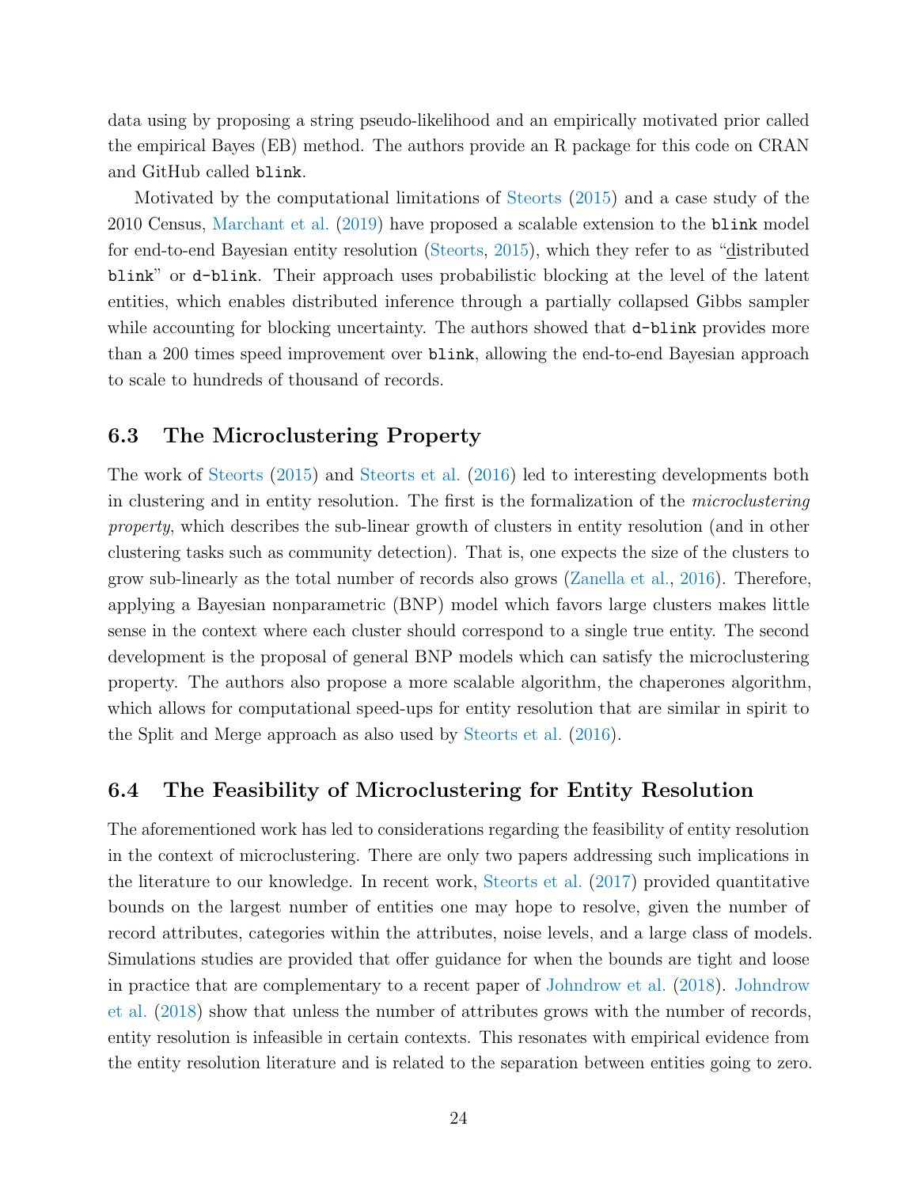data using by proposing a string pseudo-likelihood and an empirically motivated prior called the empirical Bayes (EB) method. The authors provide an R package for this code on CRAN and GitHub called `blink`.

Motivated by the computational limitations of Steorts (2015) and a case study of the 2010 Census, Marchant et al. (2019) have proposed a scalable extension to the `blink` model for end-to-end Bayesian entity resolution (Steorts, 2015), which they refer to as "distributed `blink`" or `d-blink`. Their approach uses probabilistic blocking at the level of the latent entities, which enables distributed inference through a partially collapsed Gibbs sampler while accounting for blocking uncertainty. The authors showed that `d-blink` provides more than a 200 times speed improvement over `blink`, allowing the end-to-end Bayesian approach to scale to hundreds of thousand of records.

### 6.3 The Microclustering Property

The work of Steorts (2015) and Steorts et al. (2016) led to interesting developments both in clustering and in entity resolution. The first is the formalization of the *microclustering property*, which describes the sub-linear growth of clusters in entity resolution (and in other clustering tasks such as community detection). That is, one expects the size of the clusters to grow sub-linearly as the total number of records also grows (Zanella et al., 2016). Therefore, applying a Bayesian nonparametric (BNP) model which favors large clusters makes little sense in the context where each cluster should correspond to a single true entity. The second development is the proposal of general BNP models which can satisfy the microclustering property. The authors also propose a more scalable algorithm, the chaperones algorithm, which allows for computational speed-ups for entity resolution that are similar in spirit to the Split and Merge approach as also used by Steorts et al. (2016).

### 6.4 The Feasibility of Microclustering for Entity Resolution

The aforementioned work has led to considerations regarding the feasibility of entity resolution in the context of microclustering. There are only two papers addressing such implications in the literature to our knowledge. In recent work, Steorts et al. (2017) provided quantitative bounds on the largest number of entities one may hope to resolve, given the number of record attributes, categories within the attributes, noise levels, and a large class of models. Simulations studies are provided that offer guidance for when the bounds are tight and loose in practice that are complementary to a recent paper of Johndrow et al. (2018). Johndrow et al. (2018) show that unless the number of attributes grows with the number of records, entity resolution is infeasible in certain contexts. This resonates with empirical evidence from the entity resolution literature and is related to the separation between entities going to zero.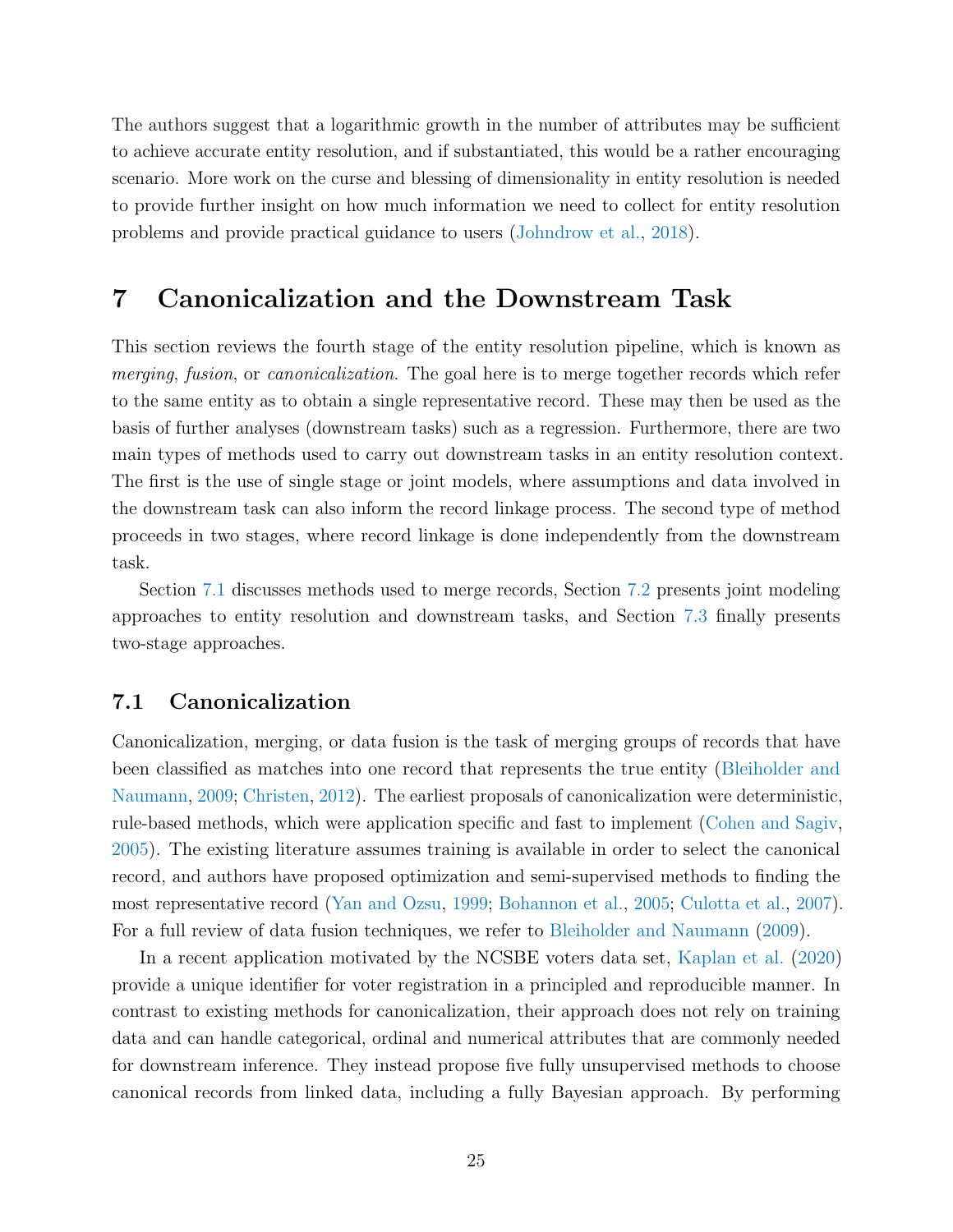The authors suggest that a logarithmic growth in the number of attributes may be sufficient to achieve accurate entity resolution, and if substantiated, this would be a rather encouraging scenario. More work on the curse and blessing of dimensionality in entity resolution is needed to provide further insight on how much information we need to collect for entity resolution problems and provide practical guidance to users (Johndrow et al., 2018).

# 7 Canonicalization and the Downstream Task

This section reviews the fourth stage of the entity resolution pipeline, which is known as *merging*, *fusion*, or *canonicalization*. The goal here is to merge together records which refer to the same entity as to obtain a single representative record. These may then be used as the basis of further analyses (downstream tasks) such as a regression. Furthermore, there are two main types of methods used to carry out downstream tasks in an entity resolution context. The first is the use of single stage or joint models, where assumptions and data involved in the downstream task can also inform the record linkage process. The second type of method proceeds in two stages, where record linkage is done independently from the downstream task.

Section 7.1 discusses methods used to merge records, Section 7.2 presents joint modeling approaches to entity resolution and downstream tasks, and Section 7.3 finally presents two-stage approaches.

## 7.1 Canonicalization

Canonicalization, merging, or data fusion is the task of merging groups of records that have been classified as matches into one record that represents the true entity (Bleiholder and Naumann, 2009; Christen, 2012). The earliest proposals of canonicalization were deterministic, rule-based methods, which were application specific and fast to implement (Cohen and Sagiv, 2005). The existing literature assumes training is available in order to select the canonical record, and authors have proposed optimization and semi-supervised methods to finding the most representative record (Yan and Ozsu, 1999; Bohannon et al., 2005; Culotta et al., 2007). For a full review of data fusion techniques, we refer to Bleiholder and Naumann (2009).

In a recent application motivated by the NCSBE voters data set, Kaplan et al. (2020) provide a unique identifier for voter registration in a principled and reproducible manner. In contrast to existing methods for canonicalization, their approach does not rely on training data and can handle categorical, ordinal and numerical attributes that are commonly needed for downstream inference. They instead propose five fully unsupervised methods to choose canonical records from linked data, including a fully Bayesian approach. By performing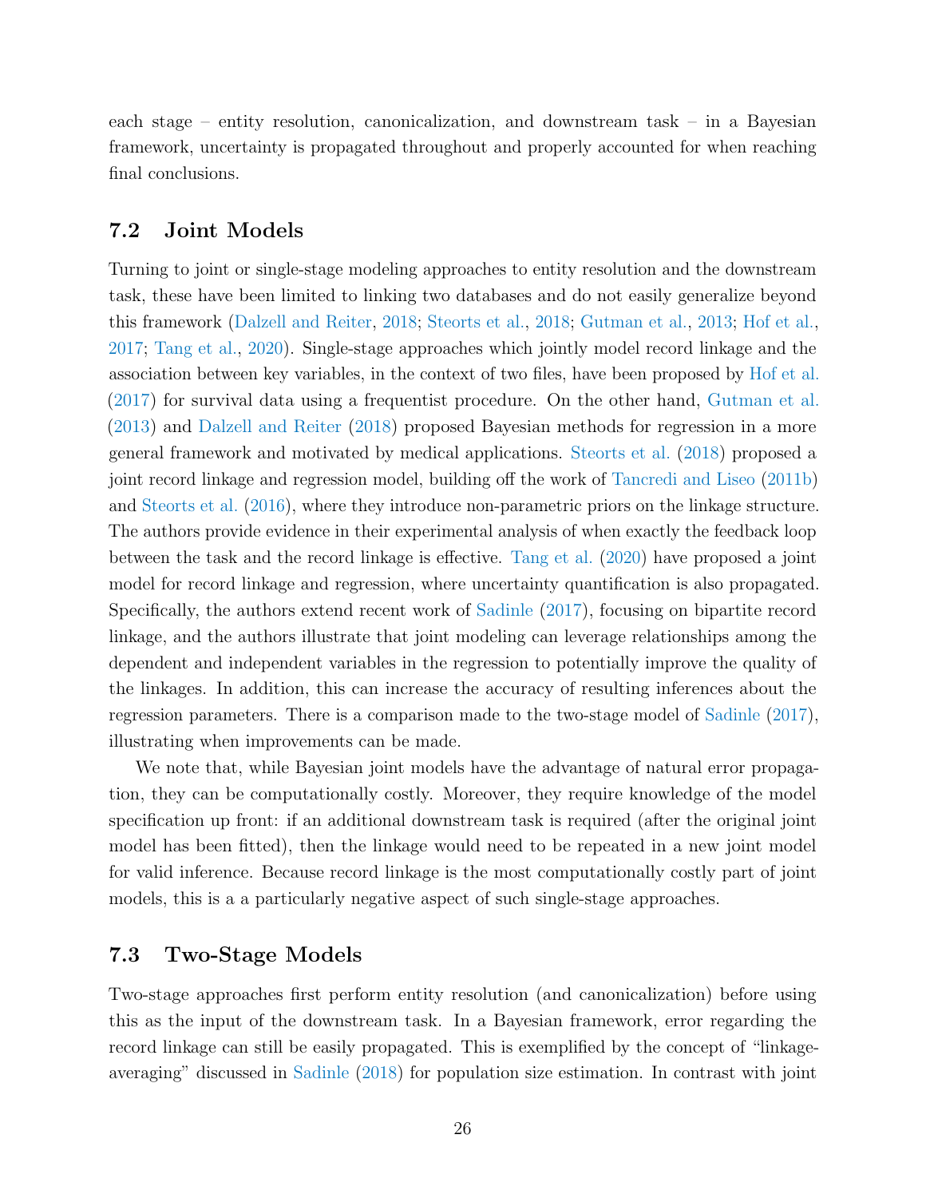each stage – entity resolution, canonicalization, and downstream task – in a Bayesian framework, uncertainty is propagated throughout and properly accounted for when reaching final conclusions.

## 7.2 Joint Models

Turning to joint or single-stage modeling approaches to entity resolution and the downstream task, these have been limited to linking two databases and do not easily generalize beyond this framework (Dalzell and Reiter, 2018; Steorts et al., 2018; Gutman et al., 2013; Hof et al., 2017; Tang et al., 2020). Single-stage approaches which jointly model record linkage and the association between key variables, in the context of two files, have been proposed by Hof et al. (2017) for survival data using a frequentist procedure. On the other hand, Gutman et al. (2013) and Dalzell and Reiter (2018) proposed Bayesian methods for regression in a more general framework and motivated by medical applications. Steorts et al. (2018) proposed a joint record linkage and regression model, building off the work of Tancredi and Liseo (2011b) and Steorts et al. (2016), where they introduce non-parametric priors on the linkage structure. The authors provide evidence in their experimental analysis of when exactly the feedback loop between the task and the record linkage is effective. Tang et al. (2020) have proposed a joint model for record linkage and regression, where uncertainty quantification is also propagated. Specifically, the authors extend recent work of Sadinle (2017), focusing on bipartite record linkage, and the authors illustrate that joint modeling can leverage relationships among the dependent and independent variables in the regression to potentially improve the quality of the linkages. In addition, this can increase the accuracy of resulting inferences about the regression parameters. There is a comparison made to the two-stage model of Sadinle (2017), illustrating when improvements can be made.

We note that, while Bayesian joint models have the advantage of natural error propagation, they can be computationally costly. Moreover, they require knowledge of the model specification up front: if an additional downstream task is required (after the original joint model has been fitted), then the linkage would need to be repeated in a new joint model for valid inference. Because record linkage is the most computationally costly part of joint models, this is a a particularly negative aspect of such single-stage approaches.

## 7.3 Two-Stage Models

Two-stage approaches first perform entity resolution (and canonicalization) before using this as the input of the downstream task. In a Bayesian framework, error regarding the record linkage can still be easily propagated. This is exemplified by the concept of "linkage-averaging" discussed in Sadinle (2018) for population size estimation. In contrast with joint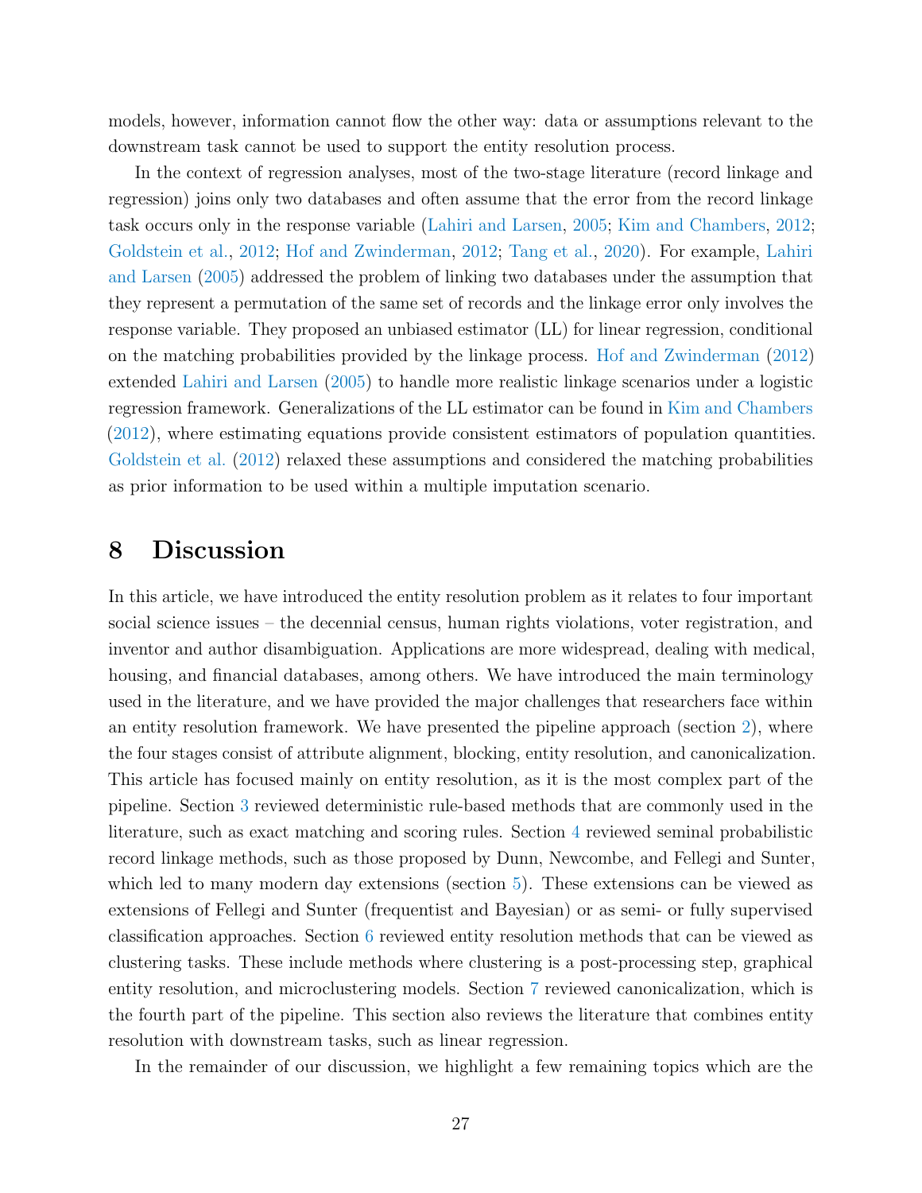models, however, information cannot flow the other way: data or assumptions relevant to the downstream task cannot be used to support the entity resolution process.

In the context of regression analyses, most of the two-stage literature (record linkage and regression) joins only two databases and often assume that the error from the record linkage task occurs only in the response variable (Lahiri and Larsen, 2005; Kim and Chambers, 2012; Goldstein et al., 2012; Hof and Zwinderman, 2012; Tang et al., 2020). For example, Lahiri and Larsen (2005) addressed the problem of linking two databases under the assumption that they represent a permutation of the same set of records and the linkage error only involves the response variable. They proposed an unbiased estimator (LL) for linear regression, conditional on the matching probabilities provided by the linkage process. Hof and Zwinderman (2012) extended Lahiri and Larsen (2005) to handle more realistic linkage scenarios under a logistic regression framework. Generalizations of the LL estimator can be found in Kim and Chambers (2012), where estimating equations provide consistent estimators of population quantities. Goldstein et al. (2012) relaxed these assumptions and considered the matching probabilities as prior information to be used within a multiple imputation scenario.

# 8 Discussion

In this article, we have introduced the entity resolution problem as it relates to four important social science issues – the decennial census, human rights violations, voter registration, and inventor and author disambiguation. Applications are more widespread, dealing with medical, housing, and financial databases, among others. We have introduced the main terminology used in the literature, and we have provided the major challenges that researchers face within an entity resolution framework. We have presented the pipeline approach (section 2), where the four stages consist of attribute alignment, blocking, entity resolution, and canonicalization. This article has focused mainly on entity resolution, as it is the most complex part of the pipeline. Section 3 reviewed deterministic rule-based methods that are commonly used in the literature, such as exact matching and scoring rules. Section 4 reviewed seminal probabilistic record linkage methods, such as those proposed by Dunn, Newcombe, and Fellegi and Sunter, which led to many modern day extensions (section 5). These extensions can be viewed as extensions of Fellegi and Sunter (frequentist and Bayesian) or as semi- or fully supervised classification approaches. Section 6 reviewed entity resolution methods that can be viewed as clustering tasks. These include methods where clustering is a post-processing step, graphical entity resolution, and microclustering models. Section 7 reviewed canonicalization, which is the fourth part of the pipeline. This section also reviews the literature that combines entity resolution with downstream tasks, such as linear regression.

In the remainder of our discussion, we highlight a few remaining topics which are the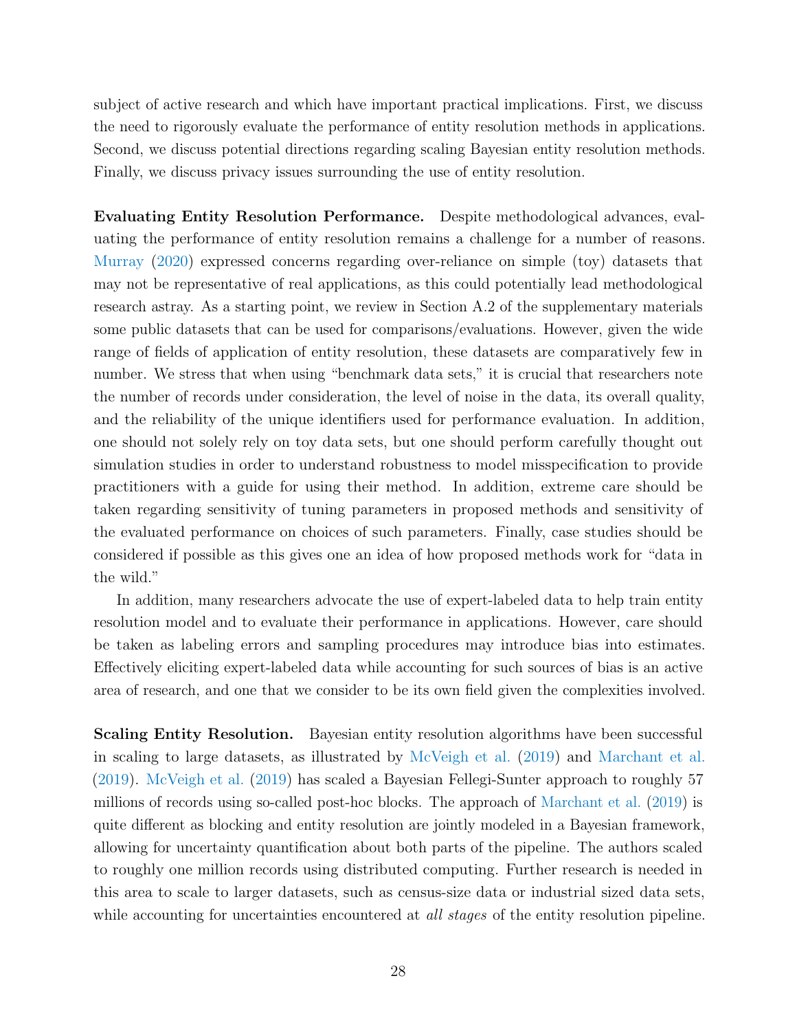subject of active research and which have important practical implications. First, we discuss the need to rigorously evaluate the performance of entity resolution methods in applications. Second, we discuss potential directions regarding scaling Bayesian entity resolution methods. Finally, we discuss privacy issues surrounding the use of entity resolution.

**Evaluating Entity Resolution Performance.** Despite methodological advances, evaluating the performance of entity resolution remains a challenge for a number of reasons. Murray (2020) expressed concerns regarding over-reliance on simple (toy) datasets that may not be representative of real applications, as this could potentially lead methodological research astray. As a starting point, we review in Section A.2 of the supplementary materials some public datasets that can be used for comparisons/evaluations. However, given the wide range of fields of application of entity resolution, these datasets are comparatively few in number. We stress that when using "benchmark data sets," it is crucial that researchers note the number of records under consideration, the level of noise in the data, its overall quality, and the reliability of the unique identifiers used for performance evaluation. In addition, one should not solely rely on toy data sets, but one should perform carefully thought out simulation studies in order to understand robustness to model misspecification to provide practitioners with a guide for using their method. In addition, extreme care should be taken regarding sensitivity of tuning parameters in proposed methods and sensitivity of the evaluated performance on choices of such parameters. Finally, case studies should be considered if possible as this gives one an idea of how proposed methods work for "data in the wild."

In addition, many researchers advocate the use of expert-labeled data to help train entity resolution model and to evaluate their performance in applications. However, care should be taken as labeling errors and sampling procedures may introduce bias into estimates. Effectively eliciting expert-labeled data while accounting for such sources of bias is an active area of research, and one that we consider to be its own field given the complexities involved.

**Scaling Entity Resolution.** Bayesian entity resolution algorithms have been successful in scaling to large datasets, as illustrated by McVeigh et al. (2019) and Marchant et al. (2019). McVeigh et al. (2019) has scaled a Bayesian Fellegi-Sunter approach to roughly 57 millions of records using so-called post-hoc blocks. The approach of Marchant et al. (2019) is quite different as blocking and entity resolution are jointly modeled in a Bayesian framework, allowing for uncertainty quantification about both parts of the pipeline. The authors scaled to roughly one million records using distributed computing. Further research is needed in this area to scale to larger datasets, such as census-size data or industrial sized data sets, while accounting for uncertainties encountered at *all stages* of the entity resolution pipeline.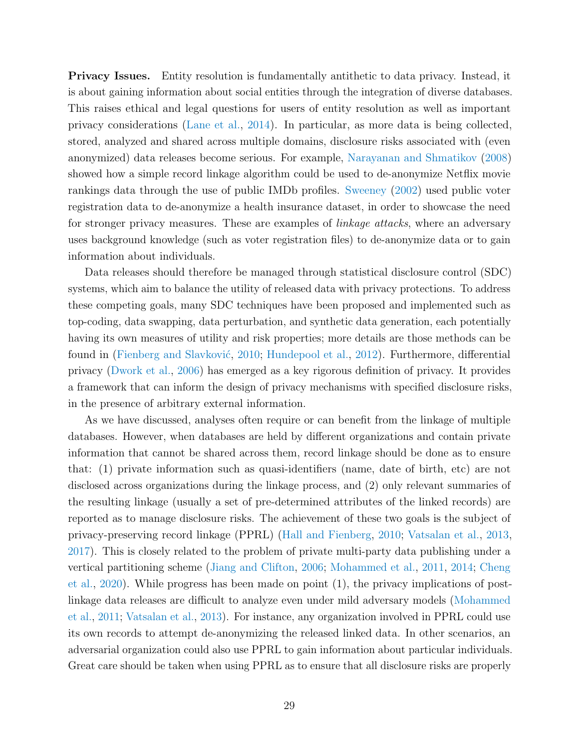**Privacy Issues.** Entity resolution is fundamentally antithetic to data privacy. Instead, it is about gaining information about social entities through the integration of diverse databases. This raises ethical and legal questions for users of entity resolution as well as important privacy considerations (Lane et al., 2014). In particular, as more data is being collected, stored, analyzed and shared across multiple domains, disclosure risks associated with (even anonymized) data releases become serious. For example, Narayanan and Shmatikov (2008) showed how a simple record linkage algorithm could be used to de-anonymize Netflix movie rankings data through the use of public IMDb profiles. Sweeney (2002) used public voter registration data to de-anonymize a health insurance dataset, in order to showcase the need for stronger privacy measures. These are examples of *linkage attacks*, where an adversary uses background knowledge (such as voter registration files) to de-anonymize data or to gain information about individuals.

Data releases should therefore be managed through statistical disclosure control (SDC) systems, which aim to balance the utility of released data with privacy protections. To address these competing goals, many SDC techniques have been proposed and implemented such as top-coding, data swapping, data perturbation, and synthetic data generation, each potentially having its own measures of utility and risk properties; more details are those methods can be found in (Fienberg and Slavković, 2010; Hundepool et al., 2012). Furthermore, differential privacy (Dwork et al., 2006) has emerged as a key rigorous definition of privacy. It provides a framework that can inform the design of privacy mechanisms with specified disclosure risks, in the presence of arbitrary external information.

As we have discussed, analyses often require or can benefit from the linkage of multiple databases. However, when databases are held by different organizations and contain private information that cannot be shared across them, record linkage should be done as to ensure that: (1) private information such as quasi-identifiers (name, date of birth, etc) are not disclosed across organizations during the linkage process, and (2) only relevant summaries of the resulting linkage (usually a set of pre-determined attributes of the linked records) are reported as to manage disclosure risks. The achievement of these two goals is the subject of privacy-preserving record linkage (PPRL) (Hall and Fienberg, 2010; Vatsalan et al., 2013, 2017). This is closely related to the problem of private multi-party data publishing under a vertical partitioning scheme (Jiang and Clifton, 2006; Mohammed et al., 2011, 2014; Cheng et al., 2020). While progress has been made on point (1), the privacy implications of post-linkage data releases are difficult to analyze even under mild adversary models (Mohammed et al., 2011; Vatsalan et al., 2013). For instance, any organization involved in PPRL could use its own records to attempt de-anonymizing the released linked data. In other scenarios, an adversarial organization could also use PPRL to gain information about particular individuals. Great care should be taken when using PPRL as to ensure that all disclosure risks are properly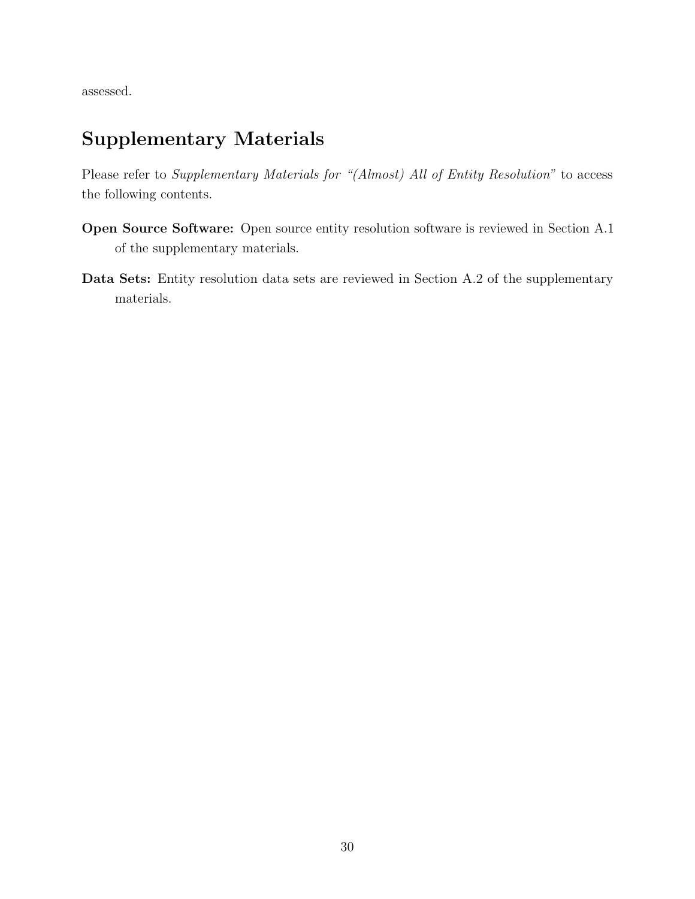assessed.

## Supplementary Materials

Please refer to *Supplementary Materials for "(Almost) All of Entity Resolution"* to access the following contents.

**Open Source Software:** Open source entity resolution software is reviewed in Section A.1 of the supplementary materials.

**Data Sets:** Entity resolution data sets are reviewed in Section A.2 of the supplementary materials.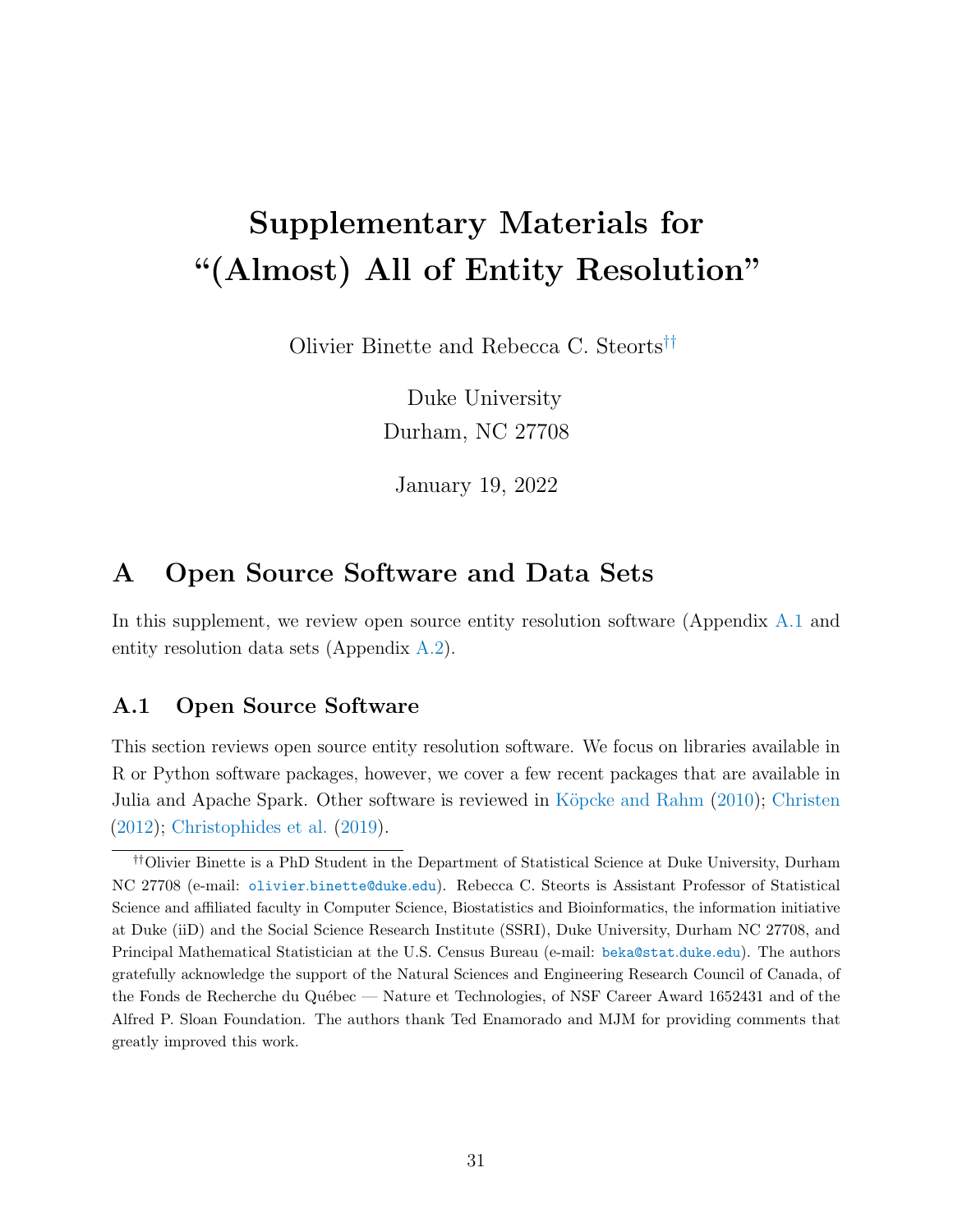// Supplementary Materials for "(Almost) All of Entity Resolution"

Olivier Binette and Rebecca C. Steorts[††]

Duke University
Durham, NC 27708

January 19, 2022

# A Open Source Software and Data Sets

In this supplement, we review open source entity resolution software (Appendix A.1 and entity resolution data sets (Appendix A.2).

## A.1 Open Source Software

This section reviews open source entity resolution software. We focus on libraries available in R or Python software packages, however, we cover a few recent packages that are available in Julia and Apache Spark. Other software is reviewed in Köpcke and Rahm (2010); Christen (2012); Christophides et al. (2019).

[††]Olivier Binette is a PhD Student in the Department of Statistical Science at Duke University, Durham NC 27708 (e-mail: olivier.binette@duke.edu). Rebecca C. Steorts is Assistant Professor of Statistical Science and affiliated faculty in Computer Science, Biostatistics and Bioinformatics, the information initiative at Duke (iiD) and the Social Science Research Institute (SSRI), Duke University, Durham NC 27708, and Principal Mathematical Statistician at the U.S. Census Bureau (e-mail: beka@stat.duke.edu). The authors gratefully acknowledge the support of the Natural Sciences and Engineering Research Council of Canada, of the Fonds de Recherche du Québec — Nature et Technologies, of NSF Career Award 1652431 and of the Alfred P. Sloan Foundation. The authors thank Ted Enamorado and MJM for providing comments that greatly improved this work.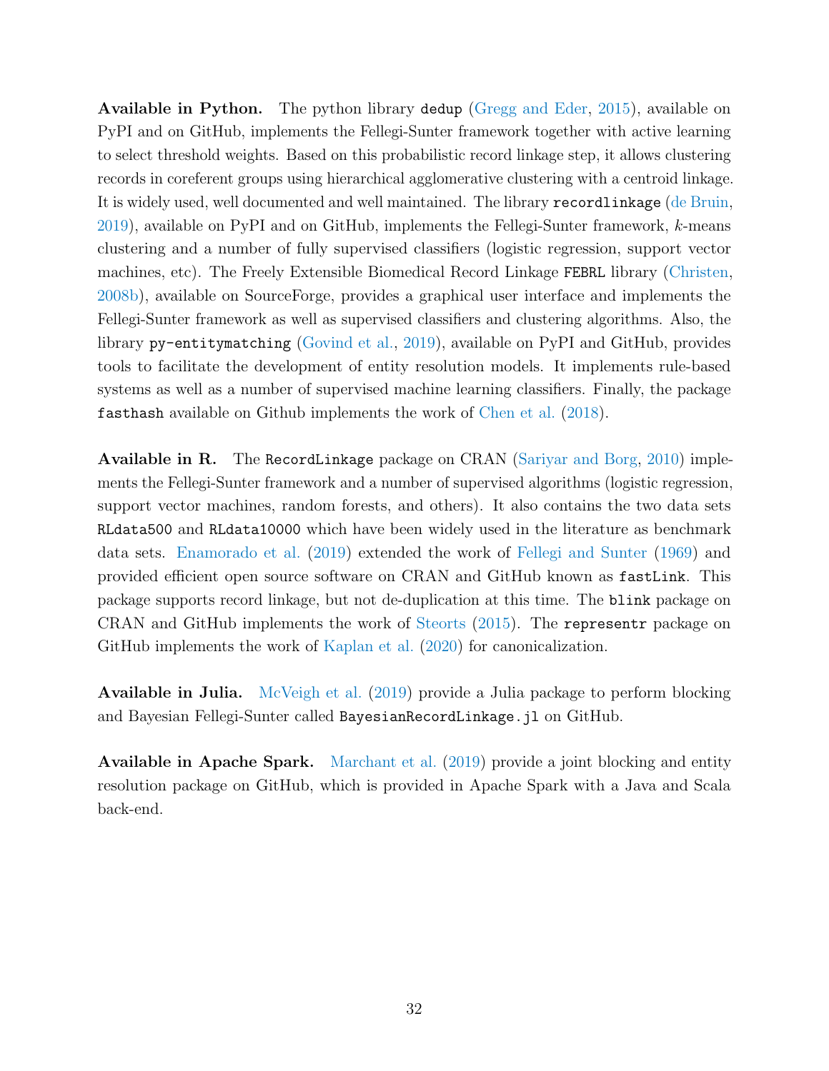**Available in Python.** The python library `dedup` (Gregg and Eder, 2015), available on PyPI and on GitHub, implements the Fellegi-Sunter framework together with active learning to select threshold weights. Based on this probabilistic record linkage step, it allows clustering records in coreferent groups using hierarchical agglomerative clustering with a centroid linkage. It is widely used, well documented and well maintained. The library `recordlinkage` (de Bruin, 2019), available on PyPI and on GitHub, implements the Fellegi-Sunter framework, $k$-means clustering and a number of fully supervised classifiers (logistic regression, support vector machines, etc). The Freely Extensible Biomedical Record Linkage `FEBRL` library (Christen, 2008b), available on SourceForge, provides a graphical user interface and implements the Fellegi-Sunter framework as well as supervised classifiers and clustering algorithms. Also, the library `py-entitymatching` (Govind et al., 2019), available on PyPI and GitHub, provides tools to facilitate the development of entity resolution models. It implements rule-based systems as well as a number of supervised machine learning classifiers. Finally, the package `fasthash` available on Github implements the work of Chen et al. (2018).

**Available in R.** The `RecordLinkage` package on CRAN (Sariyar and Borg, 2010) implements the Fellegi-Sunter framework and a number of supervised algorithms (logistic regression, support vector machines, random forests, and others). It also contains the two data sets `RLdata500` and `RLdata10000` which have been widely used in the literature as benchmark data sets. Enamorado et al. (2019) extended the work of Fellegi and Sunter (1969) and provided efficient open source software on CRAN and GitHub known as `fastLink`. This package supports record linkage, but not de-duplication at this time. The `blink` package on CRAN and GitHub implements the work of Steorts (2015). The `representr` package on GitHub implements the work of Kaplan et al. (2020) for canonicalization.

**Available in Julia.** McVeigh et al. (2019) provide a Julia package to perform blocking and Bayesian Fellegi-Sunter called `BayesianRecordLinkage.jl` on GitHub.

**Available in Apache Spark.** Marchant et al. (2019) provide a joint blocking and entity resolution package on GitHub, which is provided in Apache Spark with a Java and Scala back-end.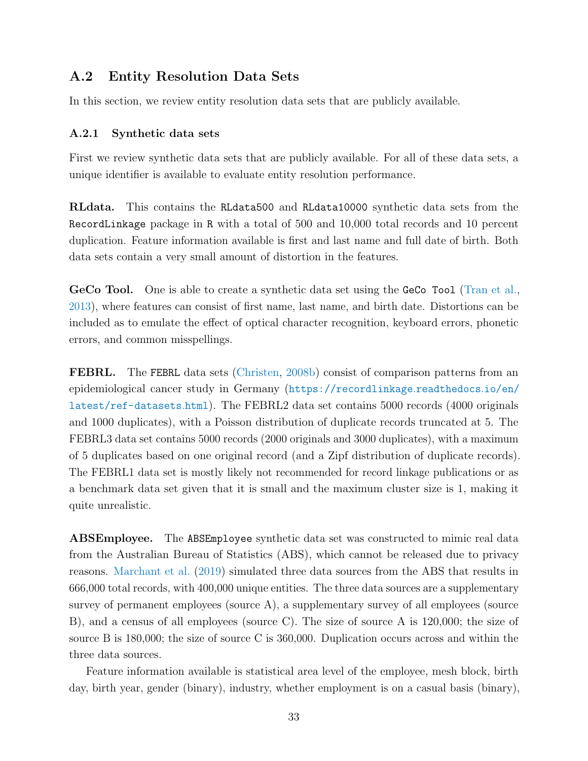## A.2 Entity Resolution Data Sets

In this section, we review entity resolution data sets that are publicly available.

### A.2.1 Synthetic data sets

First we review synthetic data sets that are publicly available. For all of these data sets, a unique identifier is available to evaluate entity resolution performance.

**RLdata.** This contains the `RLdata500` and `RLdata10000` synthetic data sets from the `RecordLinkage` package in `R` with a total of 500 and 10,000 total records and 10 percent duplication. Feature information available is first and last name and full date of birth. Both data sets contain a very small amount of distortion in the features.

**GeCo Tool.** One is able to create a synthetic data set using the `GeCo Tool` (Tran et al., 2013), where features can consist of first name, last name, and birth date. Distortions can be included as to emulate the effect of optical character recognition, keyboard errors, phonetic errors, and common misspellings.

**FEBRL.** The `FEBRL` data sets (Christen, 2008b) consist of comparison patterns from an epidemiological cancer study in Germany (https://recordlinkage.readthedocs.io/en/latest/ref-datasets.html). The FEBRL2 data set contains 5000 records (4000 originals and 1000 duplicates), with a Poisson distribution of duplicate records truncated at 5. The FEBRL3 data set contains 5000 records (2000 originals and 3000 duplicates), with a maximum of 5 duplicates based on one original record (and a Zipf distribution of duplicate records). The FEBRL1 data set is mostly likely not recommended for record linkage publications or as a benchmark data set given that it is small and the maximum cluster size is 1, making it quite unrealistic.

**ABSEmployee.** The `ABSEmployee` synthetic data set was constructed to mimic real data from the Australian Bureau of Statistics (ABS), which cannot be released due to privacy reasons. Marchant et al. (2019) simulated three data sources from the ABS that results in 666,000 total records, with 400,000 unique entities. The three data sources are a supplementary survey of permanent employees (source A), a supplementary survey of all employees (source B), and a census of all employees (source C). The size of source A is 120,000; the size of source B is 180,000; the size of source C is 360,000. Duplication occurs across and within the three data sources.

Feature information available is statistical area level of the employee, mesh block, birth day, birth year, gender (binary), industry, whether employment is on a casual basis (binary),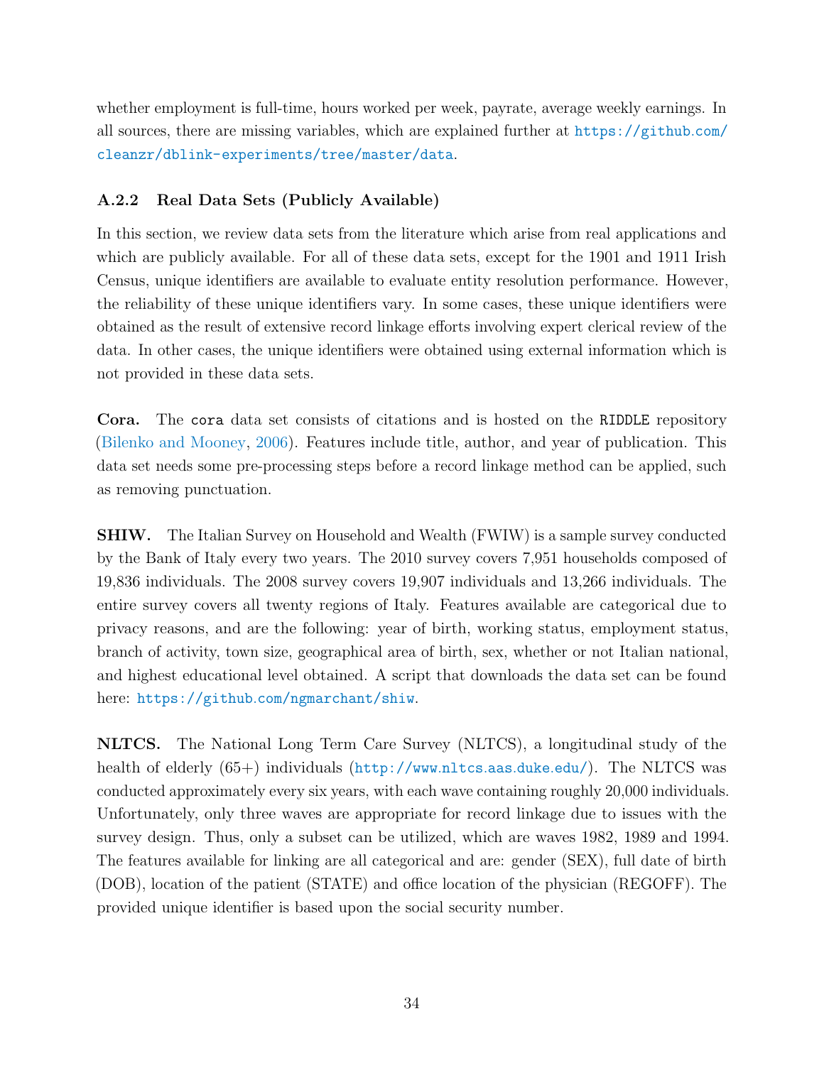whether employment is full-time, hours worked per week, payrate, average weekly earnings. In all sources, there are missing variables, which are explained further at https://github.com/cleanzr/dblink-experiments/tree/master/data.

### A.2.2 Real Data Sets (Publicly Available)

In this section, we review data sets from the literature which arise from real applications and which are publicly available. For all of these data sets, except for the 1901 and 1911 Irish Census, unique identifiers are available to evaluate entity resolution performance. However, the reliability of these unique identifiers vary. In some cases, these unique identifiers were obtained as the result of extensive record linkage efforts involving expert clerical review of the data. In other cases, the unique identifiers were obtained using external information which is not provided in these data sets.

**Cora.** The `cora` data set consists of citations and is hosted on the `RIDDLE` repository (Bilenko and Mooney, 2006). Features include title, author, and year of publication. This data set needs some pre-processing steps before a record linkage method can be applied, such as removing punctuation.

**SHIW.** The Italian Survey on Household and Wealth (FWIW) is a sample survey conducted by the Bank of Italy every two years. The 2010 survey covers 7,951 households composed of 19,836 individuals. The 2008 survey covers 19,907 individuals and 13,266 individuals. The entire survey covers all twenty regions of Italy. Features available are categorical due to privacy reasons, and are the following: year of birth, working status, employment status, branch of activity, town size, geographical area of birth, sex, whether or not Italian national, and highest educational level obtained. A script that downloads the data set can be found here: https://github.com/ngmarchant/shiw.

**NLTCS.** The National Long Term Care Survey (NLTCS), a longitudinal study of the health of elderly (65+) individuals (http://www.nltcs.aas.duke.edu/). The NLTCS was conducted approximately every six years, with each wave containing roughly 20,000 individuals. Unfortunately, only three waves are appropriate for record linkage due to issues with the survey design. Thus, only a subset can be utilized, which are waves 1982, 1989 and 1994. The features available for linking are all categorical and are: gender (SEX), full date of birth (DOB), location of the patient (STATE) and office location of the physician (REGOFF). The provided unique identifier is based upon the social security number.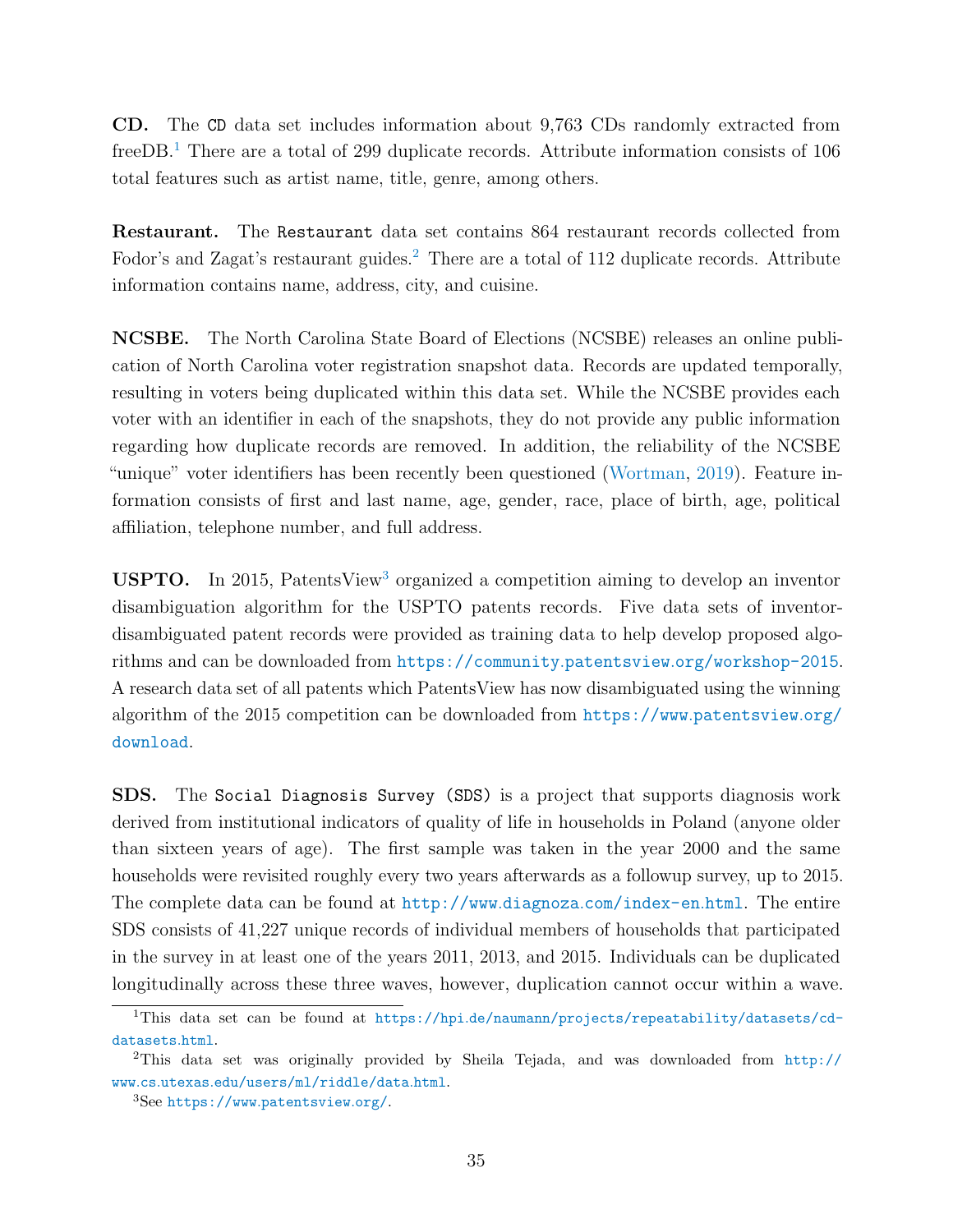**CD.** The `CD` data set includes information about 9,763 CDs randomly extracted from freeDB.[1] There are a total of 299 duplicate records. Attribute information consists of 106 total features such as artist name, title, genre, among others.

**Restaurant.** The `Restaurant` data set contains 864 restaurant records collected from Fodor's and Zagat's restaurant guides.[2] There are a total of 112 duplicate records. Attribute information contains name, address, city, and cuisine.

**NCSBE.** The North Carolina State Board of Elections (NCSBE) releases an online publication of North Carolina voter registration snapshot data. Records are updated temporally, resulting in voters being duplicated within this data set. While the NCSBE provides each voter with an identifier in each of the snapshots, they do not provide any public information regarding how duplicate records are removed. In addition, the reliability of the NCSBE "unique" voter identifiers has been recently been questioned (Wortman, 2019). Feature information consists of first and last name, age, gender, race, place of birth, age, political affiliation, telephone number, and full address.

**USPTO.** In 2015, PatentsView[3] organized a competition aiming to develop an inventor disambiguation algorithm for the USPTO patents records. Five data sets of inventor-disambiguated patent records were provided as training data to help develop proposed algorithms and can be downloaded from https://community.patentsview.org/workshop-2015. A research data set of all patents which PatentsView has now disambiguated using the winning algorithm of the 2015 competition can be downloaded from https://www.patentsview.org/download.

**SDS.** The `Social Diagnosis Survey (SDS)` is a project that supports diagnosis work derived from institutional indicators of quality of life in households in Poland (anyone older than sixteen years of age). The first sample was taken in the year 2000 and the same households were revisited roughly every two years afterwards as a followup survey, up to 2015. The complete data can be found at http://www.diagnoza.com/index-en.html. The entire SDS consists of 41,227 unique records of individual members of households that participated in the survey in at least one of the years 2011, 2013, and 2015. Individuals can be duplicated longitudinally across these three waves, however, duplication cannot occur within a wave.

---

[1] This data set can be found at https://hpi.de/naumann/projects/repeatability/datasets/cd-datasets.html.

[2] This data set was originally provided by Sheila Tejada, and was downloaded from http://www.cs.utexas.edu/users/ml/riddle/data.html.

[3] See https://www.patentsview.org/.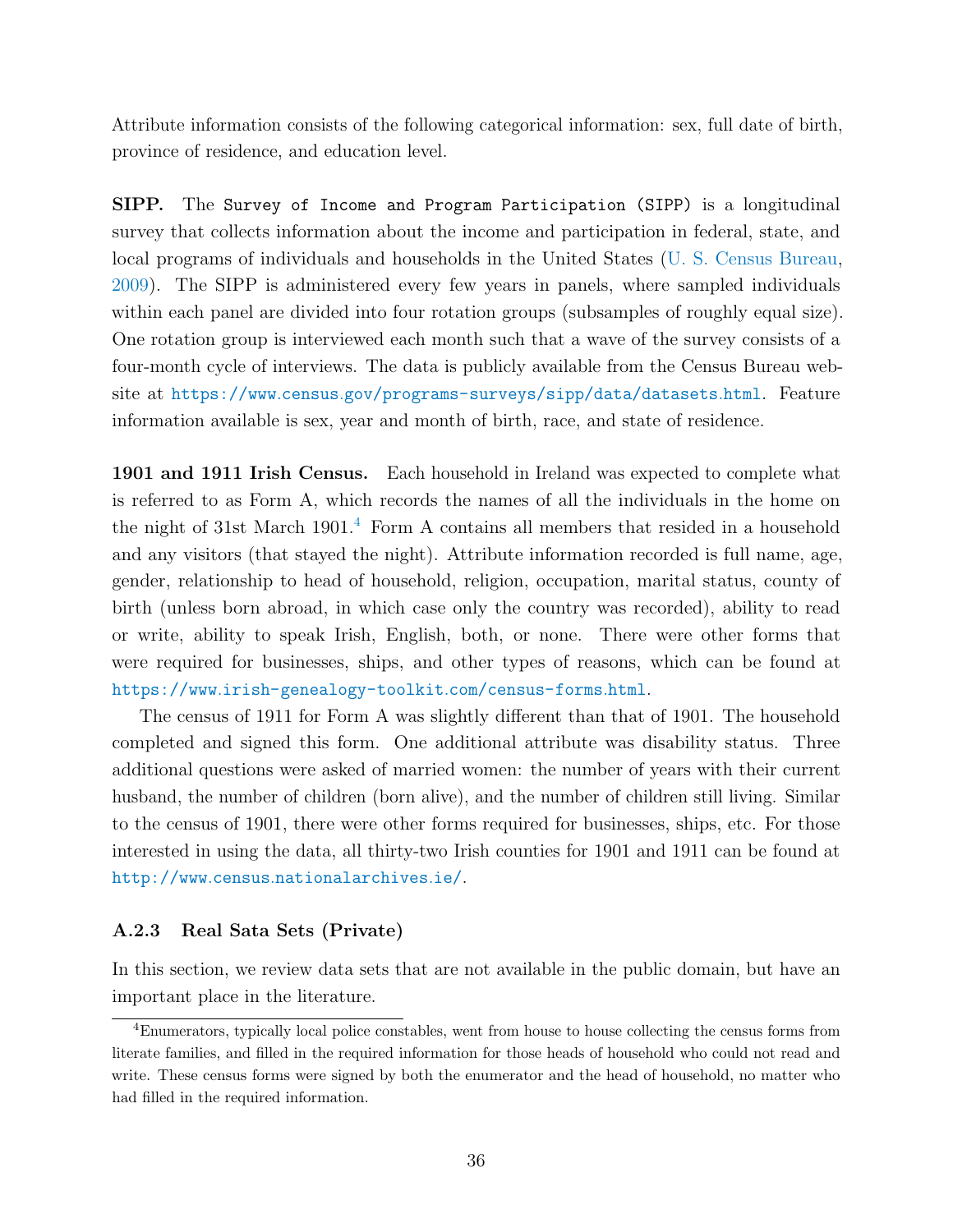Attribute information consists of the following categorical information: sex, full date of birth, province of residence, and education level.

**SIPP.** The `Survey of Income and Program Participation (SIPP)` is a longitudinal survey that collects information about the income and participation in federal, state, and local programs of individuals and households in the United States (U. S. Census Bureau, 2009). The SIPP is administered every few years in panels, where sampled individuals within each panel are divided into four rotation groups (subsamples of roughly equal size). One rotation group is interviewed each month such that a wave of the survey consists of a four-month cycle of interviews. The data is publicly available from the Census Bureau website at https://www.census.gov/programs-surveys/sipp/data/datasets.html. Feature information available is sex, year and month of birth, race, and state of residence.

**1901 and 1911 Irish Census.** Each household in Ireland was expected to complete what is referred to as Form A, which records the names of all the individuals in the home on the night of 31st March 1901.[4] Form A contains all members that resided in a household and any visitors (that stayed the night). Attribute information recorded is full name, age, gender, relationship to head of household, religion, occupation, marital status, county of birth (unless born abroad, in which case only the country was recorded), ability to read or write, ability to speak Irish, English, both, or none. There were other forms that were required for businesses, ships, and other types of reasons, which can be found at https://www.irish-genealogy-toolkit.com/census-forms.html.

The census of 1911 for Form A was slightly different than that of 1901. The household completed and signed this form. One additional attribute was disability status. Three additional questions were asked of married women: the number of years with their current husband, the number of children (born alive), and the number of children still living. Similar to the census of 1901, there were other forms required for businesses, ships, etc. For those interested in using the data, all thirty-two Irish counties for 1901 and 1911 can be found at http://www.census.nationalarchives.ie/.

### A.2.3 Real Sata Sets (Private)

In this section, we review data sets that are not available in the public domain, but have an important place in the literature.

[4] Enumerators, typically local police constables, went from house to house collecting the census forms from literate families, and filled in the required information for those heads of household who could not read and write. These census forms were signed by both the enumerator and the head of household, no matter who had filled in the required information.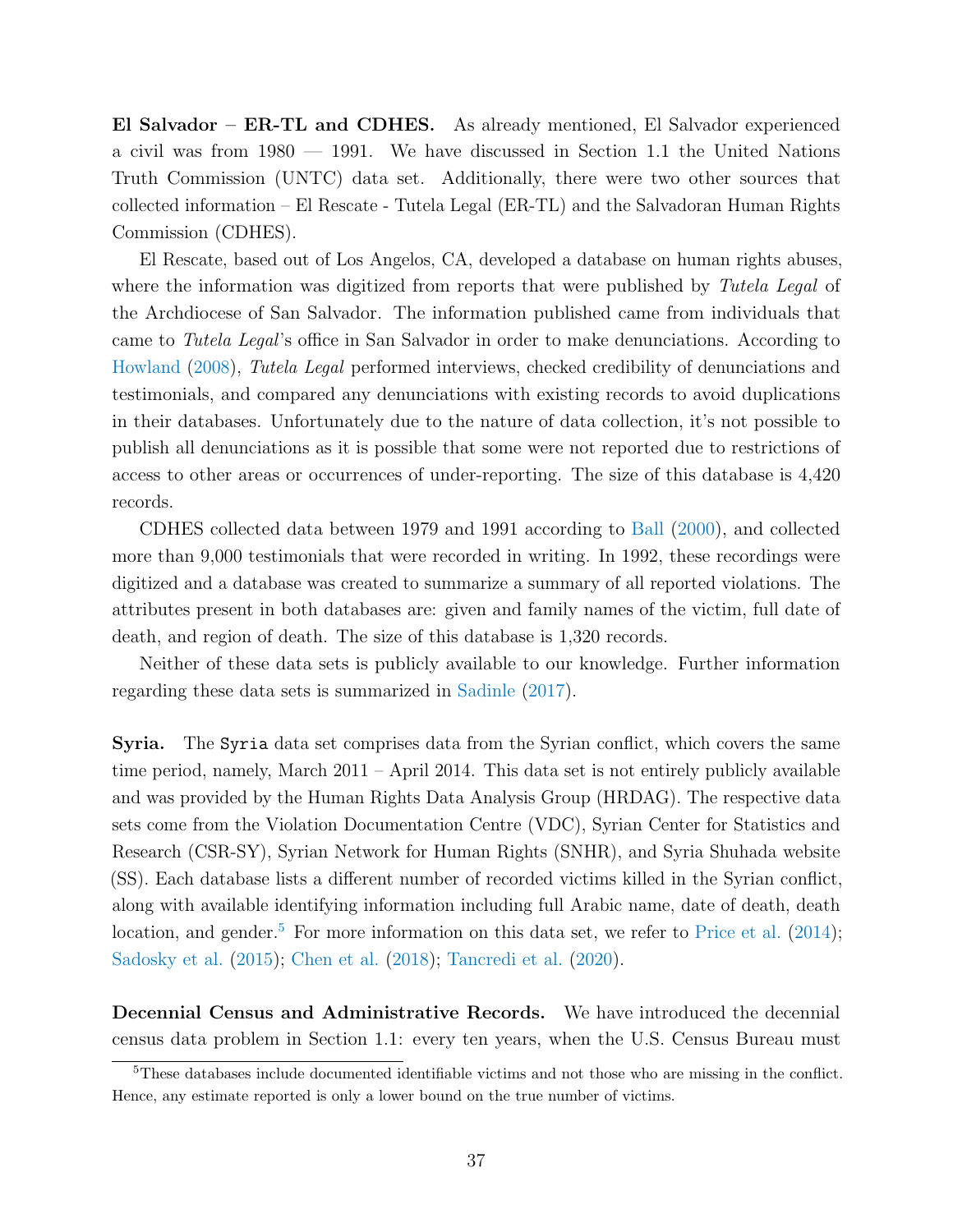**El Salvador – ER-TL and CDHES.** As already mentioned, El Salvador experienced a civil was from 1980 — 1991. We have discussed in Section 1.1 the United Nations Truth Commission (UNTC) data set. Additionally, there were two other sources that collected information – El Rescate - Tutela Legal (ER-TL) and the Salvadoran Human Rights Commission (CDHES).

El Rescate, based out of Los Angelos, CA, developed a database on human rights abuses, where the information was digitized from reports that were published by *Tutela Legal* of the Archdiocese of San Salvador. The information published came from individuals that came to *Tutela Legal*'s office in San Salvador in order to make denunciations. According to Howland (2008), *Tutela Legal* performed interviews, checked credibility of denunciations and testimonials, and compared any denunciations with existing records to avoid duplications in their databases. Unfortunately due to the nature of data collection, it's not possible to publish all denunciations as it is possible that some were not reported due to restrictions of access to other areas or occurrences of under-reporting. The size of this database is 4,420 records.

CDHES collected data between 1979 and 1991 according to Ball (2000), and collected more than 9,000 testimonials that were recorded in writing. In 1992, these recordings were digitized and a database was created to summarize a summary of all reported violations. The attributes present in both databases are: given and family names of the victim, full date of death, and region of death. The size of this database is 1,320 records.

Neither of these data sets is publicly available to our knowledge. Further information regarding these data sets is summarized in Sadinle (2017).

**Syria.** The `Syria` data set comprises data from the Syrian conflict, which covers the same time period, namely, March 2011 – April 2014. This data set is not entirely publicly available and was provided by the Human Rights Data Analysis Group (HRDAG). The respective data sets come from the Violation Documentation Centre (VDC), Syrian Center for Statistics and Research (CSR-SY), Syrian Network for Human Rights (SNHR), and Syria Shuhada website (SS). Each database lists a different number of recorded victims killed in the Syrian conflict, along with available identifying information including full Arabic name, date of death, death location, and gender.[5] For more information on this data set, we refer to Price et al. (2014); Sadosky et al. (2015); Chen et al. (2018); Tancredi et al. (2020).

**Decennial Census and Administrative Records.** We have introduced the decennial census data problem in Section 1.1: every ten years, when the U.S. Census Bureau must

[5]These databases include documented identifiable victims and not those who are missing in the conflict. Hence, any estimate reported is only a lower bound on the true number of victims.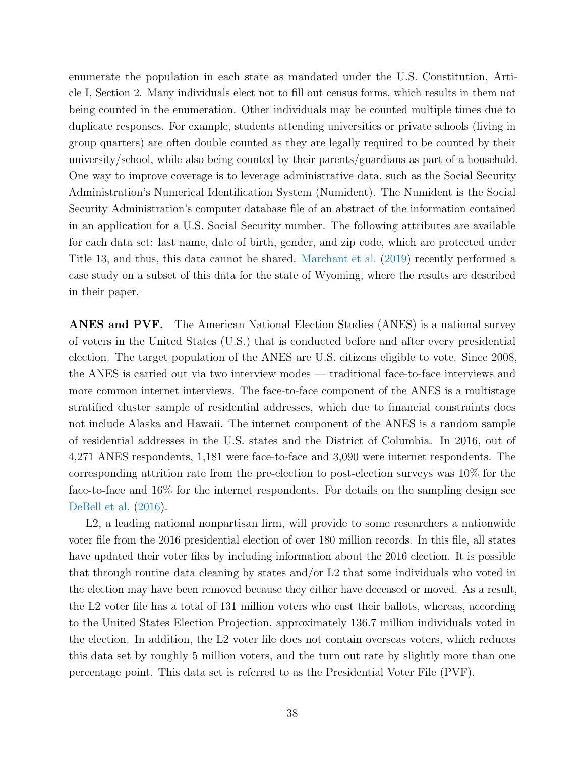enumerate the population in each state as mandated under the U.S. Constitution, Article I, Section 2. Many individuals elect not to fill out census forms, which results in them not being counted in the enumeration. Other individuals may be counted multiple times due to duplicate responses. For example, students attending universities or private schools (living in group quarters) are often double counted as they are legally required to be counted by their university/school, while also being counted by their parents/guardians as part of a household. One way to improve coverage is to leverage administrative data, such as the Social Security Administration's Numerical Identification System (Numident). The Numident is the Social Security Administration's computer database file of an abstract of the information contained in an application for a U.S. Social Security number. The following attributes are available for each data set: last name, date of birth, gender, and zip code, which are protected under Title 13, and thus, this data cannot be shared. Marchant et al. (2019) recently performed a case study on a subset of this data for the state of Wyoming, where the results are described in their paper.

**ANES and PVF.** The American National Election Studies (ANES) is a national survey of voters in the United States (U.S.) that is conducted before and after every presidential election. The target population of the ANES are U.S. citizens eligible to vote. Since 2008, the ANES is carried out via two interview modes — traditional face-to-face interviews and more common internet interviews. The face-to-face component of the ANES is a multistage stratified cluster sample of residential addresses, which due to financial constraints does not include Alaska and Hawaii. The internet component of the ANES is a random sample of residential addresses in the U.S. states and the District of Columbia. In 2016, out of 4,271 ANES respondents, 1,181 were face-to-face and 3,090 were internet respondents. The corresponding attrition rate from the pre-election to post-election surveys was 10% for the face-to-face and 16% for the internet respondents. For details on the sampling design see DeBell et al. (2016).

L2, a leading national nonpartisan firm, will provide to some researchers a nationwide voter file from the 2016 presidential election of over 180 million records. In this file, all states have updated their voter files by including information about the 2016 election. It is possible that through routine data cleaning by states and/or L2 that some individuals who voted in the election may have been removed because they either have deceased or moved. As a result, the L2 voter file has a total of 131 million voters who cast their ballots, whereas, according to the United States Election Projection, approximately 136.7 million individuals voted in the election. In addition, the L2 voter file does not contain overseas voters, which reduces this data set by roughly 5 million voters, and the turn out rate by slightly more than one percentage point. This data set is referred to as the Presidential Voter File (PVF).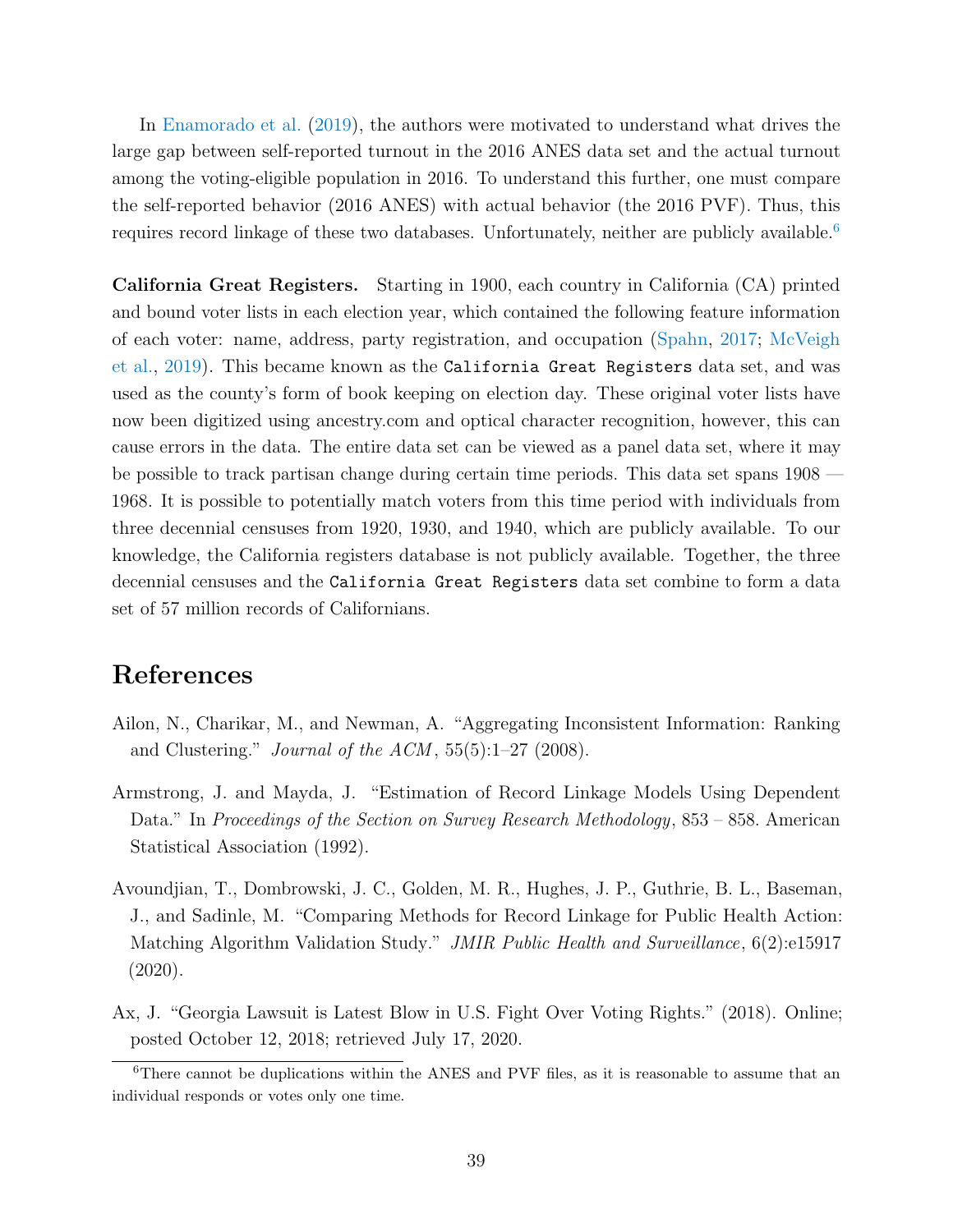In Enamorado et al. (2019), the authors were motivated to understand what drives the large gap between self-reported turnout in the 2016 ANES data set and the actual turnout among the voting-eligible population in 2016. To understand this further, one must compare the self-reported behavior (2016 ANES) with actual behavior (the 2016 PVF). Thus, this requires record linkage of these two databases. Unfortunately, neither are publicly available.[6]

**California Great Registers.** Starting in 1900, each country in California (CA) printed and bound voter lists in each election year, which contained the following feature information of each voter: name, address, party registration, and occupation (Spahn, 2017; McVeigh et al., 2019). This became known as the `California Great Registers` data set, and was used as the county's form of book keeping on election day. These original voter lists have now been digitized using ancestry.com and optical character recognition, however, this can cause errors in the data. The entire data set can be viewed as a panel data set, where it may be possible to track partisan change during certain time periods. This data set spans 1908 — 1968. It is possible to potentially match voters from this time period with individuals from three decennial censuses from 1920, 1930, and 1940, which are publicly available. To our knowledge, the California registers database is not publicly available. Together, the three decennial censuses and the `California Great Registers` data set combine to form a data set of 57 million records of Californians.

## References

Ailon, N., Charikar, M., and Newman, A. "Aggregating Inconsistent Information: Ranking and Clustering." *Journal of the ACM*, 55(5):1–27 (2008).

Armstrong, J. and Mayda, J. "Estimation of Record Linkage Models Using Dependent Data." In *Proceedings of the Section on Survey Research Methodology*, 853 – 858. American Statistical Association (1992).

Avoundjian, T., Dombrowski, J. C., Golden, M. R., Hughes, J. P., Guthrie, B. L., Baseman, J., and Sadinle, M. "Comparing Methods for Record Linkage for Public Health Action: Matching Algorithm Validation Study." *JMIR Public Health and Surveillance*, 6(2):e15917 (2020).

Ax, J. "Georgia Lawsuit is Latest Blow in U.S. Fight Over Voting Rights." (2018). Online; posted October 12, 2018; retrieved July 17, 2020.

[6] There cannot be duplications within the ANES and PVF files, as it is reasonable to assume that an individual responds or votes only one time.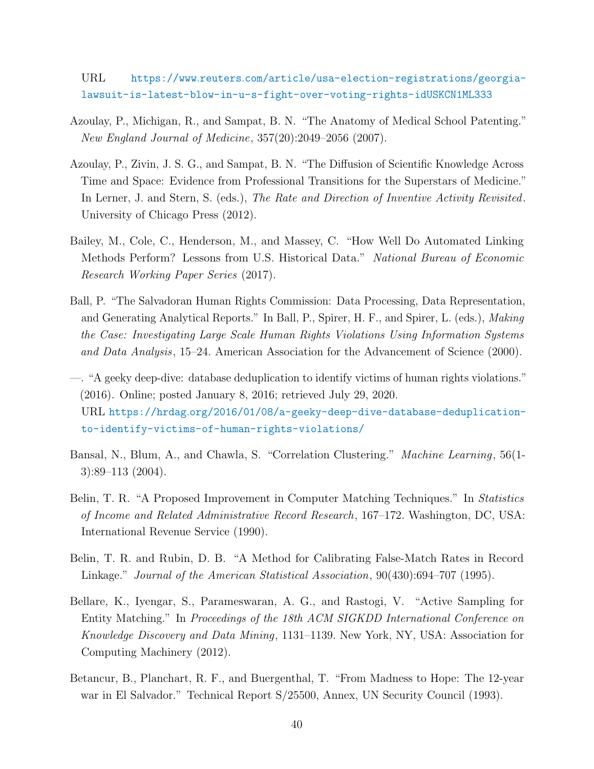URL https://www.reuters.com/article/usa-election-registrations/georgia-lawsuit-is-latest-blow-in-u-s-fight-over-voting-rights-idUSKCN1ML333

Azoulay, P., Michigan, R., and Sampat, B. N. "The Anatomy of Medical School Patenting." *New England Journal of Medicine*, 357(20):2049–2056 (2007).

Azoulay, P., Zivin, J. S. G., and Sampat, B. N. "The Diffusion of Scientific Knowledge Across Time and Space: Evidence from Professional Transitions for the Superstars of Medicine." In Lerner, J. and Stern, S. (eds.), *The Rate and Direction of Inventive Activity Revisited*. University of Chicago Press (2012).

Bailey, M., Cole, C., Henderson, M., and Massey, C. "How Well Do Automated Linking Methods Perform? Lessons from U.S. Historical Data." *National Bureau of Economic Research Working Paper Series* (2017).

Ball, P. "The Salvadoran Human Rights Commission: Data Processing, Data Representation, and Generating Analytical Reports." In Ball, P., Spirer, H. F., and Spirer, L. (eds.), *Making the Case: Investigating Large Scale Human Rights Violations Using Information Systems and Data Analysis*, 15–24. American Association for the Advancement of Science (2000).

—. "A geeky deep-dive: database deduplication to identify victims of human rights violations." (2016). Online; posted January 8, 2016; retrieved July 29, 2020.
URL https://hrdag.org/2016/01/08/a-geeky-deep-dive-database-deduplication-to-identify-victims-of-human-rights-violations/

Bansal, N., Blum, A., and Chawla, S. "Correlation Clustering." *Machine Learning*, 56(1-3):89–113 (2004).

Belin, T. R. "A Proposed Improvement in Computer Matching Techniques." In *Statistics of Income and Related Administrative Record Research*, 167–172. Washington, DC, USA: International Revenue Service (1990).

Belin, T. R. and Rubin, D. B. "A Method for Calibrating False-Match Rates in Record Linkage." *Journal of the American Statistical Association*, 90(430):694–707 (1995).

Bellare, K., Iyengar, S., Parameswaran, A. G., and Rastogi, V. "Active Sampling for Entity Matching." In *Proceedings of the 18th ACM SIGKDD International Conference on Knowledge Discovery and Data Mining*, 1131–1139. New York, NY, USA: Association for Computing Machinery (2012).

Betancur, B., Planchart, R. F., and Buergenthal, T. "From Madness to Hope: The 12-year war in El Salvador." Technical Report S/25500, Annex, UN Security Council (1993).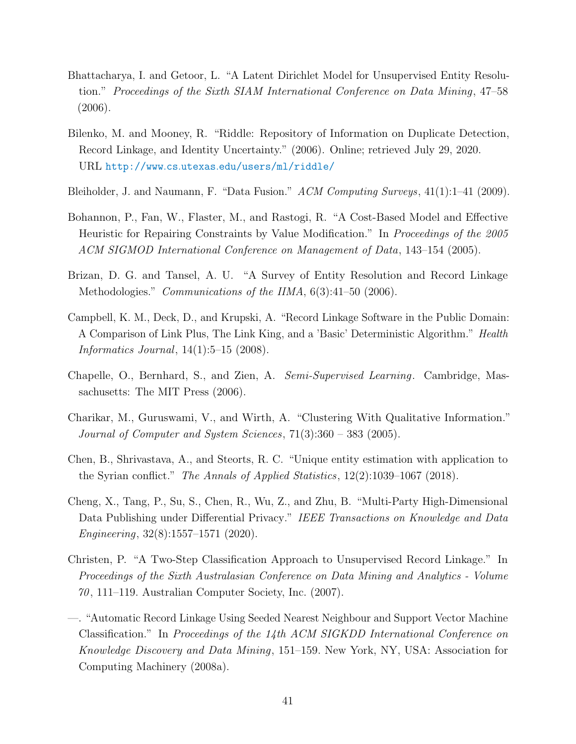Bhattacharya, I. and Getoor, L. "A Latent Dirichlet Model for Unsupervised Entity Resolution." *Proceedings of the Sixth SIAM International Conference on Data Mining*, 47–58 (2006).

Bilenko, M. and Mooney, R. "Riddle: Repository of Information on Duplicate Detection, Record Linkage, and Identity Uncertainty." (2006). Online; retrieved July 29, 2020. URL http://www.cs.utexas.edu/users/ml/riddle/

Bleiholder, J. and Naumann, F. "Data Fusion." *ACM Computing Surveys*, 41(1):1–41 (2009).

Bohannon, P., Fan, W., Flaster, M., and Rastogi, R. "A Cost-Based Model and Effective Heuristic for Repairing Constraints by Value Modification." In *Proceedings of the 2005 ACM SIGMOD International Conference on Management of Data*, 143–154 (2005).

Brizan, D. G. and Tansel, A. U. "A Survey of Entity Resolution and Record Linkage Methodologies." *Communications of the IIMA*, 6(3):41–50 (2006).

Campbell, K. M., Deck, D., and Krupski, A. "Record Linkage Software in the Public Domain: A Comparison of Link Plus, The Link King, and a 'Basic' Deterministic Algorithm." *Health Informatics Journal*, 14(1):5–15 (2008).

Chapelle, O., Bernhard, S., and Zien, A. *Semi-Supervised Learning*. Cambridge, Massachusetts: The MIT Press (2006).

Charikar, M., Guruswami, V., and Wirth, A. "Clustering With Qualitative Information." *Journal of Computer and System Sciences*, 71(3):360 – 383 (2005).

Chen, B., Shrivastava, A., and Steorts, R. C. "Unique entity estimation with application to the Syrian conflict." *The Annals of Applied Statistics*, 12(2):1039–1067 (2018).

Cheng, X., Tang, P., Su, S., Chen, R., Wu, Z., and Zhu, B. "Multi-Party High-Dimensional Data Publishing under Differential Privacy." *IEEE Transactions on Knowledge and Data Engineering*, 32(8):1557–1571 (2020).

Christen, P. "A Two-Step Classification Approach to Unsupervised Record Linkage." In *Proceedings of the Sixth Australasian Conference on Data Mining and Analytics - Volume 70*, 111–119. Australian Computer Society, Inc. (2007).

—. "Automatic Record Linkage Using Seeded Nearest Neighbour and Support Vector Machine Classification." In *Proceedings of the 14th ACM SIGKDD International Conference on Knowledge Discovery and Data Mining*, 151–159. New York, NY, USA: Association for Computing Machinery (2008a).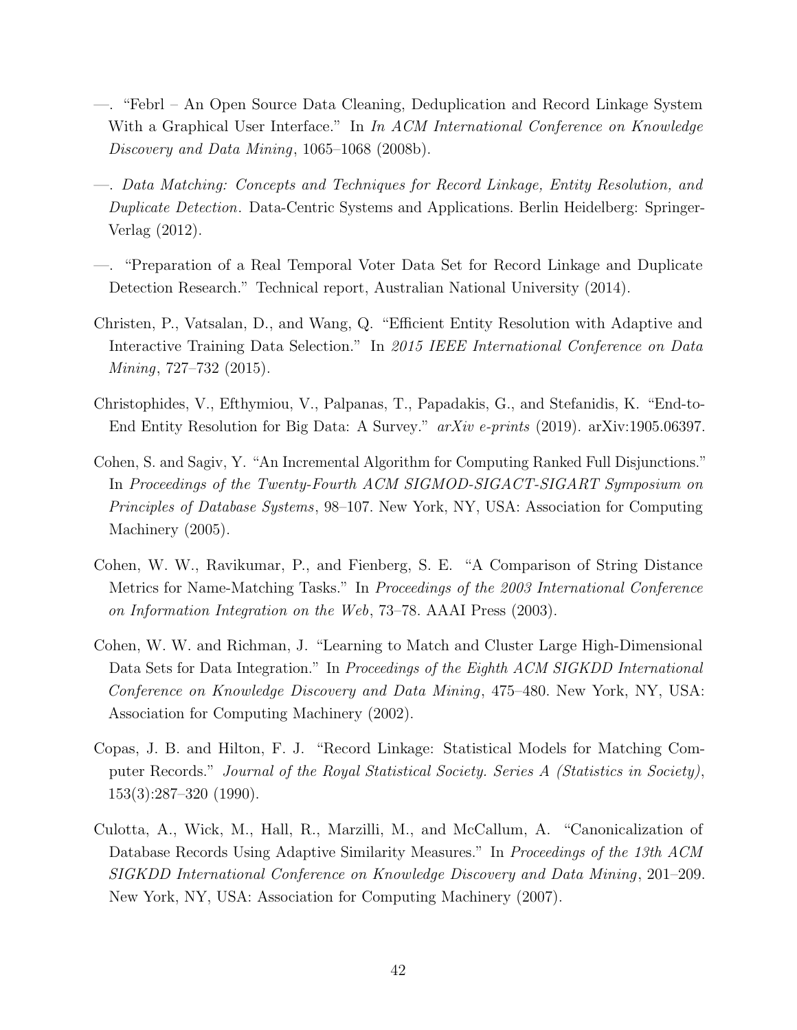—. "Febrl – An Open Source Data Cleaning, Deduplication and Record Linkage System With a Graphical User Interface." In *In ACM International Conference on Knowledge Discovery and Data Mining*, 1065–1068 (2008b).

—. *Data Matching: Concepts and Techniques for Record Linkage, Entity Resolution, and Duplicate Detection*. Data-Centric Systems and Applications. Berlin Heidelberg: Springer-Verlag (2012).

—. "Preparation of a Real Temporal Voter Data Set for Record Linkage and Duplicate Detection Research." Technical report, Australian National University (2014).

Christen, P., Vatsalan, D., and Wang, Q. "Efficient Entity Resolution with Adaptive and Interactive Training Data Selection." In *2015 IEEE International Conference on Data Mining*, 727–732 (2015).

Christophides, V., Efthymiou, V., Palpanas, T., Papadakis, G., and Stefanidis, K. "End-to-End Entity Resolution for Big Data: A Survey." *arXiv e-prints* (2019). arXiv:1905.06397.

Cohen, S. and Sagiv, Y. "An Incremental Algorithm for Computing Ranked Full Disjunctions." In *Proceedings of the Twenty-Fourth ACM SIGMOD-SIGACT-SIGART Symposium on Principles of Database Systems*, 98–107. New York, NY, USA: Association for Computing Machinery (2005).

Cohen, W. W., Ravikumar, P., and Fienberg, S. E. "A Comparison of String Distance Metrics for Name-Matching Tasks." In *Proceedings of the 2003 International Conference on Information Integration on the Web*, 73–78. AAAI Press (2003).

Cohen, W. W. and Richman, J. "Learning to Match and Cluster Large High-Dimensional Data Sets for Data Integration." In *Proceedings of the Eighth ACM SIGKDD International Conference on Knowledge Discovery and Data Mining*, 475–480. New York, NY, USA: Association for Computing Machinery (2002).

Copas, J. B. and Hilton, F. J. "Record Linkage: Statistical Models for Matching Computer Records." *Journal of the Royal Statistical Society. Series A (Statistics in Society)*, 153(3):287–320 (1990).

Culotta, A., Wick, M., Hall, R., Marzilli, M., and McCallum, A. "Canonicalization of Database Records Using Adaptive Similarity Measures." In *Proceedings of the 13th ACM SIGKDD International Conference on Knowledge Discovery and Data Mining*, 201–209. New York, NY, USA: Association for Computing Machinery (2007).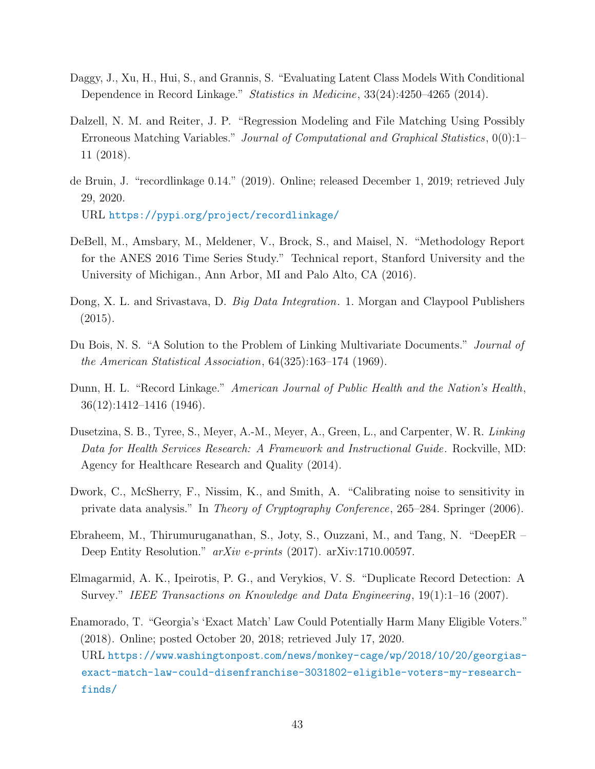Daggy, J., Xu, H., Hui, S., and Grannis, S. "Evaluating Latent Class Models With Conditional Dependence in Record Linkage." *Statistics in Medicine*, 33(24):4250–4265 (2014).

Dalzell, N. M. and Reiter, J. P. "Regression Modeling and File Matching Using Possibly Erroneous Matching Variables." *Journal of Computational and Graphical Statistics*, 0(0):1–11 (2018).

de Bruin, J. "recordlinkage 0.14." (2019). Online; released December 1, 2019; retrieved July 29, 2020.
URL https://pypi.org/project/recordlinkage/

DeBell, M., Amsbary, M., Meldener, V., Brock, S., and Maisel, N. "Methodology Report for the ANES 2016 Time Series Study." Technical report, Stanford University and the University of Michigan., Ann Arbor, MI and Palo Alto, CA (2016).

Dong, X. L. and Srivastava, D. *Big Data Integration*. 1. Morgan and Claypool Publishers (2015).

Du Bois, N. S. "A Solution to the Problem of Linking Multivariate Documents." *Journal of the American Statistical Association*, 64(325):163–174 (1969).

Dunn, H. L. "Record Linkage." *American Journal of Public Health and the Nation's Health*, 36(12):1412–1416 (1946).

Dusetzina, S. B., Tyree, S., Meyer, A.-M., Meyer, A., Green, L., and Carpenter, W. R. *Linking Data for Health Services Research: A Framework and Instructional Guide*. Rockville, MD: Agency for Healthcare Research and Quality (2014).

Dwork, C., McSherry, F., Nissim, K., and Smith, A. "Calibrating noise to sensitivity in private data analysis." In *Theory of Cryptography Conference*, 265–284. Springer (2006).

Ebraheem, M., Thirumuruganathan, S., Joty, S., Ouzzani, M., and Tang, N. "DeepER – Deep Entity Resolution." *arXiv e-prints* (2017). arXiv:1710.00597.

Elmagarmid, A. K., Ipeirotis, P. G., and Verykios, V. S. "Duplicate Record Detection: A Survey." *IEEE Transactions on Knowledge and Data Engineering*, 19(1):1–16 (2007).

Enamorado, T. "Georgia's 'Exact Match' Law Could Potentially Harm Many Eligible Voters." (2018). Online; posted October 20, 2018; retrieved July 17, 2020.
URL https://www.washingtonpost.com/news/monkey-cage/wp/2018/10/20/georgias-exact-match-law-could-disenfranchise-3031802-eligible-voters-my-research-finds/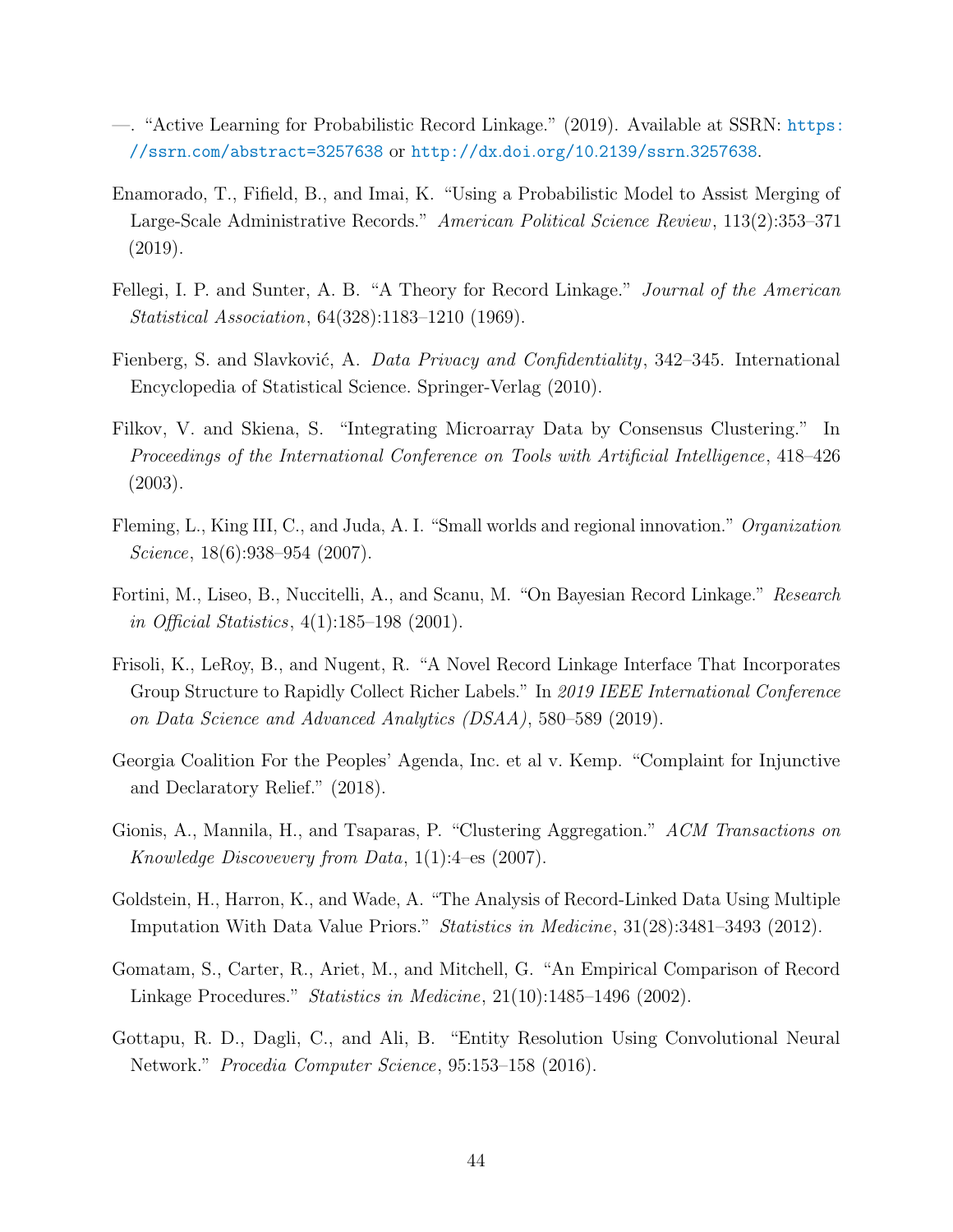—. "Active Learning for Probabilistic Record Linkage." (2019). Available at SSRN: https://ssrn.com/abstract=3257638 or http://dx.doi.org/10.2139/ssrn.3257638.

Enamorado, T., Fifield, B., and Imai, K. "Using a Probabilistic Model to Assist Merging of Large-Scale Administrative Records." *American Political Science Review*, 113(2):353–371 (2019).

Fellegi, I. P. and Sunter, A. B. "A Theory for Record Linkage." *Journal of the American Statistical Association*, 64(328):1183–1210 (1969).

Fienberg, S. and Slavković, A. *Data Privacy and Confidentiality*, 342–345. International Encyclopedia of Statistical Science. Springer-Verlag (2010).

Filkov, V. and Skiena, S. "Integrating Microarray Data by Consensus Clustering." In *Proceedings of the International Conference on Tools with Artificial Intelligence*, 418–426 (2003).

Fleming, L., King III, C., and Juda, A. I. "Small worlds and regional innovation." *Organization Science*, 18(6):938–954 (2007).

Fortini, M., Liseo, B., Nuccitelli, A., and Scanu, M. "On Bayesian Record Linkage." *Research in Official Statistics*, 4(1):185–198 (2001).

Frisoli, K., LeRoy, B., and Nugent, R. "A Novel Record Linkage Interface That Incorporates Group Structure to Rapidly Collect Richer Labels." In *2019 IEEE International Conference on Data Science and Advanced Analytics (DSAA)*, 580–589 (2019).

Georgia Coalition For the Peoples' Agenda, Inc. et al v. Kemp. "Complaint for Injunctive and Declaratory Relief." (2018).

Gionis, A., Mannila, H., and Tsaparas, P. "Clustering Aggregation." *ACM Transactions on Knowledge Discovevery from Data*, 1(1):4–es (2007).

Goldstein, H., Harron, K., and Wade, A. "The Analysis of Record-Linked Data Using Multiple Imputation With Data Value Priors." *Statistics in Medicine*, 31(28):3481–3493 (2012).

Gomatam, S., Carter, R., Ariet, M., and Mitchell, G. "An Empirical Comparison of Record Linkage Procedures." *Statistics in Medicine*, 21(10):1485–1496 (2002).

Gottapu, R. D., Dagli, C., and Ali, B. "Entity Resolution Using Convolutional Neural Network." *Procedia Computer Science*, 95:153–158 (2016).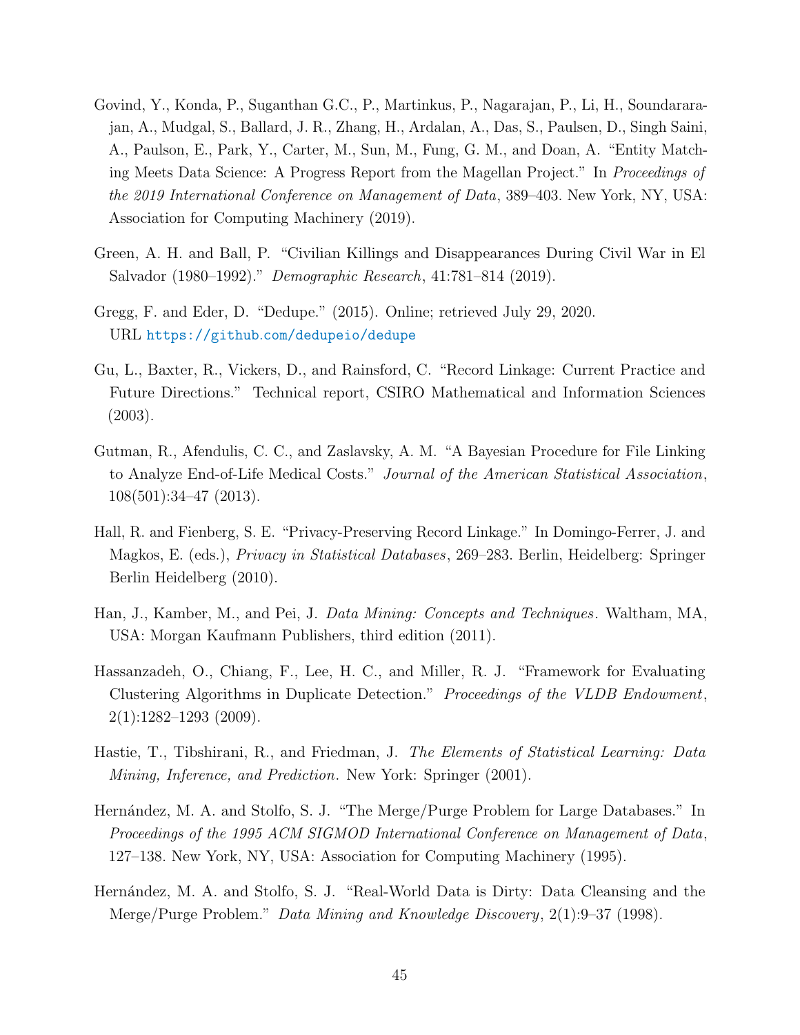Govind, Y., Konda, P., Suganthan G.C., P., Martinkus, P., Nagarajan, P., Li, H., Soundararajan, A., Mudgal, S., Ballard, J. R., Zhang, H., Ardalan, A., Das, S., Paulsen, D., Singh Saini, A., Paulson, E., Park, Y., Carter, M., Sun, M., Fung, G. M., and Doan, A. "Entity Matching Meets Data Science: A Progress Report from the Magellan Project." In *Proceedings of the 2019 International Conference on Management of Data*, 389–403. New York, NY, USA: Association for Computing Machinery (2019).

Green, A. H. and Ball, P. "Civilian Killings and Disappearances During Civil War in El Salvador (1980–1992)." *Demographic Research*, 41:781–814 (2019).

Gregg, F. and Eder, D. "Dedupe." (2015). Online; retrieved July 29, 2020. URL https://github.com/dedupeio/dedupe

Gu, L., Baxter, R., Vickers, D., and Rainsford, C. "Record Linkage: Current Practice and Future Directions." Technical report, CSIRO Mathematical and Information Sciences (2003).

Gutman, R., Afendulis, C. C., and Zaslavsky, A. M. "A Bayesian Procedure for File Linking to Analyze End-of-Life Medical Costs." *Journal of the American Statistical Association*, 108(501):34–47 (2013).

Hall, R. and Fienberg, S. E. "Privacy-Preserving Record Linkage." In Domingo-Ferrer, J. and Magkos, E. (eds.), *Privacy in Statistical Databases*, 269–283. Berlin, Heidelberg: Springer Berlin Heidelberg (2010).

Han, J., Kamber, M., and Pei, J. *Data Mining: Concepts and Techniques*. Waltham, MA, USA: Morgan Kaufmann Publishers, third edition (2011).

Hassanzadeh, O., Chiang, F., Lee, H. C., and Miller, R. J. "Framework for Evaluating Clustering Algorithms in Duplicate Detection." *Proceedings of the VLDB Endowment*, 2(1):1282–1293 (2009).

Hastie, T., Tibshirani, R., and Friedman, J. *The Elements of Statistical Learning: Data Mining, Inference, and Prediction*. New York: Springer (2001).

Hernández, M. A. and Stolfo, S. J. "The Merge/Purge Problem for Large Databases." In *Proceedings of the 1995 ACM SIGMOD International Conference on Management of Data*, 127–138. New York, NY, USA: Association for Computing Machinery (1995).

Hernández, M. A. and Stolfo, S. J. "Real-World Data is Dirty: Data Cleansing and the Merge/Purge Problem." *Data Mining and Knowledge Discovery*, 2(1):9–37 (1998).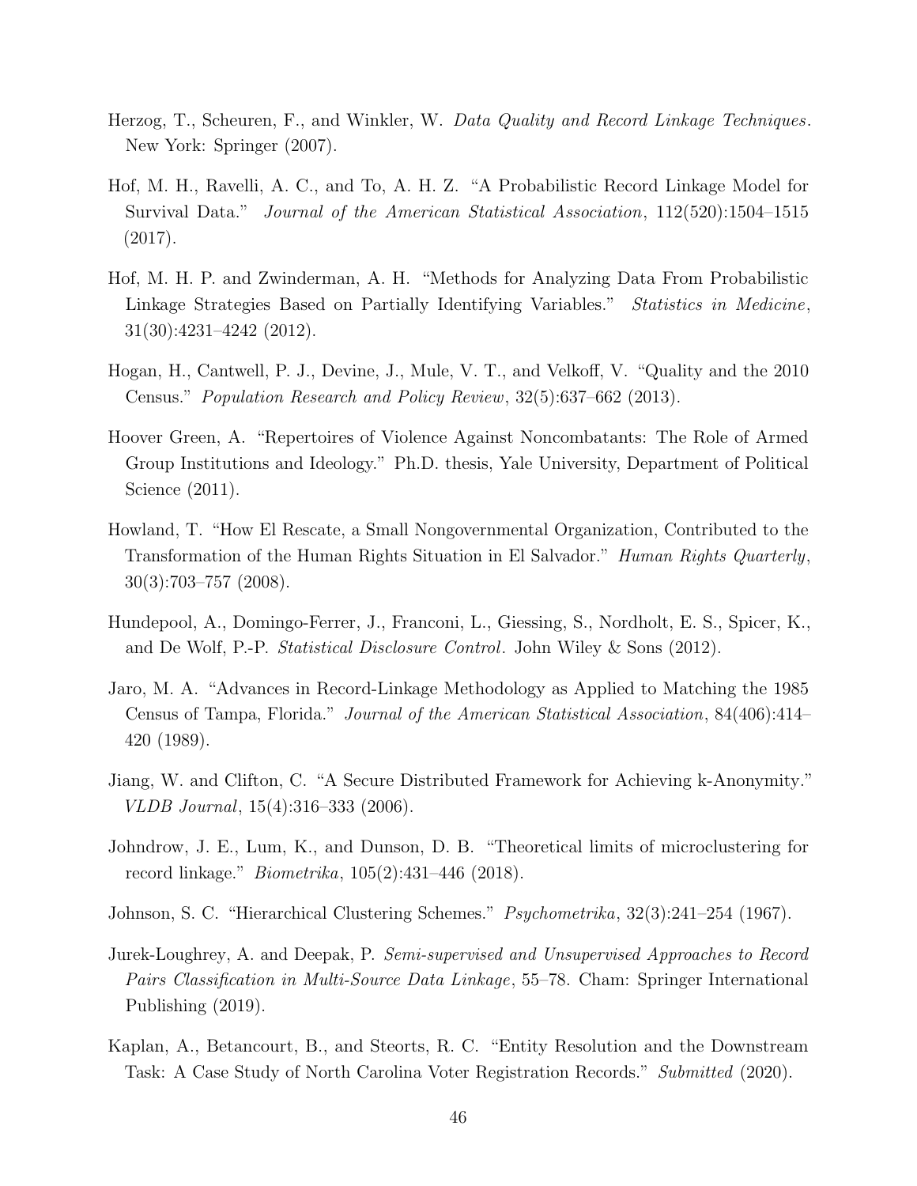Herzog, T., Scheuren, F., and Winkler, W. *Data Quality and Record Linkage Techniques*. New York: Springer (2007).

Hof, M. H., Ravelli, A. C., and To, A. H. Z. "A Probabilistic Record Linkage Model for Survival Data." *Journal of the American Statistical Association*, 112(520):1504–1515 (2017).

Hof, M. H. P. and Zwinderman, A. H. "Methods for Analyzing Data From Probabilistic Linkage Strategies Based on Partially Identifying Variables." *Statistics in Medicine*, 31(30):4231–4242 (2012).

Hogan, H., Cantwell, P. J., Devine, J., Mule, V. T., and Velkoff, V. "Quality and the 2010 Census." *Population Research and Policy Review*, 32(5):637–662 (2013).

Hoover Green, A. "Repertoires of Violence Against Noncombatants: The Role of Armed Group Institutions and Ideology." Ph.D. thesis, Yale University, Department of Political Science (2011).

Howland, T. "How El Rescate, a Small Nongovernmental Organization, Contributed to the Transformation of the Human Rights Situation in El Salvador." *Human Rights Quarterly*, 30(3):703–757 (2008).

Hundepool, A., Domingo-Ferrer, J., Franconi, L., Giessing, S., Nordholt, E. S., Spicer, K., and De Wolf, P.-P. *Statistical Disclosure Control*. John Wiley & Sons (2012).

Jaro, M. A. "Advances in Record-Linkage Methodology as Applied to Matching the 1985 Census of Tampa, Florida." *Journal of the American Statistical Association*, 84(406):414–420 (1989).

Jiang, W. and Clifton, C. "A Secure Distributed Framework for Achieving k-Anonymity." *VLDB Journal*, 15(4):316–333 (2006).

Johndrow, J. E., Lum, K., and Dunson, D. B. "Theoretical limits of microclustering for record linkage." *Biometrika*, 105(2):431–446 (2018).

Johnson, S. C. "Hierarchical Clustering Schemes." *Psychometrika*, 32(3):241–254 (1967).

Jurek-Loughrey, A. and Deepak, P. *Semi-supervised and Unsupervised Approaches to Record Pairs Classification in Multi-Source Data Linkage*, 55–78. Cham: Springer International Publishing (2019).

Kaplan, A., Betancourt, B., and Steorts, R. C. "Entity Resolution and the Downstream Task: A Case Study of North Carolina Voter Registration Records." *Submitted* (2020).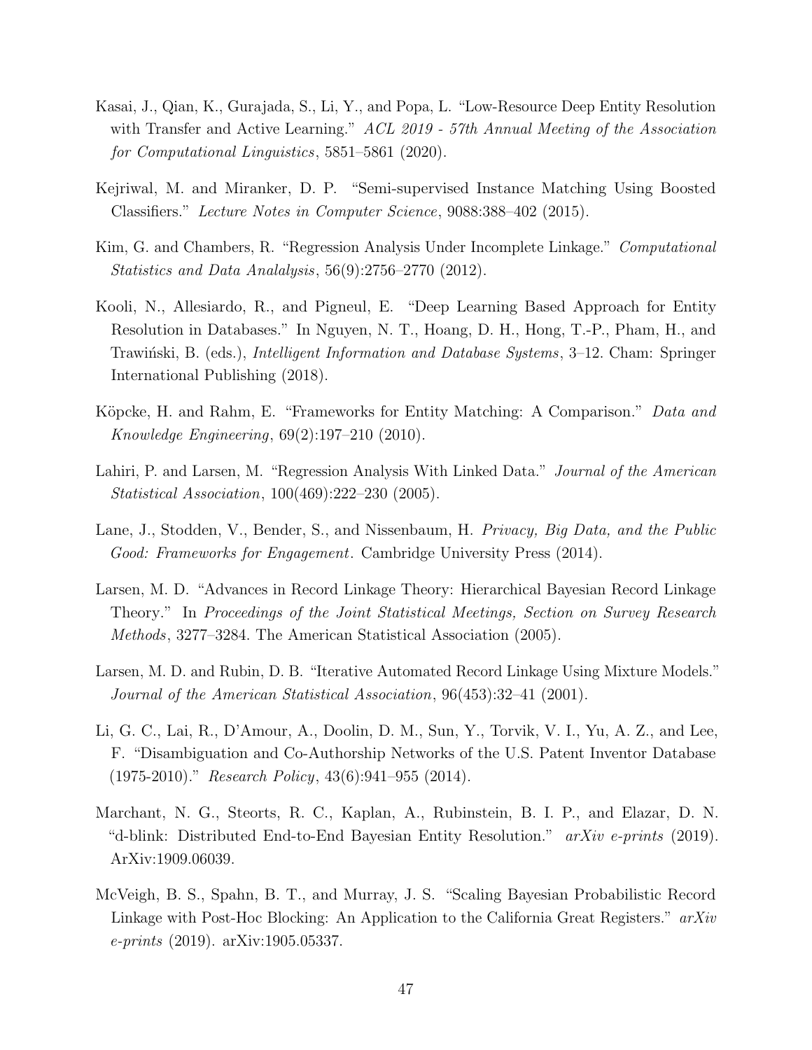Kasai, J., Qian, K., Gurajada, S., Li, Y., and Popa, L. "Low-Resource Deep Entity Resolution with Transfer and Active Learning." *ACL 2019 - 57th Annual Meeting of the Association for Computational Linguistics*, 5851–5861 (2020).

Kejriwal, M. and Miranker, D. P. "Semi-supervised Instance Matching Using Boosted Classifiers." *Lecture Notes in Computer Science*, 9088:388–402 (2015).

Kim, G. and Chambers, R. "Regression Analysis Under Incomplete Linkage." *Computational Statistics and Data Analalysis*, 56(9):2756–2770 (2012).

Kooli, N., Allesiardo, R., and Pigneul, E. "Deep Learning Based Approach for Entity Resolution in Databases." In Nguyen, N. T., Hoang, D. H., Hong, T.-P., Pham, H., and Trawiński, B. (eds.), *Intelligent Information and Database Systems*, 3–12. Cham: Springer International Publishing (2018).

Köpcke, H. and Rahm, E. "Frameworks for Entity Matching: A Comparison." *Data and Knowledge Engineering*, 69(2):197–210 (2010).

Lahiri, P. and Larsen, M. "Regression Analysis With Linked Data." *Journal of the American Statistical Association*, 100(469):222–230 (2005).

Lane, J., Stodden, V., Bender, S., and Nissenbaum, H. *Privacy, Big Data, and the Public Good: Frameworks for Engagement*. Cambridge University Press (2014).

Larsen, M. D. "Advances in Record Linkage Theory: Hierarchical Bayesian Record Linkage Theory." In *Proceedings of the Joint Statistical Meetings, Section on Survey Research Methods*, 3277–3284. The American Statistical Association (2005).

Larsen, M. D. and Rubin, D. B. "Iterative Automated Record Linkage Using Mixture Models." *Journal of the American Statistical Association*, 96(453):32–41 (2001).

Li, G. C., Lai, R., D'Amour, A., Doolin, D. M., Sun, Y., Torvik, V. I., Yu, A. Z., and Lee, F. "Disambiguation and Co-Authorship Networks of the U.S. Patent Inventor Database (1975-2010)." *Research Policy*, 43(6):941–955 (2014).

Marchant, N. G., Steorts, R. C., Kaplan, A., Rubinstein, B. I. P., and Elazar, D. N. "d-blink: Distributed End-to-End Bayesian Entity Resolution." *arXiv e-prints* (2019). ArXiv:1909.06039.

McVeigh, B. S., Spahn, B. T., and Murray, J. S. "Scaling Bayesian Probabilistic Record Linkage with Post-Hoc Blocking: An Application to the California Great Registers." *arXiv e-prints* (2019). arXiv:1905.05337.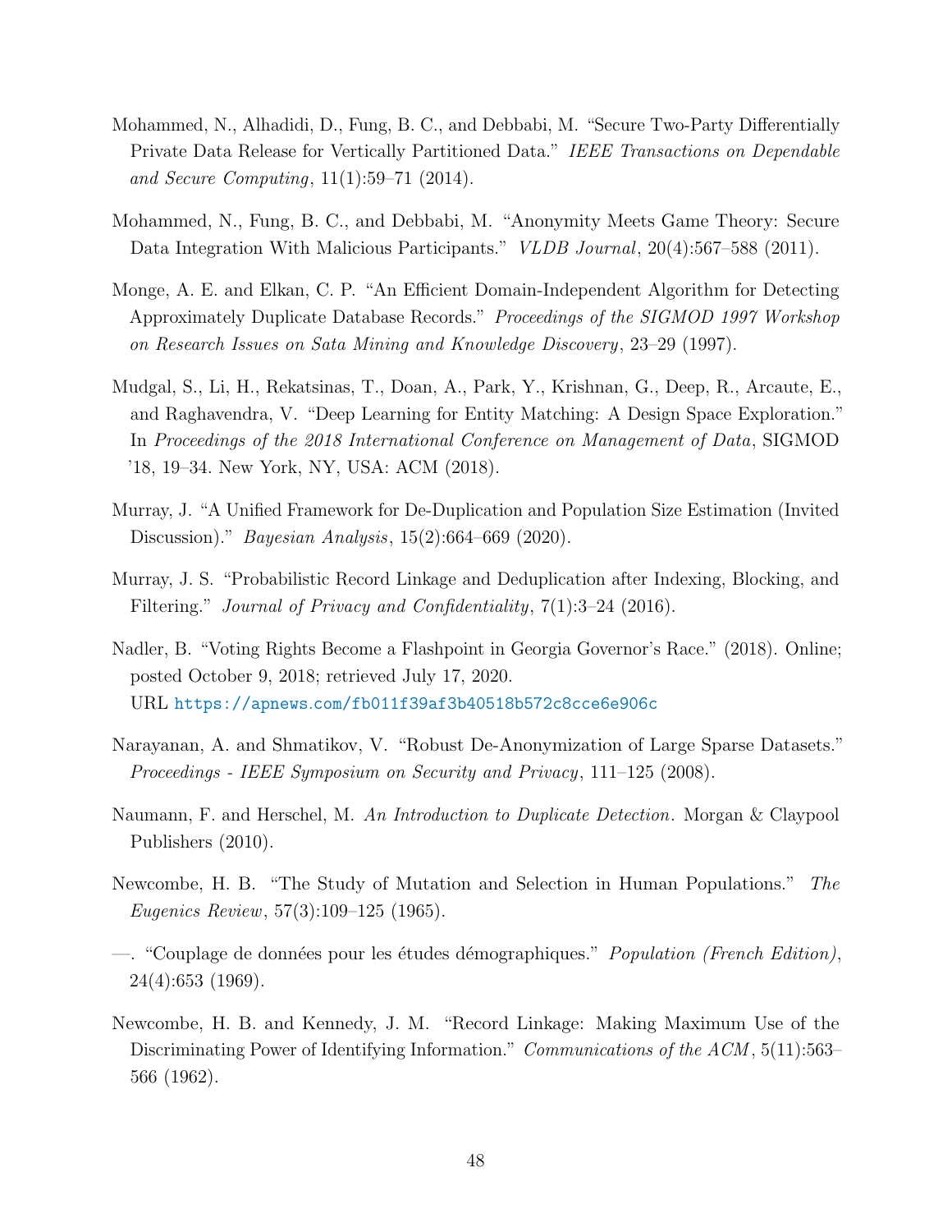Mohammed, N., Alhadidi, D., Fung, B. C., and Debbabi, M. "Secure Two-Party Differentially Private Data Release for Vertically Partitioned Data." *IEEE Transactions on Dependable and Secure Computing*, 11(1):59–71 (2014).

Mohammed, N., Fung, B. C., and Debbabi, M. "Anonymity Meets Game Theory: Secure Data Integration With Malicious Participants." *VLDB Journal*, 20(4):567–588 (2011).

Monge, A. E. and Elkan, C. P. "An Efficient Domain-Independent Algorithm for Detecting Approximately Duplicate Database Records." *Proceedings of the SIGMOD 1997 Workshop on Research Issues on Sata Mining and Knowledge Discovery*, 23–29 (1997).

Mudgal, S., Li, H., Rekatsinas, T., Doan, A., Park, Y., Krishnan, G., Deep, R., Arcaute, E., and Raghavendra, V. "Deep Learning for Entity Matching: A Design Space Exploration." In *Proceedings of the 2018 International Conference on Management of Data*, SIGMOD '18, 19–34. New York, NY, USA: ACM (2018).

Murray, J. "A Unified Framework for De-Duplication and Population Size Estimation (Invited Discussion)." *Bayesian Analysis*, 15(2):664–669 (2020).

Murray, J. S. "Probabilistic Record Linkage and Deduplication after Indexing, Blocking, and Filtering." *Journal of Privacy and Confidentiality*, 7(1):3–24 (2016).

Nadler, B. "Voting Rights Become a Flashpoint in Georgia Governor's Race." (2018). Online; posted October 9, 2018; retrieved July 17, 2020.
URL https://apnews.com/fb011f39af3b40518b572c8cce6e906c

Narayanan, A. and Shmatikov, V. "Robust De-Anonymization of Large Sparse Datasets." *Proceedings - IEEE Symposium on Security and Privacy*, 111–125 (2008).

Naumann, F. and Herschel, M. *An Introduction to Duplicate Detection*. Morgan & Claypool Publishers (2010).

Newcombe, H. B. "The Study of Mutation and Selection in Human Populations." *The Eugenics Review*, 57(3):109–125 (1965).

—. "Couplage de données pour les études démographiques." *Population (French Edition)*, 24(4):653 (1969).

Newcombe, H. B. and Kennedy, J. M. "Record Linkage: Making Maximum Use of the Discriminating Power of Identifying Information." *Communications of the ACM*, 5(11):563–566 (1962).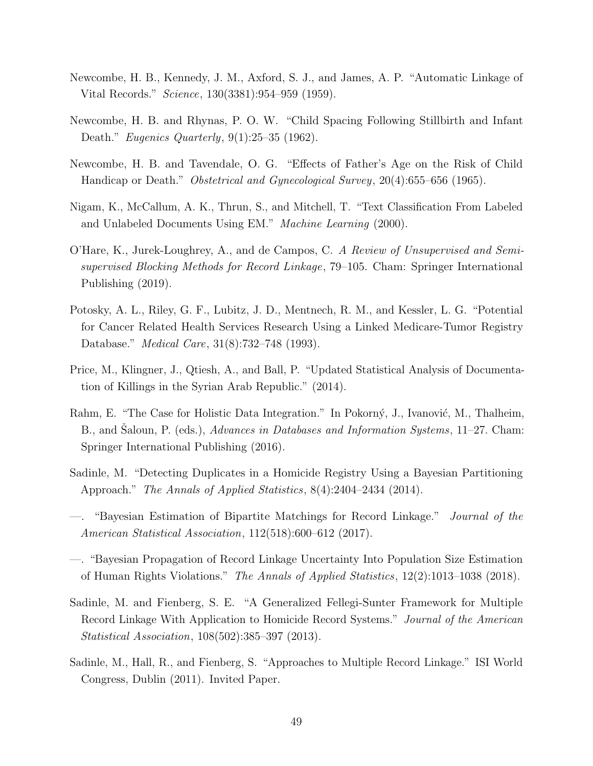Newcombe, H. B., Kennedy, J. M., Axford, S. J., and James, A. P. "Automatic Linkage of Vital Records." *Science*, 130(3381):954–959 (1959).

Newcombe, H. B. and Rhynas, P. O. W. "Child Spacing Following Stillbirth and Infant Death." *Eugenics Quarterly*, 9(1):25–35 (1962).

Newcombe, H. B. and Tavendale, O. G. "Effects of Father's Age on the Risk of Child Handicap or Death." *Obstetrical and Gynecological Survey*, 20(4):655–656 (1965).

Nigam, K., McCallum, A. K., Thrun, S., and Mitchell, T. "Text Classification From Labeled and Unlabeled Documents Using EM." *Machine Learning* (2000).

O'Hare, K., Jurek-Loughrey, A., and de Campos, C. *A Review of Unsupervised and Semi-supervised Blocking Methods for Record Linkage*, 79–105. Cham: Springer International Publishing (2019).

Potosky, A. L., Riley, G. F., Lubitz, J. D., Mentnech, R. M., and Kessler, L. G. "Potential for Cancer Related Health Services Research Using a Linked Medicare-Tumor Registry Database." *Medical Care*, 31(8):732–748 (1993).

Price, M., Klingner, J., Qtiesh, A., and Ball, P. "Updated Statistical Analysis of Documentation of Killings in the Syrian Arab Republic." (2014).

Rahm, E. "The Case for Holistic Data Integration." In Pokorný, J., Ivanović, M., Thalheim, B., and Šaloun, P. (eds.), *Advances in Databases and Information Systems*, 11–27. Cham: Springer International Publishing (2016).

Sadinle, M. "Detecting Duplicates in a Homicide Registry Using a Bayesian Partitioning Approach." *The Annals of Applied Statistics*, 8(4):2404–2434 (2014).

—. "Bayesian Estimation of Bipartite Matchings for Record Linkage." *Journal of the American Statistical Association*, 112(518):600–612 (2017).

—. "Bayesian Propagation of Record Linkage Uncertainty Into Population Size Estimation of Human Rights Violations." *The Annals of Applied Statistics*, 12(2):1013–1038 (2018).

Sadinle, M. and Fienberg, S. E. "A Generalized Fellegi-Sunter Framework for Multiple Record Linkage With Application to Homicide Record Systems." *Journal of the American Statistical Association*, 108(502):385–397 (2013).

Sadinle, M., Hall, R., and Fienberg, S. "Approaches to Multiple Record Linkage." ISI World Congress, Dublin (2011). Invited Paper.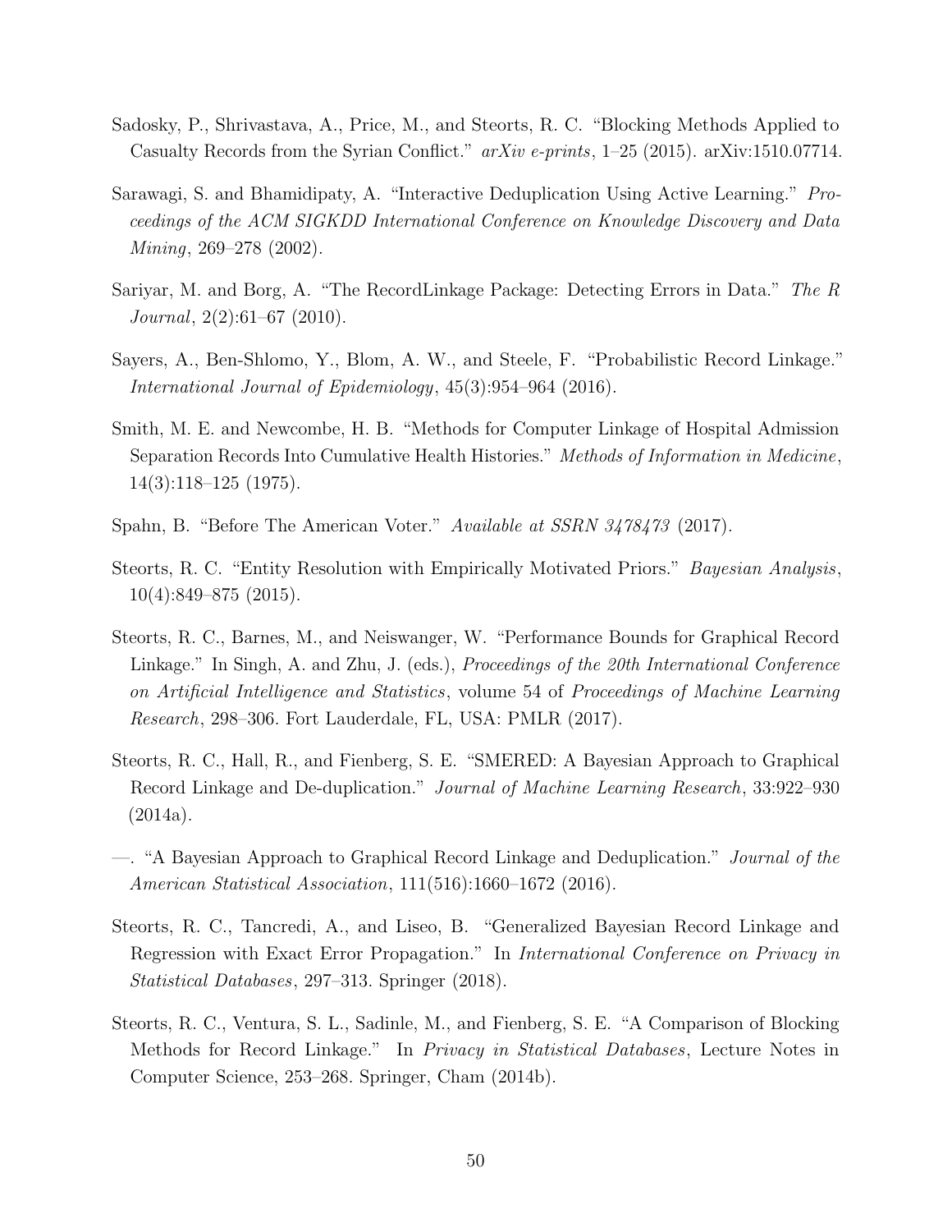Sadosky, P., Shrivastava, A., Price, M., and Steorts, R. C. "Blocking Methods Applied to Casualty Records from the Syrian Conflict." *arXiv e-prints*, 1–25 (2015). arXiv:1510.07714.

Sarawagi, S. and Bhamidipaty, A. "Interactive Deduplication Using Active Learning." *Proceedings of the ACM SIGKDD International Conference on Knowledge Discovery and Data Mining*, 269–278 (2002).

Sariyar, M. and Borg, A. "The RecordLinkage Package: Detecting Errors in Data." *The R Journal*, 2(2):61–67 (2010).

Sayers, A., Ben-Shlomo, Y., Blom, A. W., and Steele, F. "Probabilistic Record Linkage." *International Journal of Epidemiology*, 45(3):954–964 (2016).

Smith, M. E. and Newcombe, H. B. "Methods for Computer Linkage of Hospital Admission Separation Records Into Cumulative Health Histories." *Methods of Information in Medicine*, 14(3):118–125 (1975).

Spahn, B. "Before The American Voter." *Available at SSRN 3478473* (2017).

Steorts, R. C. "Entity Resolution with Empirically Motivated Priors." *Bayesian Analysis*, 10(4):849–875 (2015).

Steorts, R. C., Barnes, M., and Neiswanger, W. "Performance Bounds for Graphical Record Linkage." In Singh, A. and Zhu, J. (eds.), *Proceedings of the 20th International Conference on Artificial Intelligence and Statistics*, volume 54 of *Proceedings of Machine Learning Research*, 298–306. Fort Lauderdale, FL, USA: PMLR (2017).

Steorts, R. C., Hall, R., and Fienberg, S. E. "SMERED: A Bayesian Approach to Graphical Record Linkage and De-duplication." *Journal of Machine Learning Research*, 33:922–930 (2014a).

—. "A Bayesian Approach to Graphical Record Linkage and Deduplication." *Journal of the American Statistical Association*, 111(516):1660–1672 (2016).

Steorts, R. C., Tancredi, A., and Liseo, B. "Generalized Bayesian Record Linkage and Regression with Exact Error Propagation." In *International Conference on Privacy in Statistical Databases*, 297–313. Springer (2018).

Steorts, R. C., Ventura, S. L., Sadinle, M., and Fienberg, S. E. "A Comparison of Blocking Methods for Record Linkage." In *Privacy in Statistical Databases*, Lecture Notes in Computer Science, 253–268. Springer, Cham (2014b).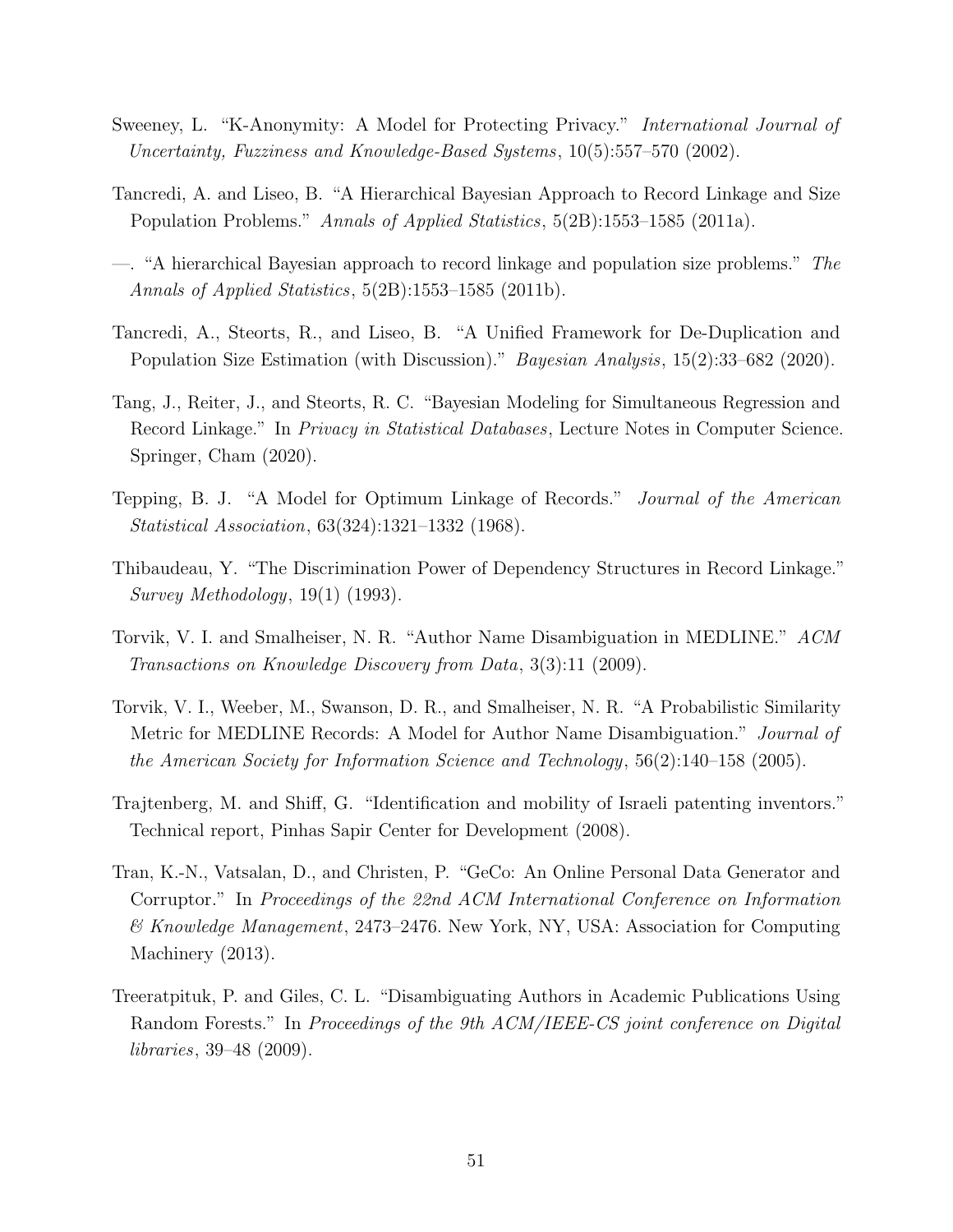Sweeney, L. "K-Anonymity: A Model for Protecting Privacy." *International Journal of Uncertainty, Fuzziness and Knowledge-Based Systems*, 10(5):557–570 (2002).

Tancredi, A. and Liseo, B. "A Hierarchical Bayesian Approach to Record Linkage and Size Population Problems." *Annals of Applied Statistics*, 5(2B):1553–1585 (2011a).

—. "A hierarchical Bayesian approach to record linkage and population size problems." *The Annals of Applied Statistics*, 5(2B):1553–1585 (2011b).

Tancredi, A., Steorts, R., and Liseo, B. "A Unified Framework for De-Duplication and Population Size Estimation (with Discussion)." *Bayesian Analysis*, 15(2):33–682 (2020).

Tang, J., Reiter, J., and Steorts, R. C. "Bayesian Modeling for Simultaneous Regression and Record Linkage." In *Privacy in Statistical Databases*, Lecture Notes in Computer Science. Springer, Cham (2020).

Tepping, B. J. "A Model for Optimum Linkage of Records." *Journal of the American Statistical Association*, 63(324):1321–1332 (1968).

Thibaudeau, Y. "The Discrimination Power of Dependency Structures in Record Linkage." *Survey Methodology*, 19(1) (1993).

Torvik, V. I. and Smalheiser, N. R. "Author Name Disambiguation in MEDLINE." *ACM Transactions on Knowledge Discovery from Data*, 3(3):11 (2009).

Torvik, V. I., Weeber, M., Swanson, D. R., and Smalheiser, N. R. "A Probabilistic Similarity Metric for MEDLINE Records: A Model for Author Name Disambiguation." *Journal of the American Society for Information Science and Technology*, 56(2):140–158 (2005).

Trajtenberg, M. and Shiff, G. "Identification and mobility of Israeli patenting inventors." Technical report, Pinhas Sapir Center for Development (2008).

Tran, K.-N., Vatsalan, D., and Christen, P. "GeCo: An Online Personal Data Generator and Corruptor." In *Proceedings of the 22nd ACM International Conference on Information & Knowledge Management*, 2473–2476. New York, NY, USA: Association for Computing Machinery (2013).

Treeratpituk, P. and Giles, C. L. "Disambiguating Authors in Academic Publications Using Random Forests." In *Proceedings of the 9th ACM/IEEE-CS joint conference on Digital libraries*, 39–48 (2009).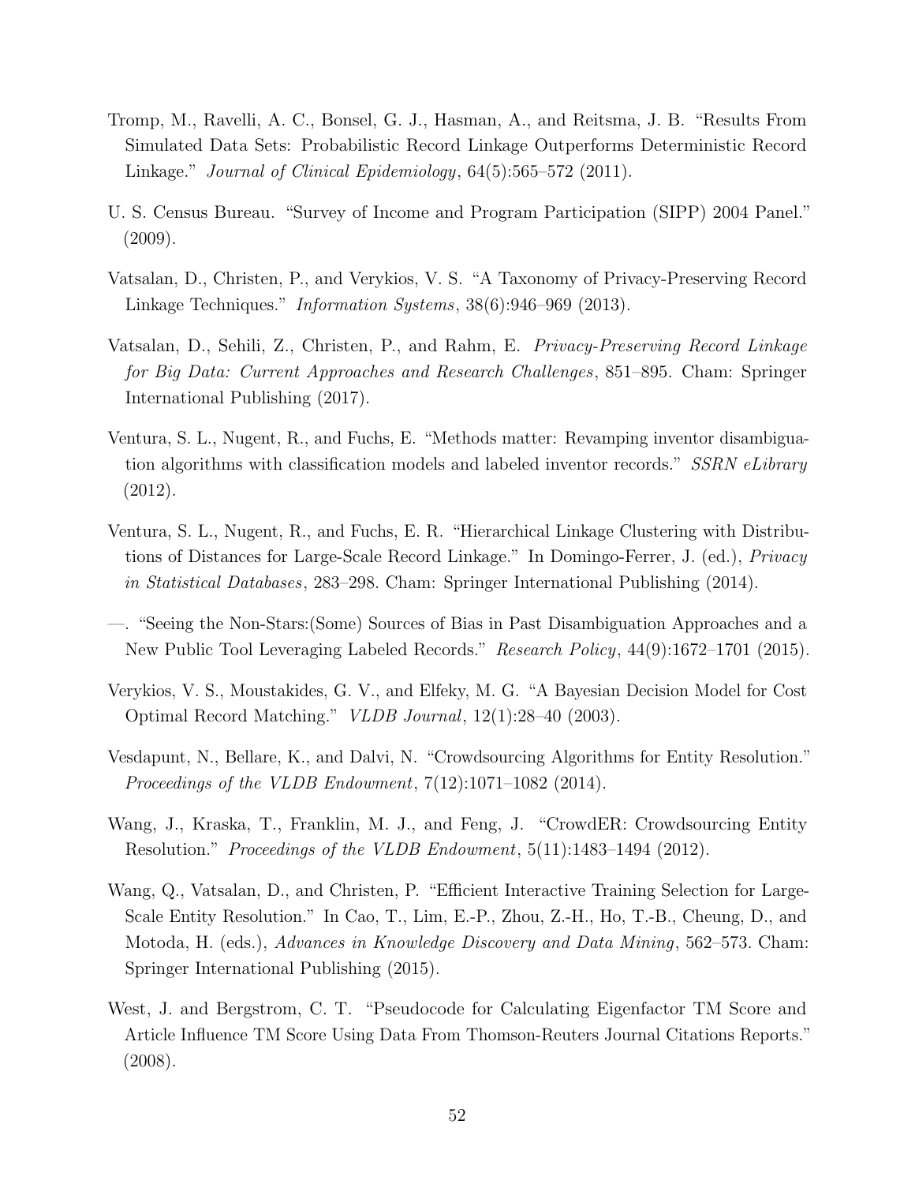Tromp, M., Ravelli, A. C., Bonsel, G. J., Hasman, A., and Reitsma, J. B. "Results From Simulated Data Sets: Probabilistic Record Linkage Outperforms Deterministic Record Linkage." *Journal of Clinical Epidemiology*, 64(5):565–572 (2011).

U. S. Census Bureau. "Survey of Income and Program Participation (SIPP) 2004 Panel." (2009).

Vatsalan, D., Christen, P., and Verykios, V. S. "A Taxonomy of Privacy-Preserving Record Linkage Techniques." *Information Systems*, 38(6):946–969 (2013).

Vatsalan, D., Sehili, Z., Christen, P., and Rahm, E. *Privacy-Preserving Record Linkage for Big Data: Current Approaches and Research Challenges*, 851–895. Cham: Springer International Publishing (2017).

Ventura, S. L., Nugent, R., and Fuchs, E. "Methods matter: Revamping inventor disambiguation algorithms with classification models and labeled inventor records." *SSRN eLibrary* (2012).

Ventura, S. L., Nugent, R., and Fuchs, E. R. "Hierarchical Linkage Clustering with Distributions of Distances for Large-Scale Record Linkage." In Domingo-Ferrer, J. (ed.), *Privacy in Statistical Databases*, 283–298. Cham: Springer International Publishing (2014).

—. "Seeing the Non-Stars:(Some) Sources of Bias in Past Disambiguation Approaches and a New Public Tool Leveraging Labeled Records." *Research Policy*, 44(9):1672–1701 (2015).

Verykios, V. S., Moustakides, G. V., and Elfeky, M. G. "A Bayesian Decision Model for Cost Optimal Record Matching." *VLDB Journal*, 12(1):28–40 (2003).

Vesdapunt, N., Bellare, K., and Dalvi, N. "Crowdsourcing Algorithms for Entity Resolution." *Proceedings of the VLDB Endowment*, 7(12):1071–1082 (2014).

Wang, J., Kraska, T., Franklin, M. J., and Feng, J. "CrowdER: Crowdsourcing Entity Resolution." *Proceedings of the VLDB Endowment*, 5(11):1483–1494 (2012).

Wang, Q., Vatsalan, D., and Christen, P. "Efficient Interactive Training Selection for Large-Scale Entity Resolution." In Cao, T., Lim, E.-P., Zhou, Z.-H., Ho, T.-B., Cheung, D., and Motoda, H. (eds.), *Advances in Knowledge Discovery and Data Mining*, 562–573. Cham: Springer International Publishing (2015).

West, J. and Bergstrom, C. T. "Pseudocode for Calculating Eigenfactor TM Score and Article Influence TM Score Using Data From Thomson-Reuters Journal Citations Reports." (2008).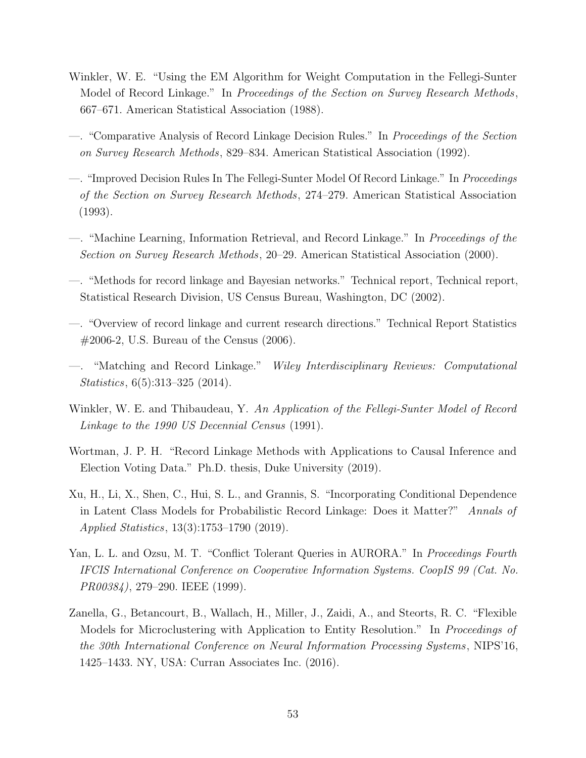Winkler, W. E. "Using the EM Algorithm for Weight Computation in the Fellegi-Sunter Model of Record Linkage." In *Proceedings of the Section on Survey Research Methods*, 667–671. American Statistical Association (1988).

—. "Comparative Analysis of Record Linkage Decision Rules." In *Proceedings of the Section on Survey Research Methods*, 829–834. American Statistical Association (1992).

—. "Improved Decision Rules In The Fellegi-Sunter Model Of Record Linkage." In *Proceedings of the Section on Survey Research Methods*, 274–279. American Statistical Association (1993).

—. "Machine Learning, Information Retrieval, and Record Linkage." In *Proceedings of the Section on Survey Research Methods*, 20–29. American Statistical Association (2000).

—. "Methods for record linkage and Bayesian networks." Technical report, Technical report, Statistical Research Division, US Census Bureau, Washington, DC (2002).

—. "Overview of record linkage and current research directions." Technical Report Statistics #2006-2, U.S. Bureau of the Census (2006).

—. "Matching and Record Linkage." *Wiley Interdisciplinary Reviews: Computational Statistics*, 6(5):313–325 (2014).

Winkler, W. E. and Thibaudeau, Y. *An Application of the Fellegi-Sunter Model of Record Linkage to the 1990 US Decennial Census* (1991).

Wortman, J. P. H. "Record Linkage Methods with Applications to Causal Inference and Election Voting Data." Ph.D. thesis, Duke University (2019).

Xu, H., Li, X., Shen, C., Hui, S. L., and Grannis, S. "Incorporating Conditional Dependence in Latent Class Models for Probabilistic Record Linkage: Does it Matter?" *Annals of Applied Statistics*, 13(3):1753–1790 (2019).

Yan, L. L. and Ozsu, M. T. "Conflict Tolerant Queries in AURORA." In *Proceedings Fourth IFCIS International Conference on Cooperative Information Systems. CoopIS 99 (Cat. No. PR00384)*, 279–290. IEEE (1999).

Zanella, G., Betancourt, B., Wallach, H., Miller, J., Zaidi, A., and Steorts, R. C. "Flexible Models for Microclustering with Application to Entity Resolution." In *Proceedings of the 30th International Conference on Neural Information Processing Systems*, NIPS'16, 1425–1433. NY, USA: Curran Associates Inc. (2016).